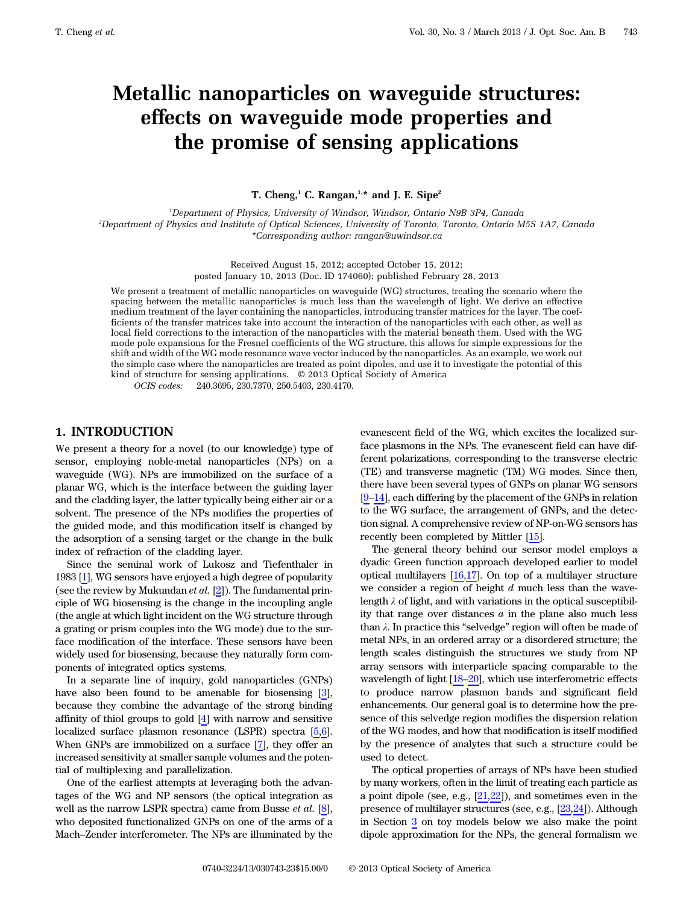# Metallic nanoparticles on waveguide structures: effects on waveguide mode properties and the promise of sensing applications

**T. Cheng,[1] C. Rangan,[1,*] and J. E. Sipe[2]**

[1]Department of Physics, University of Windsor, Windsor, Ontario N9B 3P4, Canada
[2]Department of Physics and Institute of Optical Sciences, University of Toronto, Toronto, Ontario M5S 1A7, Canada
*Corresponding author: rangan@uwindsor.ca

Received August 15, 2012; accepted October 15, 2012;
posted January 10, 2013 (Doc. ID 174060); published February 28, 2013

We present a treatment of metallic nanoparticles on waveguide (WG) structures, treating the scenario where the spacing between the metallic nanoparticles is much less than the wavelength of light. We derive an effective medium treatment of the layer containing the nanoparticles, introducing transfer matrices for the layer. The coefficients of the transfer matrices take into account the interaction of the nanoparticles with each other, as well as local field corrections to the interaction of the nanoparticles with the material beneath them. Used with the WG mode pole expansions for the Fresnel coefficients of the WG structure, this allows for simple expressions for the shift and width of the WG mode resonance wave vector induced by the nanoparticles. As an example, we work out the simple case where the nanoparticles are treated as point dipoles, and use it to investigate the potential of this kind of structure for sensing applications. © 2013 Optical Society of America

*OCIS codes:* 240.3695, 230.7370, 250.5403, 230.4170.

## 1. INTRODUCTION

We present a theory for a novel (to our knowledge) type of sensor, employing noble-metal nanoparticles (NPs) on a waveguide (WG). NPs are immobilized on the surface of a planar WG, which is the interface between the guiding layer and the cladding layer, the latter typically being either air or a solvent. The presence of the NPs modifies the properties of the guided mode, and this modification itself is changed by the adsorption of a sensing target or the change in the bulk index of refraction of the cladding layer.

Since the seminal work of Lukosz and Tiefenthaler in 1983 [1], WG sensors have enjoyed a high degree of popularity (see the review by Mukundan *et al.* [2]). The fundamental principle of WG biosensing is the change in the incoupling angle (the angle at which light incident on the WG structure through a grating or prism couples into the WG mode) due to the surface modification of the interface. These sensors have been widely used for biosensing, because they naturally form components of integrated optics systems.

In a separate line of inquiry, gold nanoparticles (GNPs) have also been found to be amenable for biosensing [3], because they combine the advantage of the strong binding affinity of thiol groups to gold [4] with narrow and sensitive localized surface plasmon resonance (LSPR) spectra [5,6]. When GNPs are immobilized on a surface [7], they offer an increased sensitivity at smaller sample volumes and the potential of multiplexing and parallelization.

One of the earliest attempts at leveraging both the advantages of the WG and NP sensors (the optical integration as well as the narrow LSPR spectra) came from Busse *et al.* [8], who deposited functionalized GNPs on one of the arms of a Mach–Zender interferometer. The NPs are illuminated by the evanescent field of the WG, which excites the localized surface plasmons in the NPs. The evanescent field can have different polarizations, corresponding to the transverse electric (TE) and transverse magnetic (TM) WG modes. Since then, there have been several types of GNPs on planar WG sensors [9–14], each differing by the placement of the GNPs in relation to the WG surface, the arrangement of GNPs, and the detection signal. A comprehensive review of NP-on-WG sensors has recently been completed by Mittler [15].

The general theory behind our sensor model employs a dyadic Green function approach developed earlier to model optical multilayers [16,17]. On top of a multilayer structure we consider a region of height $d$ much less than the wavelength $\lambda$ of light, and with variations in the optical susceptibility that range over distances $a$ in the plane also much less than $\lambda$. In practice this "selvedge" region will often be made of metal NPs, in an ordered array or a disordered structure; the length scales distinguish the structures we study from NP array sensors with interparticle spacing comparable to the wavelength of light [18–20], which use interferometric effects to produce narrow plasmon bands and significant field enhancements. Our general goal is to determine how the presence of this selvedge region modifies the dispersion relation of the WG modes, and how that modification is itself modified by the presence of analytes that such a structure could be used to detect.

The optical properties of arrays of NPs have been studied by many workers, often in the limit of treating each particle as a point dipole (see, e.g., [21,22]), and sometimes even in the presence of multilayer structures (see, e.g., [23,24]). Although in Section 3 on toy models below we also make the point dipole approximation for the NPs, the general formalism we

0740-3224/13/030743-23$15.00/0 © 2013 Optical Society of America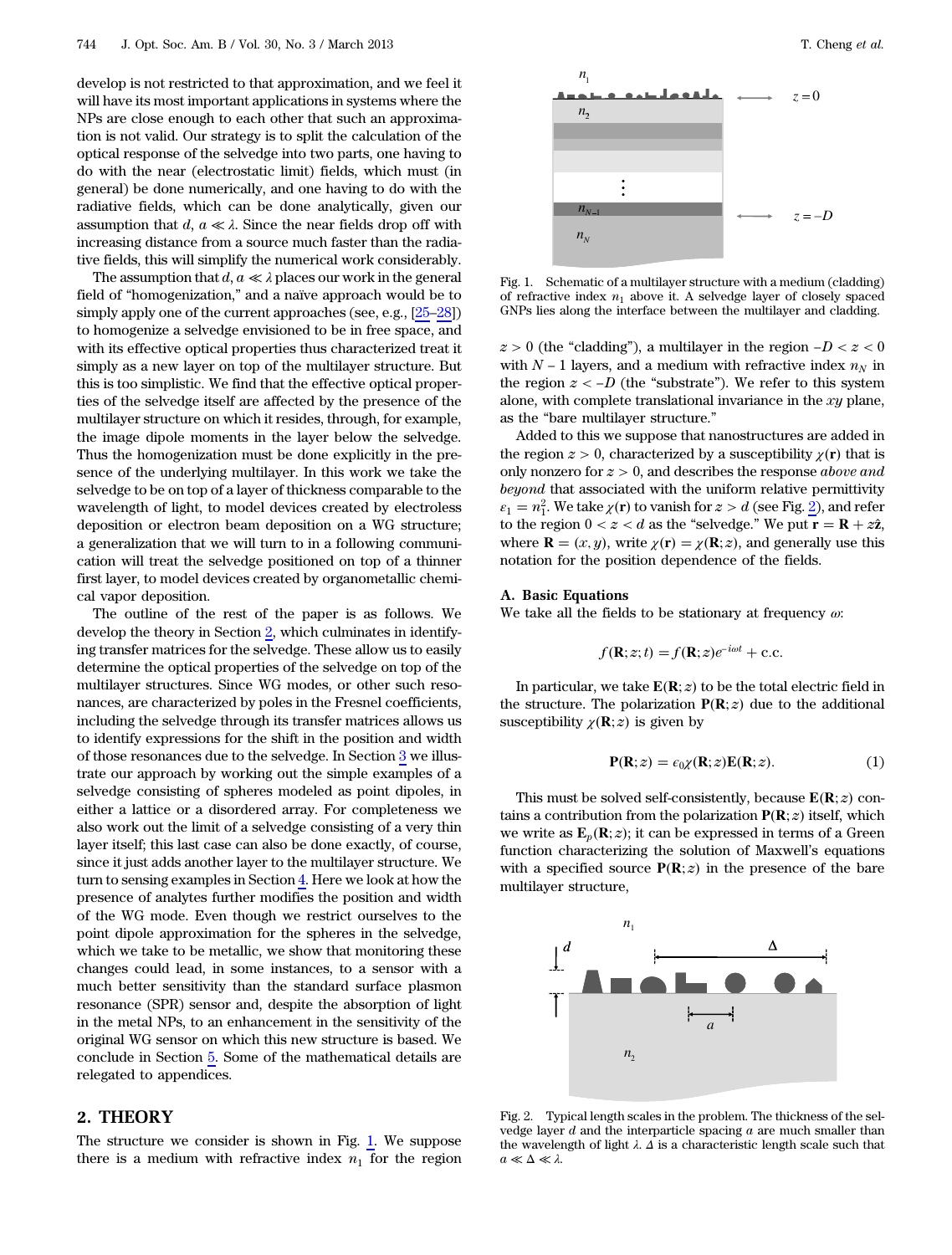develop is not restricted to that approximation, and we feel it will have its most important applications in systems where the NPs are close enough to each other that such an approximation is not valid. Our strategy is to split the calculation of the optical response of the selvedge into two parts, one having to do with the near (electrostatic limit) fields, which must (in general) be done numerically, and one having to do with the radiative fields, which can be done analytically, given our assumption that $d$, $a \ll \lambda$. Since the near fields drop off with increasing distance from a source much faster than the radiative fields, this will simplify the numerical work considerably.

The assumption that $d$, $a \ll \lambda$ places our work in the general field of "homogenization," and a naïve approach would be to simply apply one of the current approaches (see, e.g., [25–28]) to homogenize a selvedge envisioned to be in free space, and with its effective optical properties thus characterized treat it simply as a new layer on top of the multilayer structure. But this is too simplistic. We find that the effective optical properties of the selvedge itself are affected by the presence of the multilayer structure on which it resides, through, for example, the image dipole moments in the layer below the selvedge. Thus the homogenization must be done explicitly in the presence of the underlying multilayer. In this work we take the selvedge to be on top of a layer of thickness comparable to the wavelength of light, to model devices created by electroless deposition or electron beam deposition on a WG structure; a generalization that we will turn to in a following communication will treat the selvedge positioned on top of a thinner first layer, to model devices created by organometallic chemical vapor deposition.

The outline of the rest of the paper is as follows. We develop the theory in Section 2, which culminates in identifying transfer matrices for the selvedge. These allow us to easily determine the optical properties of the selvedge on top of the multilayer structures. Since WG modes, or other such resonances, are characterized by poles in the Fresnel coefficients, including the selvedge through its transfer matrices allows us to identify expressions for the shift in the position and width of those resonances due to the selvedge. In Section 3 we illustrate our approach by working out the simple examples of a selvedge consisting of spheres modeled as point dipoles, in either a lattice or a disordered array. For completeness we also work out the limit of a selvedge consisting of a very thin layer itself; this last case can also be done exactly, of course, since it just adds another layer to the multilayer structure. We turn to sensing examples in Section 4. Here we look at how the presence of analytes further modifies the position and width of the WG mode. Even though we restrict ourselves to the point dipole approximation for the spheres in the selvedge, which we take to be metallic, we show that monitoring these changes could lead, in some instances, to a sensor with a much better sensitivity than the standard surface plasmon resonance (SPR) sensor and, despite the absorption of light in the metal NPs, to an enhancement in the sensitivity of the original WG sensor on which this new structure is based. We conclude in Section 5. Some of the mathematical details are relegated to appendices.

## 2. THEORY

Fig. 1. Schematic of a multilayer structure with a medium (cladding) of refractive index $n_1$ above it. A selvedge layer of closely spaced GNPs lies along the interface between the multilayer and cladding.

The structure we consider is shown in Fig. 1. We suppose there is a medium with refractive index $n_1$ for the region $z > 0$ (the "cladding"), a multilayer in the region $-D < z < 0$ with $N - 1$ layers, and a medium with refractive index $n_N$ in the region $z < -D$ (the "substrate"). We refer to this system alone, with complete translational invariance in the $xy$ plane, as the "bare multilayer structure."

Added to this we suppose that nanostructures are added in the region $z > 0$, characterized by a susceptibility $\chi(\mathbf{r})$ that is only nonzero for $z > 0$, and describes the response *above and beyond* that associated with the uniform relative permittivity $\varepsilon_1 = n_1^2$. We take $\chi(\mathbf{r})$ to vanish for $z > d$ (see Fig. 2), and refer to the region $0 < z < d$ as the "selvedge." We put $\mathbf{r} = \mathbf{R} + z\hat{\mathbf{z}}$, where $\mathbf{R} = (x, y)$, write $\chi(\mathbf{r}) = \chi(\mathbf{R}; z)$, and generally use this notation for the position dependence of the fields.

### A. Basic Equations

We take all the fields to be stationary at frequency $\omega$:

$$f(\mathbf{R}; z; t) = f(\mathbf{R}; z)e^{-i\omega t} + \text{c.c.}$$

In particular, we take $\mathbf{E}(\mathbf{R}; z)$ to be the total electric field in the structure. The polarization $\mathbf{P}(\mathbf{R}; z)$ due to the additional susceptibility $\chi(\mathbf{R}; z)$ is given by

$$\mathbf{P}(\mathbf{R}; z) = \epsilon_0 \chi(\mathbf{R}; z)\mathbf{E}(\mathbf{R}; z). \tag{1}$$

This must be solved self-consistently, because $\mathbf{E}(\mathbf{R}; z)$ contains a contribution from the polarization $\mathbf{P}(\mathbf{R}; z)$ itself, which we write as $\mathbf{E}_p(\mathbf{R}; z)$; it can be expressed in terms of a Green function characterizing the solution of Maxwell's equations with a specified source $\mathbf{P}(\mathbf{R}; z)$ in the presence of the bare multilayer structure,

Fig. 2. Typical length scales in the problem. The thickness of the selvedge layer $d$ and the interparticle spacing $a$ are much smaller than the wavelength of light $\lambda$. $\Delta$ is a characteristic length scale such that $a \ll \Delta \ll \lambda$.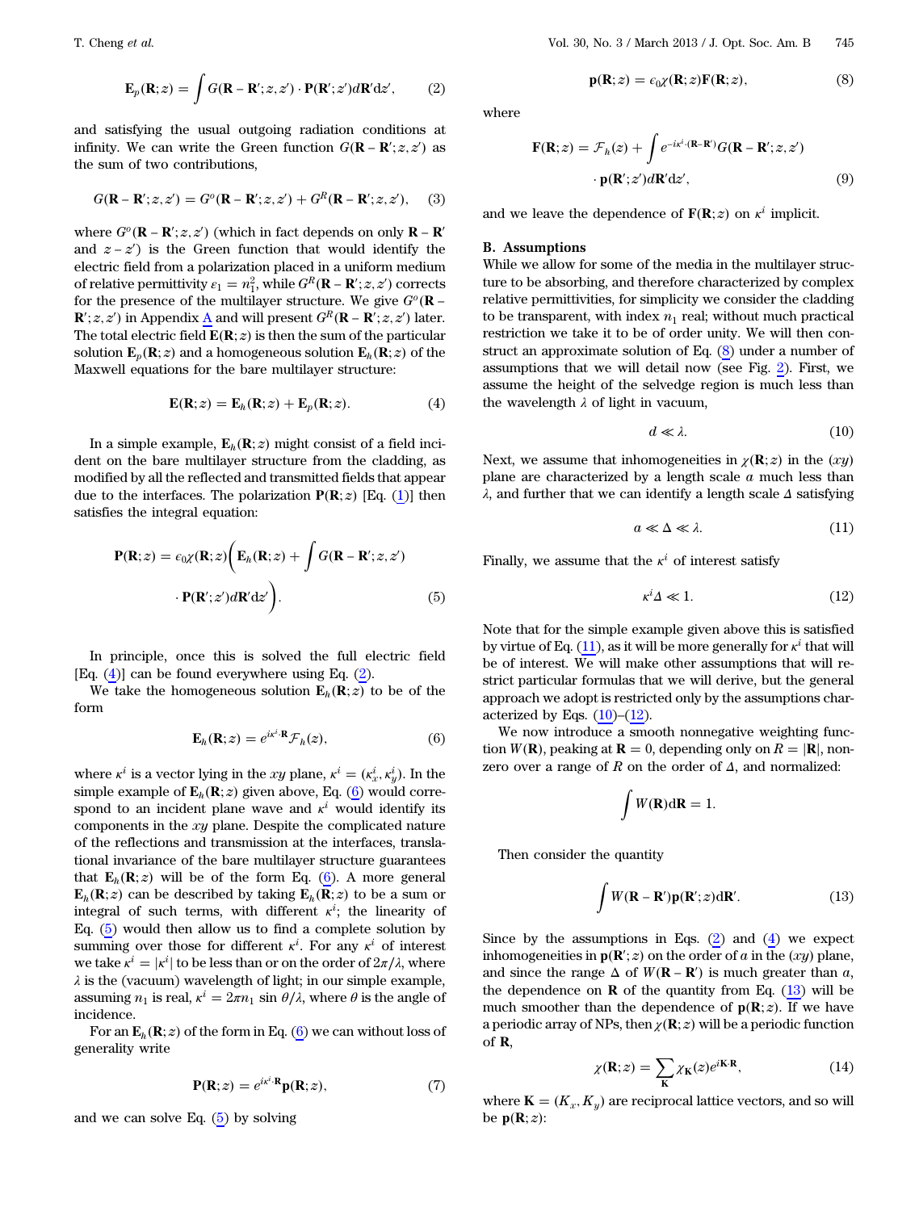$$\mathbf{E}_p(\mathbf{R};z) = \int G(\mathbf{R}-\mathbf{R}';z,z') \cdot \mathbf{P}(\mathbf{R}';z') d\mathbf{R}' dz', \tag{2}$$

and satisfying the usual outgoing radiation conditions at infinity. We can write the Green function $G(\mathbf{R}-\mathbf{R}';z,z')$ as the sum of two contributions,

$$G(\mathbf{R}-\mathbf{R}';z,z') = G^o(\mathbf{R}-\mathbf{R}';z,z') + G^R(\mathbf{R}-\mathbf{R}';z,z'), \tag{3}$$

where $G^o(\mathbf{R}-\mathbf{R}';z,z')$ (which in fact depends on only $\mathbf{R}-\mathbf{R}'$ and $z-z'$) is the Green function that would identify the electric field from a polarization placed in a uniform medium of relative permittivity $\epsilon_1 = n_1^2$, while $G^R(\mathbf{R}-\mathbf{R}';z,z')$ corrects for the presence of the multilayer structure. We give $G^o(\mathbf{R}-\mathbf{R}';z,z')$ in Appendix A and will present $G^R(\mathbf{R}-\mathbf{R}';z,z')$ later. The total electric field $\mathbf{E}(\mathbf{R};z)$ is then the sum of the particular solution $\mathbf{E}_p(\mathbf{R};z)$ and a homogeneous solution $\mathbf{E}_h(\mathbf{R};z)$ of the Maxwell equations for the bare multilayer structure:

$$\mathbf{E}(\mathbf{R};z) = \mathbf{E}_h(\mathbf{R};z) + \mathbf{E}_p(\mathbf{R};z). \tag{4}$$

In a simple example, $\mathbf{E}_h(\mathbf{R};z)$ might consist of a field incident on the bare multilayer structure from the cladding, as modified by all the reflected and transmitted fields that appear due to the interfaces. The polarization $\mathbf{P}(\mathbf{R};z)$ [Eq. (1)] then satisfies the integral equation:

$$\mathbf{P}(\mathbf{R};z) = \epsilon_0 \chi(\mathbf{R};z)\left(\mathbf{E}_h(\mathbf{R};z) + \int G(\mathbf{R}-\mathbf{R}';z,z') \cdot \mathbf{P}(\mathbf{R}';z') d\mathbf{R}' dz'\right). \tag{5}$$

In principle, once this is solved the full electric field [Eq. (4)] can be found everywhere using Eq. (2).

We take the homogeneous solution $\mathbf{E}_h(\mathbf{R};z)$ to be of the form

$$\mathbf{E}_h(\mathbf{R};z) = e^{i\kappa^i \cdot \mathbf{R}} \mathcal{F}_h(z), \tag{6}$$

where $\kappa^i$ is a vector lying in the $xy$ plane, $\kappa^i = (\kappa_x^i, \kappa_y^i)$. In the simple example of $\mathbf{E}_h(\mathbf{R};z)$ given above, Eq. (6) would correspond to an incident plane wave and $\kappa^i$ would identify its components in the $xy$ plane. Despite the complicated nature of the reflections and transmission at the interfaces, translational invariance of the bare multilayer structure guarantees that $\mathbf{E}_h(\mathbf{R};z)$ will be of the form Eq. (6). A more general $\mathbf{E}_h(\mathbf{R};z)$ can be described by taking $\mathbf{E}_h(\mathbf{R};z)$ to be a sum or integral of such terms, with different $\kappa^i$; the linearity of Eq. (5) would then allow us to find a complete solution by summing over those for different $\kappa^i$. For any $\kappa^i$ of interest we take $\kappa^i = |\kappa^i|$ to be less than or on the order of $2\pi/\lambda$, where $\lambda$ is the (vacuum) wavelength of light; in our simple example, assuming $n_1$ is real, $\kappa^i = 2\pi n_1 \sin\theta/\lambda$, where $\theta$ is the angle of incidence.

For an $\mathbf{E}_h(\mathbf{R};z)$ of the form in Eq. (6) we can without loss of generality write

$$\mathbf{P}(\mathbf{R};z) = e^{i\kappa^i \cdot \mathbf{R}} \mathbf{p}(\mathbf{R};z), \tag{7}$$

and we can solve Eq. (5) by solving

$$\mathbf{p}(\mathbf{R};z) = \epsilon_0 \chi(\mathbf{R};z) \mathbf{F}(\mathbf{R};z), \tag{8}$$

where

$$\mathbf{F}(\mathbf{R};z) = \mathcal{F}_h(z) + \int e^{-i\kappa^i \cdot (\mathbf{R}-\mathbf{R}')} G(\mathbf{R}-\mathbf{R}';z,z') \cdot \mathbf{p}(\mathbf{R}';z') d\mathbf{R}' dz', \tag{9}$$

and we leave the dependence of $\mathbf{F}(\mathbf{R};z)$ on $\kappa^i$ implicit.

### B. Assumptions

While we allow for some of the media in the multilayer structure to be absorbing, and therefore characterized by complex relative permittivities, for simplicity we consider the cladding to be transparent, with index $n_1$ real; without much practical restriction we take it to be of order unity. We will then construct an approximate solution of Eq. (8) under a number of assumptions that we will detail now (see Fig. 2). First, we assume the height of the selvedge region is much less than the wavelength $\lambda$ of light in vacuum,

$$d \ll \lambda. \tag{10}$$

Next, we assume that inhomogeneities in $\chi(\mathbf{R};z)$ in the $(xy)$ plane are characterized by a length scale $a$ much less than $\lambda$, and further that we can identify a length scale $\Delta$ satisfying

$$a \ll \Delta \ll \lambda. \tag{11}$$

Finally, we assume that the $\kappa^i$ of interest satisfy

$$\kappa^i \Delta \ll 1. \tag{12}$$

Note that for the simple example given above this is satisfied by virtue of Eq. (11), as it will be more generally for $\kappa^i$ that will be of interest. We will make other assumptions that will restrict particular formulas that we will derive, but the general approach we adopt is restricted only by the assumptions characterized by Eqs. (10)–(12).

We now introduce a smooth nonnegative weighting function $W(\mathbf{R})$, peaking at $\mathbf{R} = 0$, depending only on $R = |\mathbf{R}|$, nonzero over a range of $R$ on the order of $\Delta$, and normalized:

$$\int W(\mathbf{R}) d\mathbf{R} = 1.$$

Then consider the quantity

$$\int W(\mathbf{R}-\mathbf{R}') \mathbf{p}(\mathbf{R}';z) d\mathbf{R}'. \tag{13}$$

Since by the assumptions in Eqs. (2) and (4) we expect inhomogeneities in $\mathbf{p}(\mathbf{R}';z)$ on the order of $a$ in the $(xy)$ plane, and since the range $\Delta$ of $W(\mathbf{R}-\mathbf{R}')$ is much greater than $a$, the dependence on $\mathbf{R}$ of the quantity from Eq. (13) will be much smoother than the dependence of $\mathbf{p}(\mathbf{R};z)$. If we have a periodic array of NPs, then $\chi(\mathbf{R};z)$ will be a periodic function of $\mathbf{R}$,

$$\chi(\mathbf{R};z) = \sum_{\mathbf{K}} \chi_{\mathbf{K}}(z) e^{i\mathbf{K}\cdot\mathbf{R}}, \tag{14}$$

where $\mathbf{K} = (K_x, K_y)$ are reciprocal lattice vectors, and so will be $\mathbf{p}(\mathbf{R};z)$: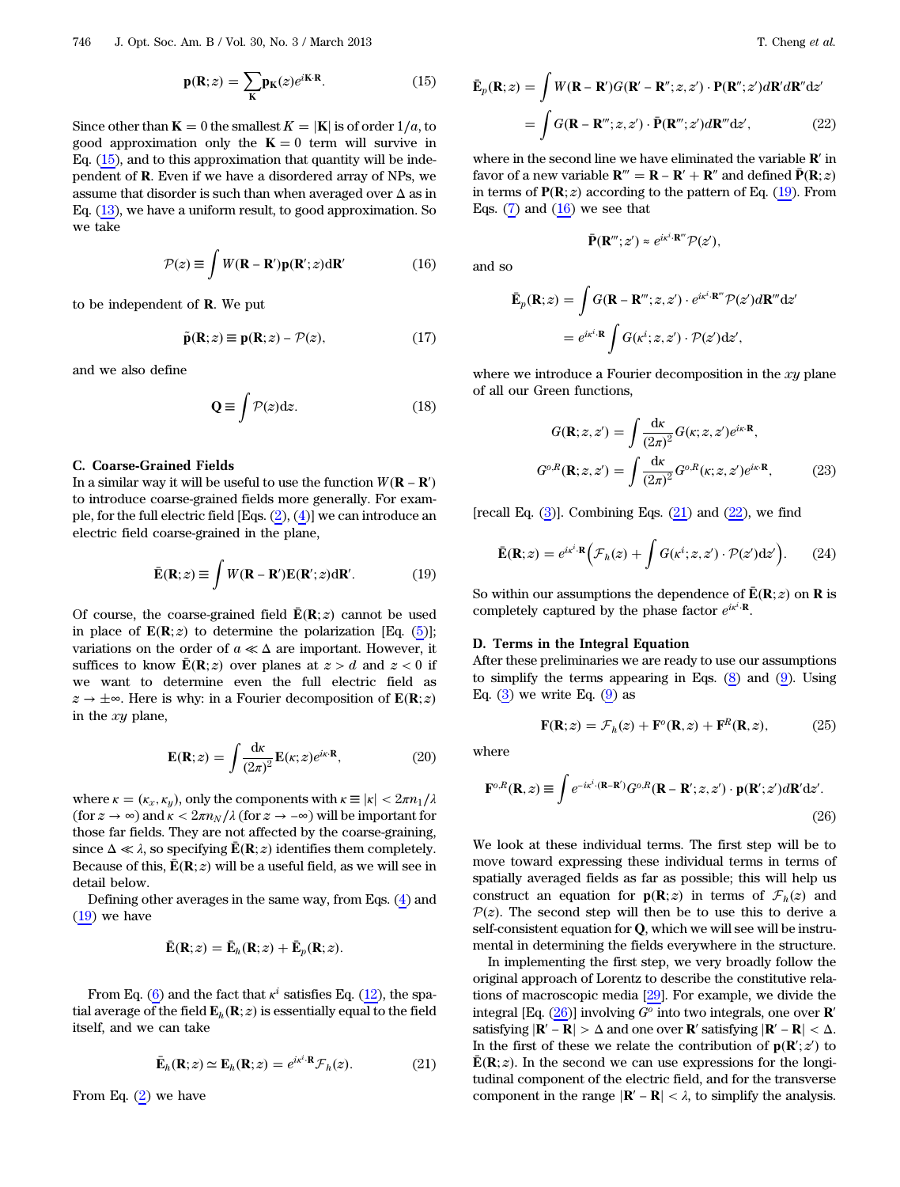$$\mathbf{p}(\mathbf{R};z) = \sum_{\mathbf{K}} \mathbf{p}_{\mathbf{K}}(z) e^{i\mathbf{K}\cdot\mathbf{R}}. \tag{15}$$

Since other than $\mathbf{K} = 0$ the smallest $K = |\mathbf{K}|$ is of order $1/a$, to good approximation only the $\mathbf{K} = 0$ term will survive in Eq. (15), and to this approximation that quantity will be independent of $\mathbf{R}$. Even if we have a disordered array of NPs, we assume that disorder is such than when averaged over $\Delta$ as in Eq. (13), we have a uniform result, to good approximation. So we take

$$\mathcal{P}(z) \equiv \int W(\mathbf{R} - \mathbf{R}')\mathbf{p}(\mathbf{R}';z)\mathrm{d}\mathbf{R}' \tag{16}$$

to be independent of $\mathbf{R}$. We put

$$\tilde{\mathbf{p}}(\mathbf{R};z) \equiv \mathbf{p}(\mathbf{R};z) - \mathcal{P}(z), \tag{17}$$

and we also define

$$\mathbf{Q} \equiv \int \mathcal{P}(z)\mathrm{d}z. \tag{18}$$

### C. Coarse-Grained Fields

In a similar way it will be useful to use the function $W(\mathbf{R} - \mathbf{R}')$ to introduce coarse-grained fields more generally. For example, for the full electric field [Eqs. (2), (4)] we can introduce an electric field coarse-grained in the plane,

$$\bar{\mathbf{E}}(\mathbf{R};z) \equiv \int W(\mathbf{R} - \mathbf{R}')\mathbf{E}(\mathbf{R}';z)\mathrm{d}\mathbf{R}'. \tag{19}$$

Of course, the coarse-grained field $\bar{\mathbf{E}}(\mathbf{R};z)$ cannot be used in place of $\mathbf{E}(\mathbf{R};z)$ to determine the polarization [Eq. (5)]; variations on the order of $a \ll \Delta$ are important. However, it suffices to know $\bar{\mathbf{E}}(\mathbf{R};z)$ over planes at $z > d$ and $z < 0$ if we want to determine even the full electric field as $z \to \pm\infty$. Here is why: in a Fourier decomposition of $\mathbf{E}(\mathbf{R};z)$ in the $xy$ plane,

$$\mathbf{E}(\mathbf{R};z) = \int \frac{\mathrm{d}\kappa}{(2\pi)^2}\mathbf{E}(\kappa;z)e^{i\kappa\cdot\mathbf{R}}, \tag{20}$$

where $\kappa = (\kappa_x, \kappa_y)$, only the components with $\kappa \equiv |\kappa| < 2\pi n_1/\lambda$ (for $z \to \infty$) and $\kappa < 2\pi n_N/\lambda$ (for $z \to -\infty$) will be important for those far fields. They are not affected by the coarse-graining, since $\Delta \ll \lambda$, so specifying $\bar{\mathbf{E}}(\mathbf{R};z)$ identifies them completely. Because of this, $\bar{\mathbf{E}}(\mathbf{R};z)$ will be a useful field, as we will see in detail below.

Defining other averages in the same way, from Eqs. (4) and (19) we have

$$\bar{\mathbf{E}}(\mathbf{R};z) = \bar{\mathbf{E}}_h(\mathbf{R};z) + \bar{\mathbf{E}}_p(\mathbf{R};z).$$

From Eq. (6) and the fact that $\kappa^i$ satisfies Eq. (12), the spatial average of the field $\mathbf{E}_h(\mathbf{R};z)$ is essentially equal to the field itself, and we can take

$$\bar{\mathbf{E}}_h(\mathbf{R};z) \simeq \mathbf{E}_h(\mathbf{R};z) = e^{i\kappa^i\cdot\mathbf{R}}\mathcal{F}_h(z). \tag{21}$$

From Eq. (2) we have

$$\begin{aligned}\bar{\mathbf{E}}_p(\mathbf{R};z) &= \int W(\mathbf{R} - \mathbf{R}')G(\mathbf{R}' - \mathbf{R}'';z,z')\cdot\mathbf{P}(\mathbf{R}'';z')\mathrm{d}\mathbf{R}'\mathrm{d}\mathbf{R}''\mathrm{d}z' \\ &= \int G(\mathbf{R} - \mathbf{R}''';z,z')\cdot\bar{\mathbf{P}}(\mathbf{R}''';z')\mathrm{d}\mathbf{R}'''\mathrm{d}z',\end{aligned} \tag{22}$$

where in the second line we have eliminated the variable $\mathbf{R}'$ in favor of a new variable $\mathbf{R}''' = \mathbf{R} - \mathbf{R}' + \mathbf{R}''$ and defined $\bar{\mathbf{P}}(\mathbf{R};z)$ in terms of $\mathbf{P}(\mathbf{R};z)$ according to the pattern of Eq. (19). From Eqs. (7) and (16) we see that

$$\bar{\mathbf{P}}(\mathbf{R}''';z') \approx e^{i\kappa^i\cdot\mathbf{R}'''}\mathcal{P}(z'),$$

and so

$$\begin{aligned}\bar{\mathbf{E}}_p(\mathbf{R};z) &= \int G(\mathbf{R} - \mathbf{R}''';z,z')\cdot e^{i\kappa^i\cdot\mathbf{R}'''}\mathcal{P}(z')\mathrm{d}\mathbf{R}'''\mathrm{d}z' \\ &= e^{i\kappa^i\cdot\mathbf{R}}\int G(\kappa^i;z,z')\cdot\mathcal{P}(z')\mathrm{d}z',\end{aligned}$$

where we introduce a Fourier decomposition in the $xy$ plane of all our Green functions,

$$\begin{aligned}G(\mathbf{R};z,z') &= \int \frac{\mathrm{d}\kappa}{(2\pi)^2}G(\kappa;z,z')e^{i\kappa\cdot\mathbf{R}}, \\ G^{o,R}(\mathbf{R};z,z') &= \int \frac{\mathrm{d}\kappa}{(2\pi)^2}G^{o,R}(\kappa;z,z')e^{i\kappa\cdot\mathbf{R}},\end{aligned} \tag{23}$$

[recall Eq. (3)]. Combining Eqs. (21) and (22), we find

$$\bar{\mathbf{E}}(\mathbf{R};z) = e^{i\kappa^i\cdot\mathbf{R}}\Big(\mathcal{F}_h(z) + \int G(\kappa^i;z,z')\cdot\mathcal{P}(z')\mathrm{d}z'\Big). \tag{24}$$

So within our assumptions the dependence of $\bar{\mathbf{E}}(\mathbf{R};z)$ on $\mathbf{R}$ is completely captured by the phase factor $e^{i\kappa^i\cdot\mathbf{R}}$.

### D. Terms in the Integral Equation

After these preliminaries we are ready to use our assumptions to simplify the terms appearing in Eqs. (8) and (9). Using Eq. (3) we write Eq. (9) as

$$\mathbf{F}(\mathbf{R};z) = \mathcal{F}_h(z) + \mathbf{F}^o(\mathbf{R},z) + \mathbf{F}^R(\mathbf{R},z), \tag{25}$$

where

$$\mathbf{F}^{o,R}(\mathbf{R},z) \equiv \int e^{-i\kappa^i\cdot(\mathbf{R}-\mathbf{R}')}G^{o,R}(\mathbf{R} - \mathbf{R}';z,z')\cdot\mathbf{p}(\mathbf{R}';z')\mathrm{d}\mathbf{R}'\mathrm{d}z'. \tag{26}$$

We look at these individual terms. The first step will be to move toward expressing these individual terms in terms of spatially averaged fields as far as possible; this will help us construct an equation for $\mathbf{p}(\mathbf{R};z)$ in terms of $\mathcal{F}_h(z)$ and $\mathcal{P}(z)$. The second step will then be to use this to derive a self-consistent equation for $\mathbf{Q}$, which we will see will be instrumental in determining the fields everywhere in the structure.

In implementing the first step, we very broadly follow the original approach of Lorentz to describe the constitutive relations of macroscopic media [29]. For example, we divide the integral [Eq. (26)] involving $G^o$ into two integrals, one over $\mathbf{R}'$ satisfying $|\mathbf{R}' - \mathbf{R}| > \Delta$ and one over $\mathbf{R}'$ satisfying $|\mathbf{R}' - \mathbf{R}| < \Delta$. In the first of these we relate the contribution of $\mathbf{p}(\mathbf{R}';z')$ to $\bar{\mathbf{E}}(\mathbf{R};z)$. In the second we can use expressions for the longitudinal component of the electric field, and for the transverse component in the range $|\mathbf{R}' - \mathbf{R}| < \lambda$, to simplify the analysis.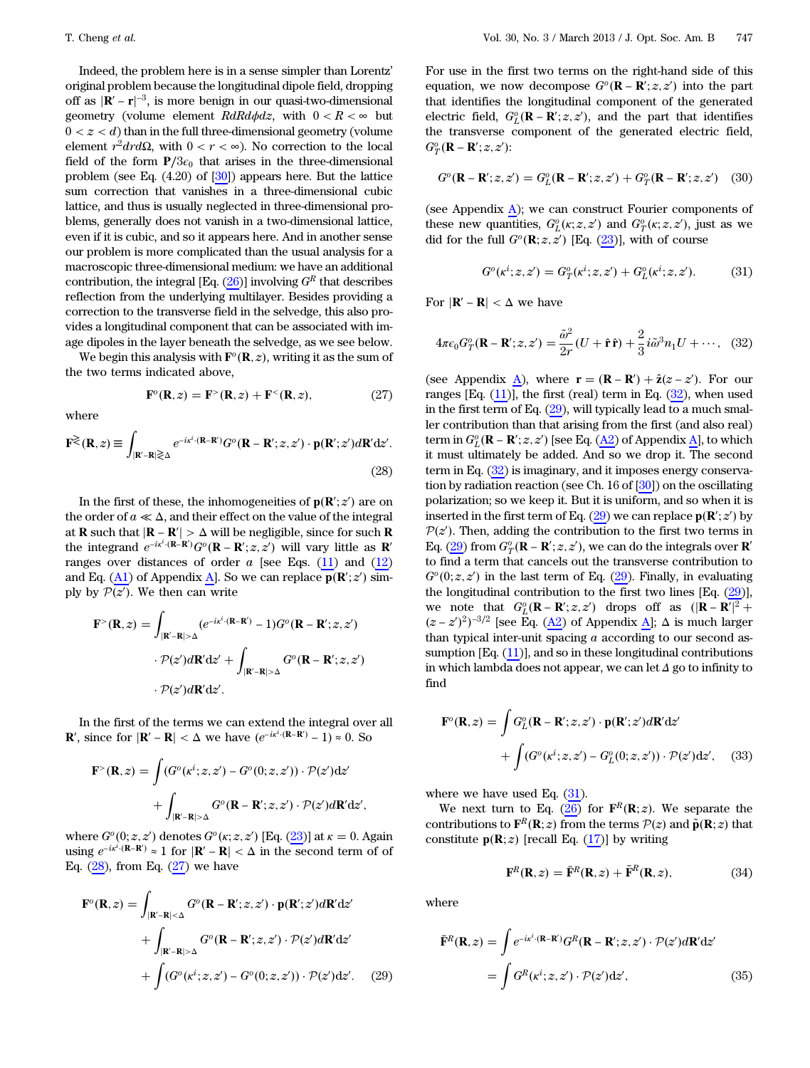Indeed, the problem here is in a sense simpler than Lorentz' original problem because the longitudinal dipole field, dropping off as $|\mathbf{R}' - \mathbf{r}|^{-3}$, is more benign in our quasi-two-dimensional geometry (volume element $RdRd\phi dz$, with $0 < R < \infty$ but $0 < z < d$) than in the full three-dimensional geometry (volume element $r^2 dr d\Omega$, with $0 < r < \infty$). No correction to the local field of the form $\mathbf{P}/3\epsilon_0$ that arises in the three-dimensional problem (see Eq. (4.20) of [30]) appears here. But the lattice sum correction that vanishes in a three-dimensional cubic lattice, and thus is usually neglected in three-dimensional problems, generally does not vanish in a two-dimensional lattice, even if it is cubic, and so it appears here. And in another sense our problem is more complicated than the usual analysis for a macroscopic three-dimensional medium: we have an additional contribution, the integral [Eq. (26)] involving $G^R$ that describes reflection from the underlying multilayer. Besides providing a correction to the transverse field in the selvedge, this also provides a longitudinal component that can be associated with image dipoles in the layer beneath the selvedge, as we see below.

We begin this analysis with $\mathbf{F}^o(\mathbf{R}, z)$, writing it as the sum of the two terms indicated above,

$$\mathbf{F}^o(\mathbf{R}, z) = \mathbf{F}^>(\mathbf{R}, z) + \mathbf{F}^<(\mathbf{R}, z), \tag{27}$$

where

$$\mathbf{F}^{\gtrless}(\mathbf{R}, z) \equiv \int_{|\mathbf{R}' - \mathbf{R}| \gtrless \Delta} e^{-i\kappa^i \cdot (\mathbf{R} - \mathbf{R}')} G^o(\mathbf{R} - \mathbf{R}'; z, z') \cdot \mathbf{p}(\mathbf{R}'; z') d\mathbf{R}' dz'. \tag{28}$$

In the first of these, the inhomogeneities of $\mathbf{p}(\mathbf{R}'; z')$ are on the order of $a \ll \Delta$, and their effect on the value of the integral at $\mathbf{R}$ such that $|\mathbf{R} - \mathbf{R}'| > \Delta$ will be negligible, since for such $\mathbf{R}$ the integrand $e^{-i\kappa^i \cdot (\mathbf{R} - \mathbf{R}')} G^o(\mathbf{R} - \mathbf{R}'; z, z')$ will vary little as $\mathbf{R}'$ ranges over distances of order $a$ [see Eqs. (11) and (12) and Eq. (A1) of Appendix A]. So we can replace $\mathbf{p}(\mathbf{R}'; z')$ simply by $\mathcal{P}(z')$. We then can write

$$\mathbf{F}^>(\mathbf{R}, z) = \int_{|\mathbf{R}' - \mathbf{R}| > \Delta} (e^{-i\kappa^i \cdot (\mathbf{R} - \mathbf{R}')} - 1) G^o(\mathbf{R} - \mathbf{R}'; z, z') \cdot \mathcal{P}(z') d\mathbf{R}' dz' + \int_{|\mathbf{R}' - \mathbf{R}| > \Delta} G^o(\mathbf{R} - \mathbf{R}'; z, z') \cdot \mathcal{P}(z') d\mathbf{R}' dz'.$$

In the first of the terms we can extend the integral over all $\mathbf{R}'$, since for $|\mathbf{R}' - \mathbf{R}| < \Delta$ we have $(e^{-i\kappa^i \cdot (\mathbf{R} - \mathbf{R}')} - 1) \approx 0$. So

$$\mathbf{F}^>(\mathbf{R}, z) = \int (G^o(\kappa^i; z, z') - G^o(0; z, z')) \cdot \mathcal{P}(z') dz' + \int_{|\mathbf{R}' - \mathbf{R}| > \Delta} G^o(\mathbf{R} - \mathbf{R}'; z, z') \cdot \mathcal{P}(z') d\mathbf{R}' dz',$$

where $G^o(0; z, z')$ denotes $G^o(\kappa; z, z')$ [Eq. (23)] at $\kappa = 0$. Again using $e^{-i\kappa^i \cdot (\mathbf{R} - \mathbf{R}')} \approx 1$ for $|\mathbf{R}' - \mathbf{R}| < \Delta$ in the second term of of Eq. (28), from Eq. (27) we have

$$\begin{aligned}\mathbf{F}^o(\mathbf{R}, z) &= \int_{|\mathbf{R}' - \mathbf{R}| < \Delta} G^o(\mathbf{R} - \mathbf{R}'; z, z') \cdot \mathbf{p}(\mathbf{R}'; z') d\mathbf{R}' dz' \\ &+ \int_{|\mathbf{R}' - \mathbf{R}| > \Delta} G^o(\mathbf{R} - \mathbf{R}'; z, z') \cdot \mathcal{P}(z') d\mathbf{R}' dz' \\ &+ \int (G^o(\kappa^i; z, z') - G^o(0; z, z')) \cdot \mathcal{P}(z') dz'. \end{aligned} \tag{29}$$

For use in the first two terms on the right-hand side of this equation, we now decompose $G^o(\mathbf{R} - \mathbf{R}'; z, z')$ into the part that identifies the longitudinal component of the generated electric field, $G^o_L(\mathbf{R} - \mathbf{R}'; z, z')$, and the part that identifies the transverse component of the generated electric field, $G^o_T(\mathbf{R} - \mathbf{R}'; z, z')$:

$$G^o(\mathbf{R} - \mathbf{R}'; z, z') = G^o_L(\mathbf{R} - \mathbf{R}'; z, z') + G^o_T(\mathbf{R} - \mathbf{R}'; z, z') \tag{30}$$

(see Appendix A); we can construct Fourier components of these new quantities, $G^o_L(\kappa; z, z')$ and $G^o_T(\kappa; z, z')$, just as we did for the full $G^o(\mathbf{R}; z, z')$ [Eq. (23)], with of course

$$G^o(\kappa^i; z, z') = G^o_T(\kappa^i; z, z') + G^o_L(\kappa^i; z, z'). \tag{31}$$

For $|\mathbf{R}' - \mathbf{R}| < \Delta$ we have

$$4\pi\epsilon_0 G^o_T(\mathbf{R} - \mathbf{R}'; z, z') = \frac{\tilde{\omega}^2}{2r}(U + \hat{\mathbf{r}}\hat{\mathbf{r}}) + \frac{2}{3} i\tilde{\omega}^3 n_1 U + \cdots, \tag{32}$$

(see Appendix A), where $\mathbf{r} = (\mathbf{R} - \mathbf{R}') + \hat{\mathbf{z}}(z - z')$. For our ranges [Eq. (11)], the first (real) term in Eq. (32), when used in the first term of Eq. (29), will typically lead to a much smaller contribution than that arising from the first (and also real) term in $G^o_L(\mathbf{R} - \mathbf{R}'; z, z')$ [see Eq. (A2) of Appendix A], to which it must ultimately be added. And so we drop it. The second term in Eq. (32) is imaginary, and it imposes energy conservation by radiation reaction (see Ch. 16 of [30]) on the oscillating polarization; so we keep it. But it is uniform, and so when it is inserted in the first term of Eq. (29) we can replace $\mathbf{p}(\mathbf{R}'; z')$ by $\mathcal{P}(z')$. Then, adding the contribution to the first two terms in Eq. (29) from $G^o_T(\mathbf{R} - \mathbf{R}'; z, z')$, we can do the integrals over $\mathbf{R}'$ to find a term that cancels out the transverse contribution to $G^o(0; z, z')$ in the last term of Eq. (29). Finally, in evaluating the longitudinal contribution to the first two lines [Eq. (29)], we note that $G^o_L(\mathbf{R} - \mathbf{R}'; z, z')$ drops off as $(|\mathbf{R} - \mathbf{R}'|^2 + (z - z')^2)^{-3/2}$ [see Eq. (A2) of Appendix A]; $\Delta$ is much larger than typical inter-unit spacing $a$ according to our second assumption [Eq. (11)], and so in these longitudinal contributions in which lambda does not appear, we can let $\Delta$ go to infinity to find

$$\begin{aligned}\mathbf{F}^o(\mathbf{R}, z) &= \int G^o_L(\mathbf{R} - \mathbf{R}'; z, z') \cdot \mathbf{p}(\mathbf{R}'; z') d\mathbf{R}' dz' \\ &+ \int (G^o(\kappa^i; z, z') - G^o_L(0; z, z')) \cdot \mathcal{P}(z') dz', \end{aligned} \tag{33}$$

where we have used Eq. (31).

We next turn to Eq. (26) for $\mathbf{F}^R(\mathbf{R}; z)$. We separate the contributions to $\mathbf{F}^R(\mathbf{R}; z)$ from the terms $\mathcal{P}(z)$ and $\tilde{\mathbf{p}}(\mathbf{R}; z)$ that constitute $\mathbf{p}(\mathbf{R}; z)$ [recall Eq. (17)] by writing

$$\mathbf{F}^R(\mathbf{R}; z) = \bar{\mathbf{F}}^R(\mathbf{R}, z) + \tilde{\mathbf{F}}^R(\mathbf{R}, z), \tag{34}$$

where

$$\begin{aligned}\bar{\mathbf{F}}^R(\mathbf{R}, z) &= \int e^{-i\kappa^i \cdot (\mathbf{R} - \mathbf{R}')} G^R(\mathbf{R} - \mathbf{R}'; z, z') \cdot \mathcal{P}(z') d\mathbf{R}' dz' \\ &= \int G^R(\kappa^i; z, z') \cdot \mathcal{P}(z') dz', \end{aligned} \tag{35}$$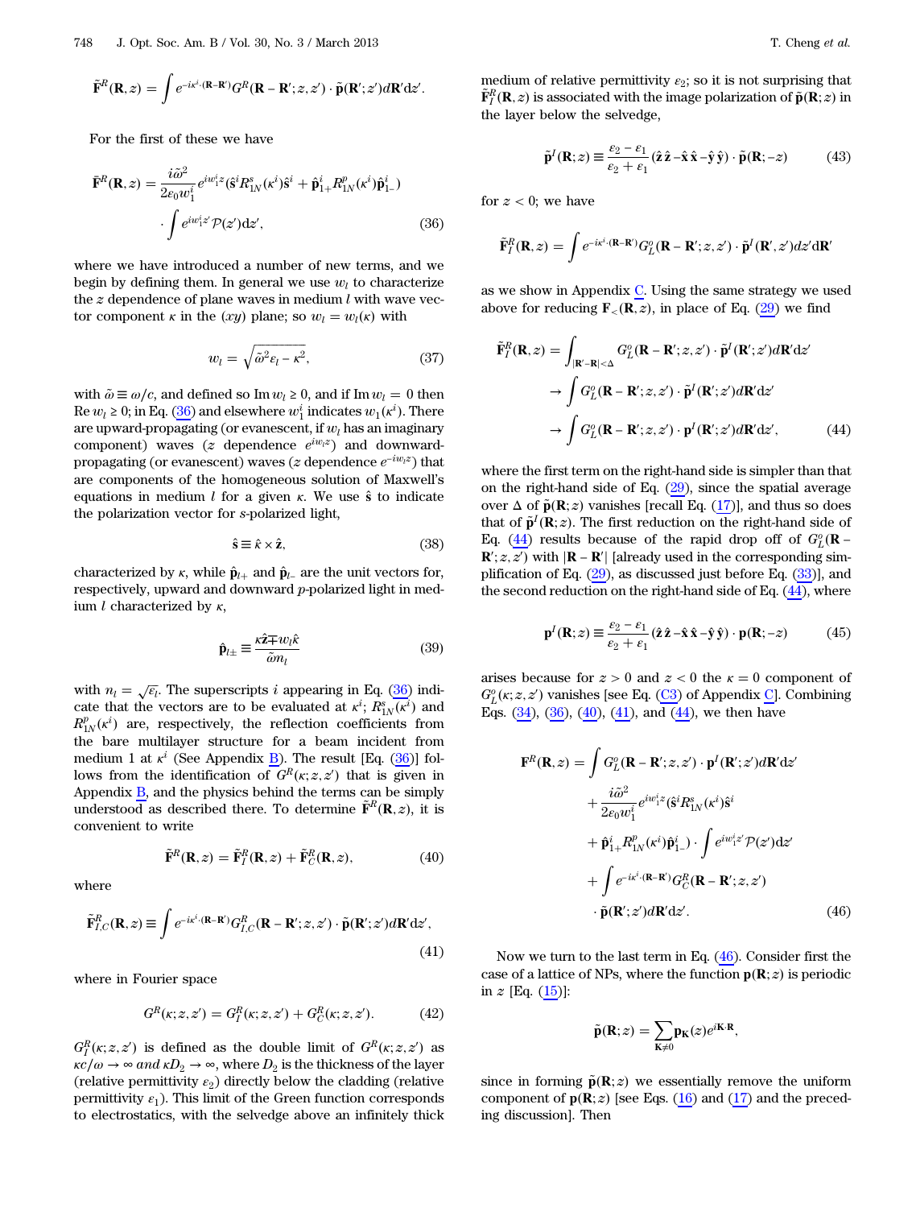$$\tilde{\mathbf{F}}^R(\mathbf{R},z) = \int e^{-i\kappa^i\cdot(\mathbf{R}-\mathbf{R}')} G^R(\mathbf{R}-\mathbf{R}';z,z')\cdot\tilde{\mathbf{p}}(\mathbf{R}';z')d\mathbf{R}'dz'.$$

For the first of these we have

$$\bar{\mathbf{F}}^R(\mathbf{R},z) = \frac{i\tilde{\omega}^2}{2\varepsilon_0 w_1^i} e^{iw_1^i z}(\hat{\mathbf{s}}^i R_{1N}^s(\kappa^i)\hat{\mathbf{s}}^i + \hat{\mathbf{p}}_{1+}^i R_{1N}^p(\kappa^i)\hat{\mathbf{p}}_{1-}^i) \cdot \int e^{iw_1^i z'}\mathcal{P}(z')dz', \tag{36}$$

where we have introduced a number of new terms, and we begin by defining them. In general we use $w_l$ to characterize the $z$ dependence of plane waves in medium $l$ with wave vector component $\kappa$ in the $(xy)$ plane; so $w_l = w_l(\kappa)$ with

$$w_l = \sqrt{\tilde{\omega}^2\varepsilon_l - \kappa^2}, \tag{37}$$

with $\tilde{\omega} \equiv \omega/c$, and defined so $\mathrm{Im}\, w_l \geq 0$, and if $\mathrm{Im}\, w_l = 0$ then $\mathrm{Re}\, w_l \geq 0$; in Eq. (36) and elsewhere $w_1^i$ indicates $w_1(\kappa^i)$. There are upward-propagating (or evanescent, if $w_l$ has an imaginary component) waves ($z$ dependence $e^{iw_l z}$) and downward-propagating (or evanescent) waves ($z$ dependence $e^{-iw_l z}$) that are components of the homogeneous solution of Maxwell's equations in medium $l$ for a given $\kappa$. We use $\hat{\mathbf{s}}$ to indicate the polarization vector for $s$-polarized light,

$$\hat{\mathbf{s}} \equiv \hat{\kappa}\times\hat{\mathbf{z}}, \tag{38}$$

characterized by $\kappa$, while $\hat{\mathbf{p}}_{l+}$ and $\hat{\mathbf{p}}_{l-}$ are the unit vectors for, respectively, upward and downward $p$-polarized light in medium $l$ characterized by $\kappa$,

$$\hat{\mathbf{p}}_{l\pm} \equiv \frac{\kappa\hat{\mathbf{z}} \mp w_l\hat{\kappa}}{\tilde{\omega}n_l} \tag{39}$$

with $n_l = \sqrt{\varepsilon_l}$. The superscripts $i$ appearing in Eq. (36) indicate that the vectors are to be evaluated at $\kappa^i$; $R_{1N}^s(\kappa^i)$ and $R_{1N}^p(\kappa^i)$ are, respectively, the reflection coefficients from the bare multilayer structure for a beam incident from medium 1 at $\kappa^i$ (See Appendix B). The result [Eq. (36)] follows from the identification of $G^R(\kappa;z,z')$ that is given in Appendix B, and the physics behind the terms can be simply understood as described there. To determine $\tilde{\mathbf{F}}^R(\mathbf{R},z)$, it is convenient to write

$$\tilde{\mathbf{F}}^R(\mathbf{R},z) = \tilde{\mathbf{F}}_I^R(\mathbf{R},z) + \tilde{\mathbf{F}}_C^R(\mathbf{R},z), \tag{40}$$

where

$$\tilde{\mathbf{F}}_{I,C}^R(\mathbf{R},z) \equiv \int e^{-i\kappa^i\cdot(\mathbf{R}-\mathbf{R}')} G_{I,C}^R(\mathbf{R}-\mathbf{R}';z,z')\cdot\tilde{\mathbf{p}}(\mathbf{R}';z')d\mathbf{R}'dz', \tag{41}$$

where in Fourier space

$$G^R(\kappa;z,z') = G_I^R(\kappa;z,z') + G_C^R(\kappa;z,z'). \tag{42}$$

$G_I^R(\kappa;z,z')$ is defined as the double limit of $G^R(\kappa;z,z')$ as $\kappa c/\omega \to \infty$ *and* $\kappa D_2 \to \infty$, where $D_2$ is the thickness of the layer (relative permittivity $\varepsilon_2$) directly below the cladding (relative permittivity $\varepsilon_1$). This limit of the Green function corresponds to electrostatics, with the selvedge above an infinitely thick medium of relative permittivity $\varepsilon_2$; so it is not surprising that $\tilde{\mathbf{F}}_I^R(\mathbf{R},z)$ is associated with the image polarization of $\tilde{\mathbf{p}}(\mathbf{R};z)$ in the layer below the selvedge,

$$\tilde{\mathbf{p}}^I(\mathbf{R};z) \equiv \frac{\varepsilon_2-\varepsilon_1}{\varepsilon_2+\varepsilon_1}(\hat{\mathbf{z}}\hat{\mathbf{z}} - \hat{\mathbf{x}}\hat{\mathbf{x}} - \hat{\mathbf{y}}\hat{\mathbf{y}})\cdot\tilde{\mathbf{p}}(\mathbf{R};-z) \tag{43}$$

for $z < 0$; we have

$$\tilde{\mathbf{F}}_I^R(\mathbf{R},z) = \int e^{-i\kappa^i\cdot(\mathbf{R}-\mathbf{R}')} G_L^o(\mathbf{R}-\mathbf{R}';z,z')\cdot\tilde{\mathbf{p}}^I(\mathbf{R}',z')dz'd\mathbf{R}'$$

as we show in Appendix C. Using the same strategy we used above for reducing $\mathbf{F}_<(\mathbf{R},z)$, in place of Eq. (29) we find

$$\begin{aligned}
\tilde{\mathbf{F}}_I^R(\mathbf{R},z) &= \int_{|\mathbf{R}'-\mathbf{R}|<\Delta} G_L^o(\mathbf{R}-\mathbf{R}';z,z')\cdot\tilde{\mathbf{p}}^I(\mathbf{R}';z')d\mathbf{R}'dz' \\
&\to \int G_L^o(\mathbf{R}-\mathbf{R}';z,z')\cdot\tilde{\mathbf{p}}^I(\mathbf{R}';z')d\mathbf{R}'dz' \\
&\to \int G_L^o(\mathbf{R}-\mathbf{R}';z,z')\cdot\mathbf{p}^I(\mathbf{R}';z')d\mathbf{R}'dz',
\end{aligned} \tag{44}$$

where the first term on the right-hand side is simpler than that on the right-hand side of Eq. (29), since the spatial average over $\Delta$ of $\tilde{\mathbf{p}}(\mathbf{R};z)$ vanishes [recall Eq. (17)], and thus so does that of $\tilde{\mathbf{p}}^I(\mathbf{R};z)$. The first reduction on the right-hand side of Eq. (44) results because of the rapid drop off of $G_L^o(\mathbf{R}-\mathbf{R}';z,z')$ with $|\mathbf{R}-\mathbf{R}'|$ [already used in the corresponding simplification of Eq. (29), as discussed just before Eq. (33)], and the second reduction on the right-hand side of Eq. (44), where

$$\mathbf{p}^I(\mathbf{R};z) \equiv \frac{\varepsilon_2-\varepsilon_1}{\varepsilon_2+\varepsilon_1}(\hat{\mathbf{z}}\hat{\mathbf{z}} - \hat{\mathbf{x}}\hat{\mathbf{x}} - \hat{\mathbf{y}}\hat{\mathbf{y}})\cdot\mathbf{p}(\mathbf{R};-z) \tag{45}$$

arises because for $z > 0$ and $z < 0$ the $\kappa = 0$ component of $G_L^o(\kappa;z,z')$ vanishes [see Eq. (C3) of Appendix C]. Combining Eqs. (34), (36), (40), (41), and (44), we then have

$$\begin{aligned}
\mathbf{F}^R(\mathbf{R},z) = &\int G_L^o(\mathbf{R}-\mathbf{R}';z,z')\cdot\mathbf{p}^I(\mathbf{R}';z')d\mathbf{R}'dz' \\
&+ \frac{i\tilde{\omega}^2}{2\varepsilon_0 w_1^i} e^{iw_1^i z}(\hat{\mathbf{s}}^i R_{1N}^s(\kappa^i)\hat{\mathbf{s}}^i \\
&+ \hat{\mathbf{p}}_{1+}^i R_{1N}^p(\kappa^i)\hat{\mathbf{p}}_{1-}^i)\cdot\int e^{iw_1^i z'}\mathcal{P}(z')dz' \\
&+ \int e^{-i\kappa^i\cdot(\mathbf{R}-\mathbf{R}')} G_C^R(\mathbf{R}-\mathbf{R}';z,z') \\
&\cdot\tilde{\mathbf{p}}(\mathbf{R}';z')d\mathbf{R}'dz'.
\end{aligned} \tag{46}$$

Now we turn to the last term in Eq. (46). Consider first the case of a lattice of NPs, where the function $\mathbf{p}(\mathbf{R};z)$ is periodic in $z$ [Eq. (15)]:

$$\tilde{\mathbf{p}}(\mathbf{R};z) = \sum_{\mathbf{K}\neq 0}\mathbf{p}_{\mathbf{K}}(z)e^{i\mathbf{K}\cdot\mathbf{R}},$$

since in forming $\tilde{\mathbf{p}}(\mathbf{R};z)$ we essentially remove the uniform component of $\mathbf{p}(\mathbf{R};z)$ [see Eqs. (16) and (17) and the preceding discussion]. Then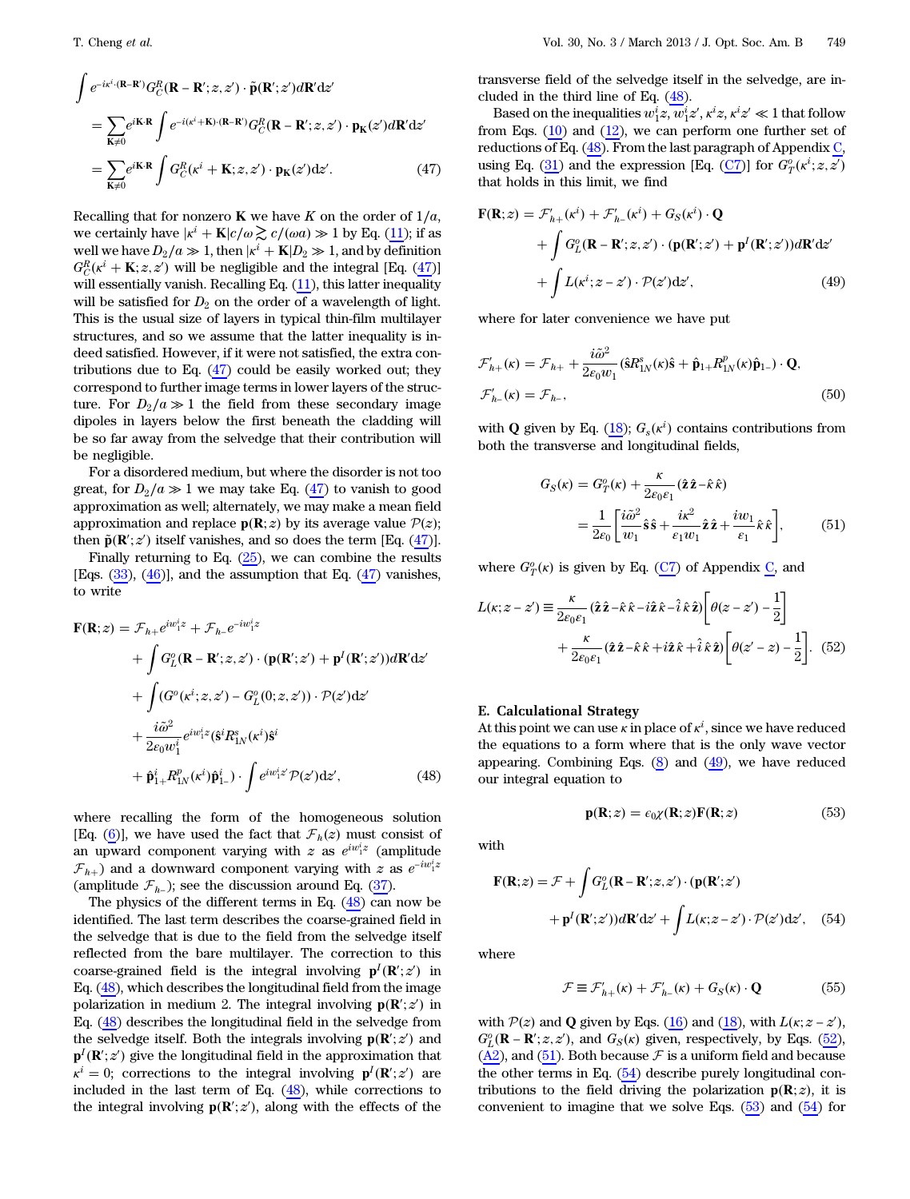$$
\begin{aligned}
&\int e^{-i\kappa^i\cdot(\mathbf{R}-\mathbf{R}')} G_C^R(\mathbf{R}-\mathbf{R}';z,z')\cdot\tilde{\mathbf{p}}(\mathbf{R}';z')d\mathbf{R}'dz' \\
&= \sum_{\mathbf{K}\neq 0} e^{i\mathbf{K}\cdot\mathbf{R}} \int e^{-i(\kappa^i+\mathbf{K})\cdot(\mathbf{R}-\mathbf{R}')} G_C^R(\mathbf{R}-\mathbf{R}';z,z')\cdot\mathbf{p}_{\mathbf{K}}(z')d\mathbf{R}'dz' \\
&= \sum_{\mathbf{K}\neq 0} e^{i\mathbf{K}\cdot\mathbf{R}} \int G_C^R(\kappa^i+\mathbf{K};z,z')\cdot\mathbf{p}_{\mathbf{K}}(z')dz'. \qquad (47)
\end{aligned}
$$

Recalling that for nonzero $\mathbf{K}$ we have $K$ on the order of $1/a$, we certainly have $|\kappa^i+\mathbf{K}|c/\omega \gtrsim c/(\omega a) \gg 1$ by Eq. (11); if as well we have $D_2/a \gg 1$, then $|\kappa^i+\mathbf{K}|D_2 \gg 1$, and by definition $G_C^R(\kappa^i+\mathbf{K};z,z')$ will be negligible and the integral [Eq. (47)] will essentially vanish. Recalling Eq. (11), this latter inequality will be satisfied for $D_2$ on the order of a wavelength of light. This is the usual size of layers in typical thin-film multilayer structures, and so we assume that the latter inequality is indeed satisfied. However, if it were not satisfied, the extra contributions due to Eq. (47) could be easily worked out; they correspond to further image terms in lower layers of the structure. For $D_2/a \gg 1$ the field from these secondary image dipoles in layers below the first beneath the cladding will be so far away from the selvedge that their contribution will be negligible.

For a disordered medium, but where the disorder is not too great, for $D_2/a \gg 1$ we may take Eq. (47) to vanish to good approximation as well; alternately, we may make a mean field approximation and replace $\mathbf{p}(\mathbf{R};z)$ by its average value $\mathcal{P}(z)$; then $\tilde{\mathbf{p}}(\mathbf{R}';z')$ itself vanishes, and so does the term [Eq. (47)].

Finally returning to Eq. (25), we can combine the results [Eqs. (33), (46)], and the assumption that Eq. (47) vanishes, to write

$$
\begin{aligned}
\mathbf{F}(\mathbf{R};z) &= \mathcal{F}_{h+}e^{iw_1^i z} + \mathcal{F}_{h-}e^{-iw_1^i z} \\
&\quad + \int G_L^o(\mathbf{R}-\mathbf{R}';z,z')\cdot(\mathbf{p}(\mathbf{R}';z')+\mathbf{p}^I(\mathbf{R}';z'))d\mathbf{R}'dz' \\
&\quad + \int (G^o(\kappa^i;z,z') - G_L^o(0;z,z'))\cdot\mathcal{P}(z')dz' \\
&\quad + \frac{i\tilde{\omega}^2}{2\epsilon_0 w_1^i} e^{iw_1^i z}(\hat{\mathbf{s}}^i R_{1N}^s(\kappa^i)\hat{\mathbf{s}}^i \\
&\quad + \hat{\mathbf{p}}_{1+}^i R_{1N}^p(\kappa^i)\hat{\mathbf{p}}_{1-}^i)\cdot\int e^{iw_1^i z'}\mathcal{P}(z')dz', \qquad (48)
\end{aligned}
$$

where recalling the form of the homogeneous solution [Eq. (6)], we have used the fact that $\mathcal{F}_h(z)$ must consist of an upward component varying with $z$ as $e^{iw_1^i z}$ (amplitude $\mathcal{F}_{h+}$) and a downward component varying with $z$ as $e^{-iw_1^i z}$ (amplitude $\mathcal{F}_{h-}$); see the discussion around Eq. (37).

The physics of the different terms in Eq. (48) can now be identified. The last term describes the coarse-grained field in the selvedge that is due to the field from the selvedge itself reflected from the bare multilayer. The correction to this coarse-grained field is the integral involving $\mathbf{p}^I(\mathbf{R}';z')$ in Eq. (48), which describes the longitudinal field from the image polarization in medium 2. The integral involving $\mathbf{p}(\mathbf{R}';z')$ in Eq. (48) describes the longitudinal field in the selvedge from the selvedge itself. Both the integrals involving $\mathbf{p}(\mathbf{R}';z')$ and $\mathbf{p}^I(\mathbf{R}';z')$ give the longitudinal field in the approximation that $\kappa^i = 0$; corrections to the integral involving $\mathbf{p}^I(\mathbf{R}';z')$ are included in the last term of Eq. (48), while corrections to the integral involving $\mathbf{p}(\mathbf{R}';z')$, along with the effects of the transverse field of the selvedge itself in the selvedge, are included in the third line of Eq. (48).

Based on the inequalities $w_1^i z, w_1^i z', \kappa^i z, \kappa^i z' \ll 1$ that follow from Eqs. (10) and (12), we can perform one further set of reductions of Eq. (48). From the last paragraph of Appendix C, using Eq. (31) and the expression [Eq. (C7)] for $G_T^o(\kappa^i;z,z')$ that holds in this limit, we find

$$
\begin{aligned}
\mathbf{F}(\mathbf{R};z) &= \mathcal{F}'_{h+}(\kappa^i) + \mathcal{F}'_{h-}(\kappa^i) + G_S(\kappa^i)\cdot\mathbf{Q} \\
&\quad + \int G_L^o(\mathbf{R}-\mathbf{R}';z,z')\cdot(\mathbf{p}(\mathbf{R}';z')+\mathbf{p}^I(\mathbf{R}';z'))d\mathbf{R}'dz' \\
&\quad + \int L(\kappa^i;z-z')\cdot\mathcal{P}(z')dz', \qquad (49)
\end{aligned}
$$

where for later convenience we have put

$$
\begin{aligned}
\mathcal{F}'_{h+}(\kappa) &= \mathcal{F}_{h+} + \frac{i\tilde{\omega}^2}{2\varepsilon_0 w_1}(\hat{\mathbf{s}}R_{1N}^s(\kappa)\hat{\mathbf{s}} + \hat{\mathbf{p}}_{1+}R_{1N}^p(\kappa)\hat{\mathbf{p}}_{1-})\cdot\mathbf{Q}, \\
\mathcal{F}'_{h-}(\kappa) &= \mathcal{F}_{h-}, \qquad (50)
\end{aligned}
$$

with $\mathbf{Q}$ given by Eq. (18); $G_s(\kappa^i)$ contains contributions from both the transverse and longitudinal fields,

$$
\begin{aligned}
G_S(\kappa) &= G_T^o(\kappa) + \frac{\kappa}{2\varepsilon_0\varepsilon_1}(\hat{\mathbf{z}}\hat{\mathbf{z}} - \hat{\kappa}\hat{\kappa}) \\
&= \frac{1}{2\varepsilon_0}\left[\frac{i\tilde{\omega}^2}{w_1}\hat{\mathbf{s}}\hat{\mathbf{s}} + \frac{i\kappa^2}{\varepsilon_1 w_1}\hat{\mathbf{z}}\hat{\mathbf{z}} + \frac{iw_1}{\varepsilon_1}\hat{\kappa}\hat{\kappa}\right], \qquad (51)
\end{aligned}
$$

where $G_T^o(\kappa)$ is given by Eq. (C7) of Appendix C, and

$$
\begin{aligned}
L(\kappa;z-z') &\equiv \frac{\kappa}{2\varepsilon_0\varepsilon_1}(\hat{\mathbf{z}}\hat{\mathbf{z}} - \hat{\kappa}\hat{\kappa} - i\hat{\mathbf{z}}\hat{\kappa} - \hat{i}\hat{\kappa}\hat{\mathbf{z}})\left[\theta(z-z') - \frac{1}{2}\right] \\
&\quad + \frac{\kappa}{2\varepsilon_0\varepsilon_1}(\hat{\mathbf{z}}\hat{\mathbf{z}} - \hat{\kappa}\hat{\kappa} + i\hat{\mathbf{z}}\hat{\kappa} + \hat{i}\hat{\kappa}\hat{\mathbf{z}})\left[\theta(z'-z) - \frac{1}{2}\right]. \qquad (52)
\end{aligned}
$$

### E. Calculational Strategy

At this point we can use $\kappa$ in place of $\kappa^i$, since we have reduced the equations to a form where that is the only wave vector appearing. Combining Eqs. (8) and (49), we have reduced our integral equation to

$$
\mathbf{p}(\mathbf{R};z) = \epsilon_0\chi(\mathbf{R};z)\mathbf{F}(\mathbf{R};z) \qquad (53)
$$

with

$$
\begin{aligned}
\mathbf{F}(\mathbf{R};z) &= \mathcal{F} + \int G_L^o(\mathbf{R}-\mathbf{R}';z,z')\cdot(\mathbf{p}(\mathbf{R}';z') \\
&\quad + \mathbf{p}^I(\mathbf{R}';z'))d\mathbf{R}'dz' + \int L(\kappa;z-z')\cdot\mathcal{P}(z')dz', \qquad (54)
\end{aligned}
$$

where

$$
\mathcal{F} \equiv \mathcal{F}'_{h+}(\kappa) + \mathcal{F}'_{h-}(\kappa) + G_S(\kappa)\cdot\mathbf{Q} \qquad (55)
$$

with $\mathcal{P}(z)$ and $\mathbf{Q}$ given by Eqs. (16) and (18), with $L(\kappa;z-z')$, $G_L^o(\mathbf{R}-\mathbf{R}';z,z')$, and $G_S(\kappa)$ given, respectively, by Eqs. (52), (A2), and (51). Both because $\mathcal{F}$ is a uniform field and because the other terms in Eq. (54) describe purely longitudinal contributions to the field driving the polarization $\mathbf{p}(\mathbf{R};z)$, it is convenient to imagine that we solve Eqs. (53) and (54) for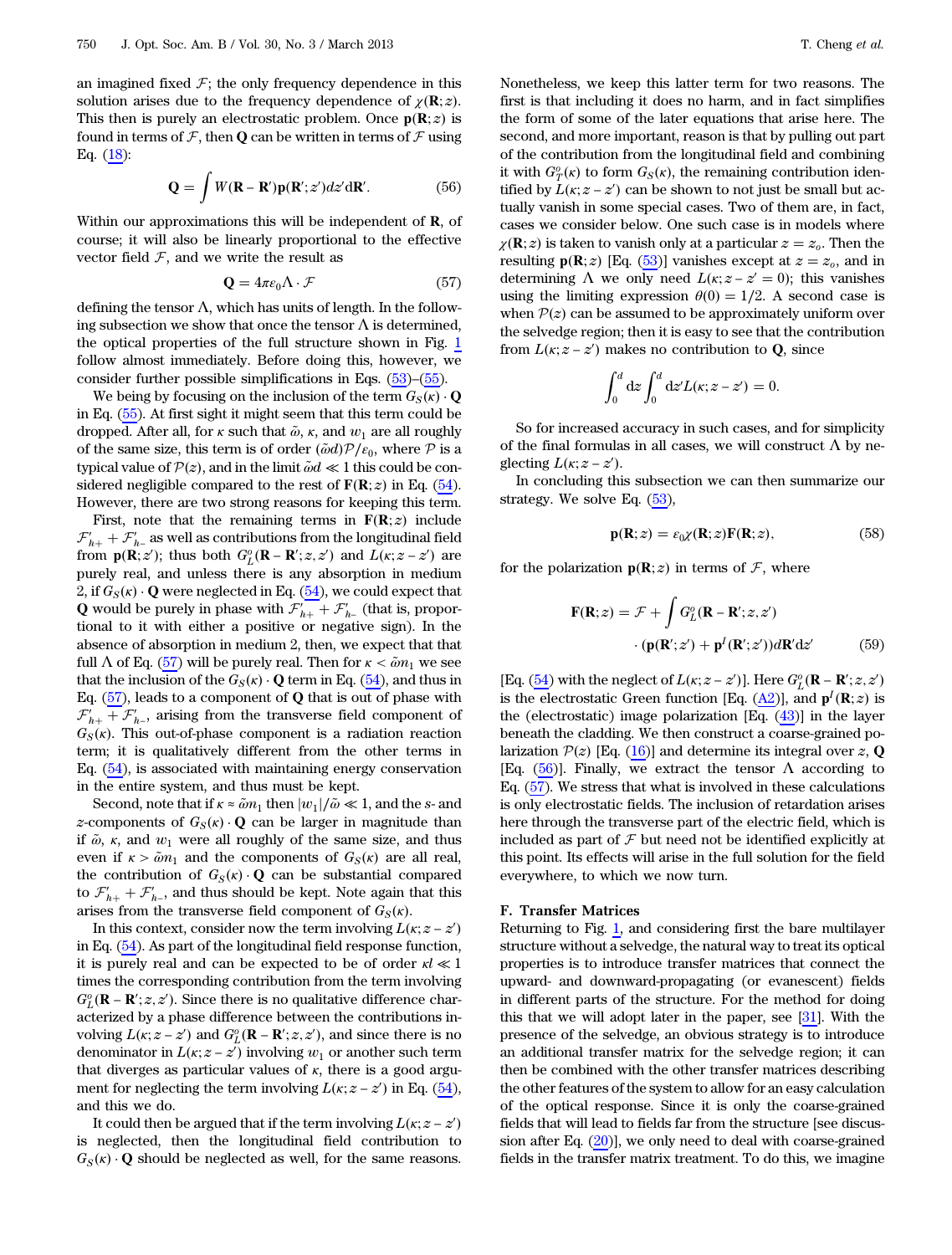an imagined fixed $\mathcal{F}$; the only frequency dependence in this solution arises due to the frequency dependence of $\chi(\mathbf{R};z)$. This then is purely an electrostatic problem. Once $\mathbf{p}(\mathbf{R};z)$ is found in terms of $\mathcal{F}$, then $\mathbf{Q}$ can be written in terms of $\mathcal{F}$ using Eq. (18):

$$\mathbf{Q} = \int W(\mathbf{R} - \mathbf{R}')\mathbf{p}(\mathbf{R}';z')dz'd\mathbf{R}'. \tag{56}$$

Within our approximations this will be independent of $\mathbf{R}$, of course; it will also be linearly proportional to the effective vector field $\mathcal{F}$, and we write the result as

$$\mathbf{Q} = 4\pi\varepsilon_0\Lambda \cdot \mathcal{F} \tag{57}$$

defining the tensor $\Lambda$, which has units of length. In the following subsection we show that once the tensor $\Lambda$ is determined, the optical properties of the full structure shown in Fig. 1 follow almost immediately. Before doing this, however, we consider further possible simplifications in Eqs. (53)–(55).

We being by focusing on the inclusion of the term $G_S(\kappa) \cdot \mathbf{Q}$ in Eq. (55). At first sight it might seem that this term could be dropped. After all, for $\kappa$ such that $\tilde{\omega}$, $\kappa$, and $w_1$ are all roughly of the same size, this term is of order $(\tilde{\omega}d)\mathcal{P}/\varepsilon_0$, where $\mathcal{P}$ is a typical value of $\mathcal{P}(z)$, and in the limit $\tilde{\omega}d \ll 1$ this could be considered negligible compared to the rest of $\mathbf{F}(\mathbf{R};z)$ in Eq. (54). However, there are two strong reasons for keeping this term.

First, note that the remaining terms in $\mathbf{F}(\mathbf{R};z)$ include $\mathcal{F}'_{h+} + \mathcal{F}'_{h-}$ as well as contributions from the longitudinal field from $\mathbf{p}(\mathbf{R};z')$; thus both $G_L^o(\mathbf{R} - \mathbf{R}';z,z')$ and $L(\kappa;z - z')$ are purely real, and unless there is any absorption in medium 2, if $G_S(\kappa) \cdot \mathbf{Q}$ were neglected in Eq. (54), we could expect that $\mathbf{Q}$ would be purely in phase with $\mathcal{F}'_{h+} + \mathcal{F}'_{h-}$ (that is, proportional to it with either a positive or negative sign). In the absence of absorption in medium 2, then, we expect that that full $\Lambda$ of Eq. (57) will be purely real. Then for $\kappa < \tilde{\omega}n_1$ we see that the inclusion of the $G_S(\kappa) \cdot \mathbf{Q}$ term in Eq. (54), and thus in Eq. (57), leads to a component of $\mathbf{Q}$ that is out of phase with $\mathcal{F}'_{h+} + \mathcal{F}'_{h-}$, arising from the transverse field component of $G_S(\kappa)$. This out-of-phase component is a radiation reaction term; it is qualitatively different from the other terms in Eq. (54), is associated with maintaining energy conservation in the entire system, and thus must be kept.

Second, note that if $\kappa \approx \tilde{\omega}n_1$ then $|w_1|/\tilde{\omega} \ll 1$, and the $s$- and $z$-components of $G_S(\kappa) \cdot \mathbf{Q}$ can be larger in magnitude than if $\tilde{\omega}$, $\kappa$, and $w_1$ were all roughly of the same size, and thus even if $\kappa > \tilde{\omega}n_1$ and the components of $G_S(\kappa)$ are all real, the contribution of $G_S(\kappa) \cdot \mathbf{Q}$ can be substantial compared to $\mathcal{F}'_{h+} + \mathcal{F}'_{h-}$, and thus should be kept. Note again that this arises from the transverse field component of $G_S(\kappa)$.

In this context, consider now the term involving $L(\kappa;z - z')$ in Eq. (54). As part of the longitudinal field response function, it is purely real and can be expected to be of order $\kappa l \ll 1$ times the corresponding contribution from the term involving $G_L^o(\mathbf{R} - \mathbf{R}';z,z')$. Since there is no qualitative difference characterized by a phase difference between the contributions involving $L(\kappa;z - z')$ and $G_L^o(\mathbf{R} - \mathbf{R}';z,z')$, and since there is no denominator in $L(\kappa;z - z')$ involving $w_1$ or another such term that diverges as particular values of $\kappa$, there is a good argument for neglecting the term involving $L(\kappa;z - z')$ in Eq. (54), and this we do.

It could then be argued that if the term involving $L(\kappa;z - z')$ is neglected, then the longitudinal field contribution to $G_S(\kappa) \cdot \mathbf{Q}$ should be neglected as well, for the same reasons. Nonetheless, we keep this latter term for two reasons. The first is that including it does no harm, and in fact simplifies the form of some of the later equations that arise here. The second, and more important, reason is that by pulling out part of the contribution from the longitudinal field and combining it with $G_T^o(\kappa)$ to form $G_S(\kappa)$, the remaining contribution identified by $L(\kappa;z - z')$ can be shown to not just be small but actually vanish in some special cases. Two of them are, in fact, cases we consider below. One such case is in models where $\chi(\mathbf{R};z)$ is taken to vanish only at a particular $z = z_o$. Then the resulting $\mathbf{p}(\mathbf{R};z)$ [Eq. (53)] vanishes except at $z = z_o$, and in determining $\Lambda$ we only need $L(\kappa;z - z' = 0)$; this vanishes using the limiting expression $\theta(0) = 1/2$. A second case is when $\mathcal{P}(z)$ can be assumed to be approximately uniform over the selvedge region; then it is easy to see that the contribution from $L(\kappa;z - z')$ makes no contribution to $\mathbf{Q}$, since

$$\int_0^d dz \int_0^d dz' L(\kappa;z - z') = 0.$$

So for increased accuracy in such cases, and for simplicity of the final formulas in all cases, we will construct $\Lambda$ by neglecting $L(\kappa;z - z')$.

In concluding this subsection we can then summarize our strategy. We solve Eq. (53),

$$\mathbf{p}(\mathbf{R};z) = \varepsilon_0\chi(\mathbf{R};z)\mathbf{F}(\mathbf{R};z), \tag{58}$$

for the polarization $\mathbf{p}(\mathbf{R};z)$ in terms of $\mathcal{F}$, where

$$\mathbf{F}(\mathbf{R};z) = \mathcal{F} + \int G_L^o(\mathbf{R} - \mathbf{R}';z,z') \cdot (\mathbf{p}(\mathbf{R}';z') + \mathbf{p}^I(\mathbf{R}';z'))d\mathbf{R}'dz' \tag{59}$$

[Eq. (54) with the neglect of $L(\kappa;z - z')$]. Here $G_L^o(\mathbf{R} - \mathbf{R}';z,z')$ is the electrostatic Green function [Eq. (A2)], and $\mathbf{p}^I(\mathbf{R};z)$ is the (electrostatic) image polarization [Eq. (43)] in the layer beneath the cladding. We then construct a coarse-grained polarization $\mathcal{P}(z)$ [Eq. (16)] and determine its integral over $z$, $\mathbf{Q}$ [Eq. (56)]. Finally, we extract the tensor $\Lambda$ according to Eq. (57). We stress that what is involved in these calculations is only electrostatic fields. The inclusion of retardation arises here through the transverse part of the electric field, which is included as part of $\mathcal{F}$ but need not be identified explicitly at this point. Its effects will arise in the full solution for the field everywhere, to which we now turn.

### F. Transfer Matrices

Returning to Fig. 1, and considering first the bare multilayer structure without a selvedge, the natural way to treat its optical properties is to introduce transfer matrices that connect the upward- and downward-propagating (or evanescent) fields in different parts of the structure. For the method for doing this that we will adopt later in the paper, see [31]. With the presence of the selvedge, an obvious strategy is to introduce an additional transfer matrix for the selvedge region; it can then be combined with the other transfer matrices describing the other features of the system to allow for an easy calculation of the optical response. Since it is only the coarse-grained fields that will lead to fields far from the structure [see discussion after Eq. (20)], we only need to deal with coarse-grained fields in the transfer matrix treatment. To do this, we imagine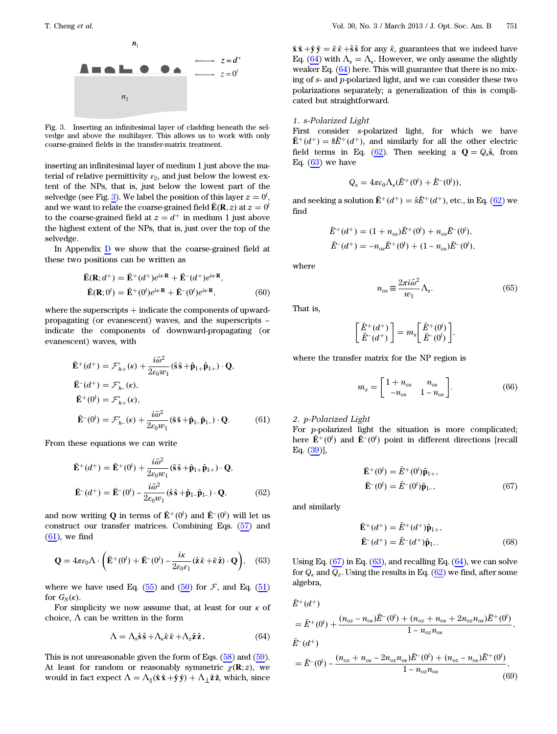Fig. 3. Inserting an infinitesimal layer of cladding beneath the selvedge and above the multilayer. This allows us to work with only coarse-grained fields in the transfer-matrix treatment.

inserting an infinitesimal layer of medium 1 just above the material of relative permittivity $\varepsilon_2$, and just below the lowest extent of the NPs, that is, just below the lowest part of the selvedge (see Fig. 3). We label the position of this layer $z = 0^l$, and we want to relate the coarse-grained field $\bar{\mathbf{E}}(\mathbf{R}, z)$ at $z = 0^l$ to the coarse-grained field at $z = d^+$ in medium 1 just above the highest extent of the NPs, that is, just over the top of the selvedge.

In Appendix D we show that the coarse-grained field at these two positions can be written as

$$
\begin{aligned}
\bar{\mathbf{E}}(\mathbf{R}; d^+) &= \bar{\mathbf{E}}^+(d^+)e^{i\kappa\cdot\mathbf{R}} + \bar{\mathbf{E}}^-(d^+)e^{i\kappa\cdot\mathbf{R}}, \\
\bar{\mathbf{E}}(\mathbf{R}; 0^l) &= \bar{\mathbf{E}}^+(0^l)e^{i\kappa\cdot\mathbf{R}} + \bar{\mathbf{E}}^-(0^l)e^{i\kappa\cdot\mathbf{R}},
\end{aligned} \tag{60}
$$

where the superscripts + indicate the components of upward-propagating (or evanescent) waves, and the superscripts − indicate the components of downward-propagating (or evanescent) waves, with

$$
\begin{aligned}
\bar{\mathbf{E}}^+(d^+) &= \mathcal{F}'_{h+}(\kappa) + \frac{i\tilde{\omega}^2}{2\varepsilon_0 w_1}(\hat{\mathbf{s}}\hat{\mathbf{s}} + \hat{\mathbf{p}}_{1+}\hat{\mathbf{p}}_{1+})\cdot\mathbf{Q}, \\
\bar{\mathbf{E}}^-(d^+) &= \mathcal{F}'_{h-}(\kappa), \\
\bar{\mathbf{E}}^+(0^l) &= \mathcal{F}'_{h+}(\kappa), \\
\bar{\mathbf{E}}^-(0^l) &= \mathcal{F}'_{h-}(\kappa) + \frac{i\tilde{\omega}^2}{2\varepsilon_0 w_1}(\hat{\mathbf{s}}\hat{\mathbf{s}} + \hat{\mathbf{p}}_{1-}\hat{\mathbf{p}}_{1-})\cdot\mathbf{Q}.
\end{aligned} \tag{61}
$$

From these equations we can write

$$
\begin{aligned}
\bar{\mathbf{E}}^+(d^+) &= \bar{\mathbf{E}}^+(0^l) + \frac{i\tilde{\omega}^2}{2\varepsilon_0 w_1}(\hat{\mathbf{s}}\hat{\mathbf{s}} + \hat{\mathbf{p}}_{1+}\hat{\mathbf{p}}_{1+})\cdot\mathbf{Q}, \\
\bar{\mathbf{E}}^-(d^+) &= \bar{\mathbf{E}}^-(0^l) - \frac{i\tilde{\omega}^2}{2\varepsilon_0 w_1}(\hat{\mathbf{s}}\hat{\mathbf{s}} + \hat{\mathbf{p}}_{1-}\hat{\mathbf{p}}_{1-})\cdot\mathbf{Q},
\end{aligned} \tag{62}
$$

and now writing $\mathbf{Q}$ in terms of $\bar{\mathbf{E}}^+(0^l)$ and $\bar{\mathbf{E}}^-(0^l)$ will let us construct our transfer matrices. Combining Eqs. (57) and (61), we find

$$
\mathbf{Q} = 4\pi\varepsilon_0\Lambda\cdot\left(\bar{\mathbf{E}}^+(0^l) + \bar{\mathbf{E}}^-(0^l) - \frac{i\kappa}{2\varepsilon_0\varepsilon_1}(\hat{\mathbf{z}}\hat{\kappa} + \hat{\kappa}\hat{\mathbf{z}})\cdot\mathbf{Q}\right), \tag{63}
$$

where we have used Eq. (55) and (50) for $\mathcal{F}$, and Eq. (51) for $G_S(\kappa)$.

For simplicity we now assume that, at least for our $\kappa$ of choice, $\Lambda$ can be written in the form

$$
\Lambda = \Lambda_s\hat{\mathbf{s}}\hat{\mathbf{s}} + \Lambda_\kappa\hat{\kappa}\hat{\kappa} + \Lambda_z\hat{\mathbf{z}}\hat{\mathbf{z}}. \tag{64}
$$

This is not unreasonable given the form of Eqs. (58) and (59). At least for random or reasonably symmetric $\chi(\mathbf{R}; z)$, we would in fact expect $\Lambda = \Lambda_\parallel(\hat{\mathbf{x}}\hat{\mathbf{x}} + \hat{\mathbf{y}}\hat{\mathbf{y}}) + \Lambda_\perp\hat{\mathbf{z}}\hat{\mathbf{z}}$, which, since $\hat{\mathbf{x}}\hat{\mathbf{x}} + \hat{\mathbf{y}}\hat{\mathbf{y}} = \hat{\kappa}\hat{\kappa} + \hat{\mathbf{s}}\hat{\mathbf{s}}$ for any $\hat{\kappa}$, guarantees that we indeed have Eq. (64) with $\Lambda_s = \Lambda_\kappa$. However, we only assume the slightly weaker Eq. (64) here. This will guarantee that there is no mixing of $s$- and $p$-polarized light, and we can consider these two polarizations separately; a generalization of this is complicated but straightforward.

### 1. s-Polarized Light

First consider $s$-polarized light, for which we have $\bar{\mathbf{E}}^+(d^+) = \hat{\mathbf{s}}\bar{E}^+(d^+)$, and similarly for all the other electric field terms in Eq. (62). Then seeking a $\mathbf{Q} = Q_s\hat{\mathbf{s}}$, from Eq. (63) we have

$$
Q_s = 4\pi\varepsilon_0\Lambda_s(\bar{E}^+(0^l) + \bar{E}^-(0^l)),
$$

and seeking a solution $\bar{\mathbf{E}}^+(d^+) = \hat{\mathbf{s}}\bar{E}^+(d^+)$, etc., in Eq. (62) we find

$$
\begin{aligned}
\bar{E}^+(d^+) &= (1 + n_{os})\bar{E}^+(0^l) + n_{os}\bar{E}^-(0^l), \\
\bar{E}^-(d^+) &= -n_{os}\bar{E}^+(0^l) + (1 - n_{os})\bar{E}^-(0^l),
\end{aligned}
$$

where

$$
n_{os} \equiv \frac{2\pi i\tilde{\omega}^2}{w_1}\Lambda_s. \tag{65}
$$

That is,

$$
\begin{bmatrix} \bar{E}^+(d^+) \\ \bar{E}^-(d^+) \end{bmatrix} = m_s\begin{bmatrix} \bar{E}^+(0^l) \\ \bar{E}^-(0^l) \end{bmatrix},
$$

where the transfer matrix for the NP region is

$$
m_s = \begin{bmatrix} 1 + n_{os} & n_{os} \\ -n_{os} & 1 - n_{os} \end{bmatrix}. \tag{66}
$$

### 2. p-Polarized Light

For $p$-polarized light the situation is more complicated; here $\bar{\mathbf{E}}^+(0^l)$ and $\bar{\mathbf{E}}^-(0^l)$ point in different directions [recall Eq. (39)],

$$
\begin{aligned}
\bar{\mathbf{E}}^+(0^l) &= \bar{E}^+(0^l)\hat{\mathbf{p}}_{1+}, \\
\bar{\mathbf{E}}^-(0^l) &= \bar{E}^-(0^l)\hat{\mathbf{p}}_{1-},
\end{aligned} \tag{67}
$$

and similarly

$$
\begin{aligned}
\bar{\mathbf{E}}^+(d^+) &= \bar{E}^+(d^+)\hat{\mathbf{p}}_{1+}, \\
\bar{\mathbf{E}}^-(d^+) &= \bar{E}^-(d^+)\hat{\mathbf{p}}_{1-}.
\end{aligned} \tag{68}
$$

Using Eq. (67) in Eq. (63), and recalling Eq. (64), we can solve for $Q_\kappa$ and $Q_z$. Using the results in Eq. (62) we find, after some algebra,

$$
\begin{aligned}
&\bar{E}^+(d^+) \\
&= \bar{E}^+(0^l) + \frac{(n_{oz} - n_{o\kappa})\bar{E}^-(0^l) + (n_{oz} + n_{o\kappa} + 2n_{oz}n_{o\kappa})\bar{E}^+(0^l)}{1 - n_{oz}n_{o\kappa}}, \\
&\bar{E}^-(d^+) \\
&= \bar{E}^-(0^l) - \frac{(n_{oz} + n_{o\kappa} - 2n_{oz}n_{o\kappa})\bar{E}^-(0^l) + (n_{oz} - n_{o\kappa})\bar{E}^+(0^l)}{1 - n_{oz}n_{o\kappa}},
\end{aligned} \tag{69}
$$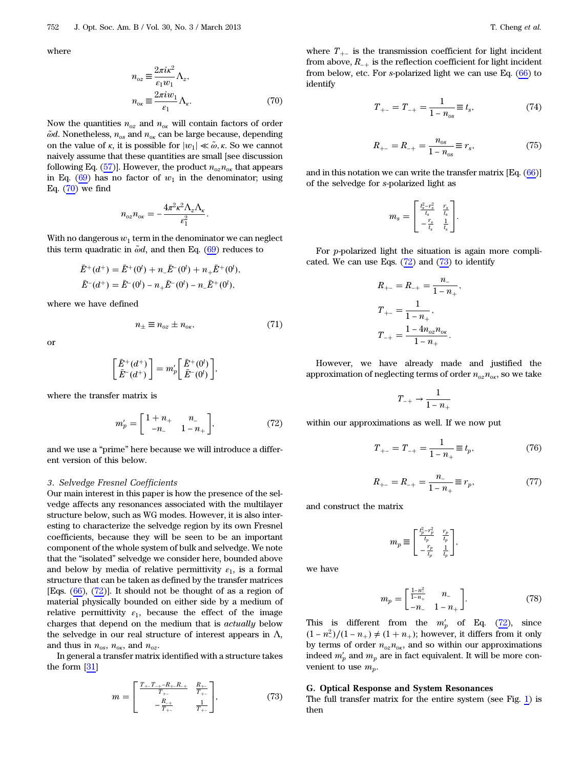where

$$
\begin{aligned}
n_{oz} &\equiv \frac{2\pi i\kappa^2}{\varepsilon_1 w_1}\Lambda_z, \\
n_{o\kappa} &\equiv \frac{2\pi i w_1}{\varepsilon_1}\Lambda_\kappa.
\end{aligned} \tag{70}
$$

Now the quantities $n_{oz}$ and $n_{o\kappa}$ will contain factors of order $\tilde{\omega}d$. Nonetheless, $n_{os}$ and $n_{o\kappa}$ can be large because, depending on the value of $\kappa$, it is possible for $|w_1| \ll \tilde{\omega}, \kappa$. So we cannot naively assume that these quantities are small [see discussion following Eq. (57)]. However, the product $n_{oz}n_{o\kappa}$ that appears in Eq. (69) has no factor of $w_1$ in the denominator; using Eq. (70) we find

$$
n_{oz}n_{o\kappa} = -\frac{4\pi^2\kappa^2\Lambda_z\Lambda_\kappa}{\varepsilon_1^2}.
$$

With no dangerous $w_1$ term in the denominator we can neglect this term quadratic in $\tilde{\omega}d$, and then Eq. (69) reduces to

$$
\begin{aligned}
\bar{E}^+(d^+) &= \bar{E}^+(0^l) + n_-\bar{E}^-(0^l) + n_+\bar{E}^+(0^l), \\
\bar{E}^-(d^+) &= \bar{E}^-(0^l) - n_+\bar{E}^-(0^l) - n_-\bar{E}^+(0^l),
\end{aligned}
$$

where we have defined

$$
n_\pm \equiv n_{oz} \pm n_{o\kappa}, \tag{71}
$$

or

$$
\begin{bmatrix} \bar{E}^+(d^+) \\ \bar{E}^-(d^+) \end{bmatrix} = m'_p \begin{bmatrix} \bar{E}^+(0^l) \\ \bar{E}^-(0^l) \end{bmatrix},
$$

where the transfer matrix is

$$
m'_p = \begin{bmatrix} 1+n_+ & n_- \\ -n_- & 1-n_+ \end{bmatrix}, \tag{72}
$$

and we use a "prime" here because we will introduce a different version of this below.

### 3. Selvedge Fresnel Coefficients

Our main interest in this paper is how the presence of the selvedge affects any resonances associated with the multilayer structure below, such as WG modes. However, it is also interesting to characterize the selvedge region by its own Fresnel coefficients, because they will be seen to be an important component of the whole system of bulk and selvedge. We note that the "isolated" selvedge we consider here, bounded above and below by media of relative permittivity $\varepsilon_1$, is a formal structure that can be taken as defined by the transfer matrices [Eqs. (66), (72)]. It should not be thought of as a region of material physically bounded on either side by a medium of relative permittivity $\varepsilon_1$, because the effect of the image charges that depend on the medium that is *actually* below the selvedge in our real structure of interest appears in $\Lambda$, and thus in $n_{os}$, $n_{o\kappa}$, and $n_{oz}$.

In general a transfer matrix identified with a structure takes the form [31]

$$
m = \begin{bmatrix} \frac{T_{+-}T_{-+}-R_{+-}R_{-+}}{T_{+-}} & \frac{R_{+-}}{T_{+-}} \\ -\frac{R_{-+}}{T_{+-}} & \frac{1}{T_{+-}} \end{bmatrix}, \tag{73}
$$

where $T_{+-}$ is the transmission coefficient for light incident from above, $R_{-+}$ is the reflection coefficient for light incident from below, etc. For $s$-polarized light we can use Eq. (66) to identify

$$
T_{+-} = T_{-+} = \frac{1}{1-n_{os}} \equiv t_s, \tag{74}
$$

$$
R_{+-} = R_{-+} = \frac{n_{os}}{1-n_{os}} \equiv r_s, \tag{75}
$$

and in this notation we can write the transfer matrix [Eq. (66)] of the selvedge for $s$-polarized light as

$$
m_s = \begin{bmatrix} \frac{t_s^2-r_s^2}{t_s} & \frac{r_s}{t_s} \\ -\frac{r_s}{t_s} & \frac{1}{t_s} \end{bmatrix}.
$$

For $p$-polarized light the situation is again more complicated. We can use Eqs. (72) and (73) to identify

$$
\begin{aligned}
R_{+-} &= R_{-+} = \frac{n_-}{1-n_+}, \\
T_{+-} &= \frac{1}{1-n_+}, \\
T_{-+} &= \frac{1-4n_{oz}n_{o\kappa}}{1-n_+}.
\end{aligned}
$$

However, we have already made and justified the approximation of neglecting terms of order $n_{oz}n_{o\kappa}$, so we take

$$
T_{-+} \to \frac{1}{1-n_+}
$$

within our approximations as well. If we now put

$$
T_{+-} = T_{-+} = \frac{1}{1-n_+} \equiv t_p, \tag{76}
$$

$$
R_{+-} = R_{-+} = \frac{n_-}{1-n_+} \equiv r_p, \tag{77}
$$

and construct the matrix

$$
m_p \equiv \begin{bmatrix} \frac{t_p^2-r_p^2}{t_p} & \frac{r_p}{t_p} \\ -\frac{r_p}{t_p} & \frac{1}{t_p} \end{bmatrix},
$$

we have

$$
m_p = \begin{bmatrix} \frac{1-n_-^2}{1-n_+} & n_- \\ -n_- & 1-n_+ \end{bmatrix}. \tag{78}
$$

This is different from the $m'_p$ of Eq. (72), since $(1-n_-^2)/(1-n_+) \neq (1+n_+)$; however, it differs from it only by terms of order $n_{oz}n_{o\kappa}$, and so within our approximations indeed $m'_p$ and $m_p$ are in fact equivalent. It will be more convenient to use $m_p$.

## G. Optical Response and System Resonances

The full transfer matrix for the entire system (see Fig. 1) is then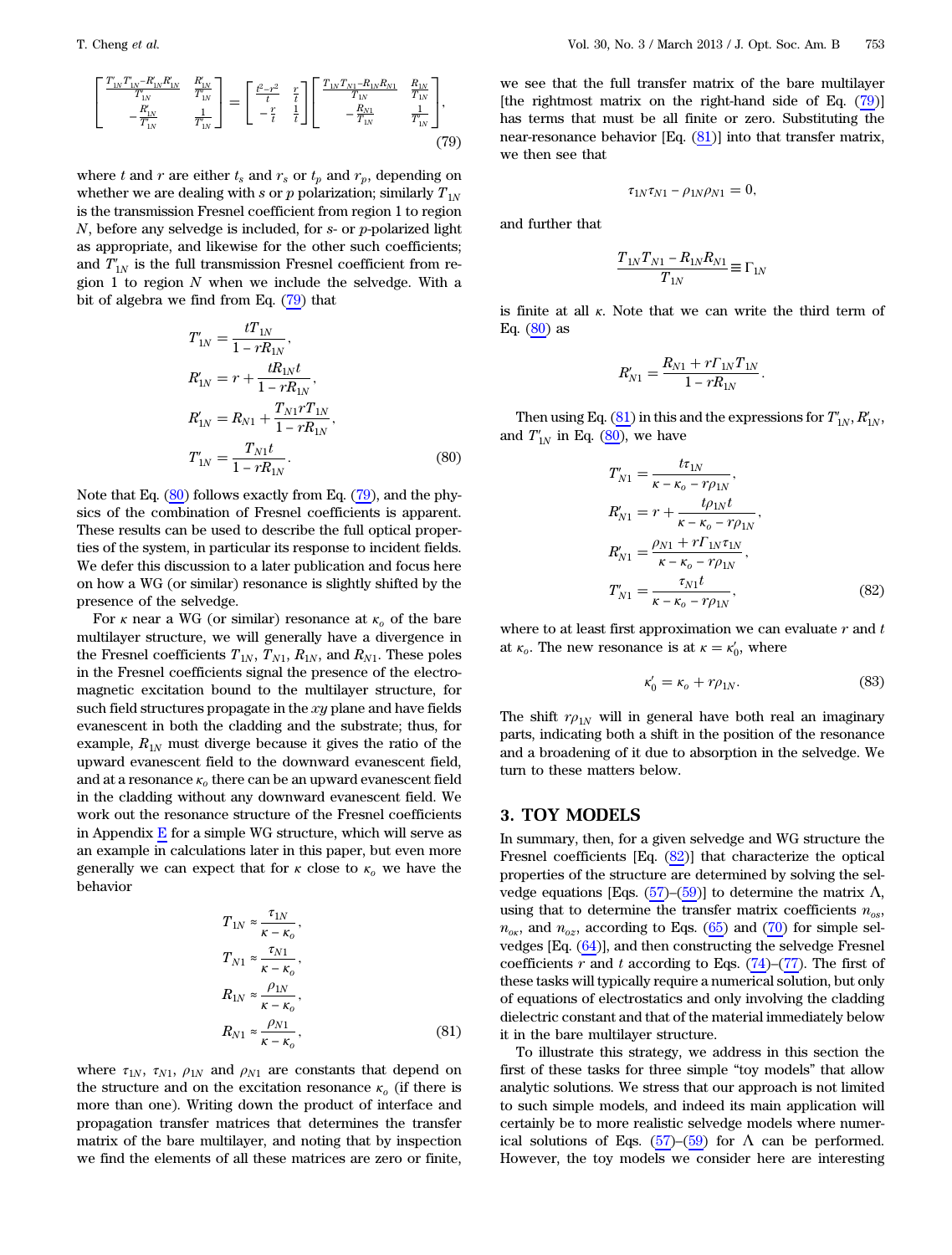$$\begin{bmatrix} \frac{T'_{1N}T'_{N1}-R'_{1N}R'_{1N}}{T'_{1N}} & \frac{R'_{1N}}{T'_{1N}} \\ -\frac{R'_{1N}}{T'_{1N}} & \frac{1}{T'_{1N}} \end{bmatrix} = \begin{bmatrix} \frac{t^2-r^2}{t} & \frac{r}{t} \\ -\frac{r}{t} & \frac{1}{t} \end{bmatrix} \begin{bmatrix} \frac{T_{1N}T_{N1}-R_{1N}R_{N1}}{T_{1N}} & \frac{R_{1N}}{T_{1N}} \\ -\frac{R_{N1}}{T_{1N}} & \frac{1}{T'_{1N}} \end{bmatrix}, \tag{79}$$

where $t$ and $r$ are either $t_s$ and $r_s$ or $t_p$ and $r_p$, depending on whether we are dealing with $s$ or $p$ polarization; similarly $T_{1N}$ is the transmission Fresnel coefficient from region 1 to region $N$, before any selvedge is included, for $s$- or $p$-polarized light as appropriate, and likewise for the other such coefficients; and $T'_{1N}$ is the full transmission Fresnel coefficient from region 1 to region $N$ when we include the selvedge. With a bit of algebra we find from Eq. (79) that

$$\begin{aligned} T'_{1N} &= \frac{tT_{1N}}{1-rR_{1N}}, \\ R'_{1N} &= r + \frac{tR_{1N}t}{1-rR_{1N}}, \\ R'_{1N} &= R_{N1} + \frac{T_{N1}rT_{1N}}{1-rR_{1N}}, \\ T'_{1N} &= \frac{T_{N1}t}{1-rR_{1N}}. \end{aligned} \tag{80}$$

Note that Eq. (80) follows exactly from Eq. (79), and the physics of the combination of Fresnel coefficients is apparent. These results can be used to describe the full optical properties of the system, in particular its response to incident fields. We defer this discussion to a later publication and focus here on how a WG (or similar) resonance is slightly shifted by the presence of the selvedge.

For $\kappa$ near a WG (or similar) resonance at $\kappa_o$ of the bare multilayer structure, we will generally have a divergence in the Fresnel coefficients $T_{1N}$, $T_{N1}$, $R_{1N}$, and $R_{N1}$. These poles in the Fresnel coefficients signal the presence of the electromagnetic excitation bound to the multilayer structure, for such field structures propagate in the $xy$ plane and have fields evanescent in both the cladding and the substrate; thus, for example, $R_{1N}$ must diverge because it gives the ratio of the upward evanescent field to the downward evanescent field, and at a resonance $\kappa_o$ there can be an upward evanescent field in the cladding without any downward evanescent field. We work out the resonance structure of the Fresnel coefficients in Appendix E for a simple WG structure, which will serve as an example in calculations later in this paper, but even more generally we can expect that for $\kappa$ close to $\kappa_o$ we have the behavior

$$\begin{aligned} T_{1N} &\approx \frac{\tau_{1N}}{\kappa-\kappa_o}, \\ T_{N1} &\approx \frac{\tau_{N1}}{\kappa-\kappa_o}, \\ R_{1N} &\approx \frac{\rho_{1N}}{\kappa-\kappa_o}, \\ R_{N1} &\approx \frac{\rho_{N1}}{\kappa-\kappa_o}, \end{aligned} \tag{81}$$

where $\tau_{1N}$, $\tau_{N1}$, $\rho_{1N}$ and $\rho_{N1}$ are constants that depend on the structure and on the excitation resonance $\kappa_o$ (if there is more than one). Writing down the product of interface and propagation transfer matrices that determines the transfer matrix of the bare multilayer, and noting that by inspection we find the elements of all these matrices are zero or finite, we see that the full transfer matrix of the bare multilayer [the rightmost matrix on the right-hand side of Eq. (79)] has terms that must be all finite or zero. Substituting the near-resonance behavior [Eq. (81)] into that transfer matrix, we then see that

$$\tau_{1N}\tau_{N1} - \rho_{1N}\rho_{N1} = 0,$$

and further that

$$\frac{T_{1N}T_{N1} - R_{1N}R_{N1}}{T_{1N}} \equiv \Gamma_{1N}$$

is finite at all $\kappa$. Note that we can write the third term of Eq. (80) as

$$R'_{N1} = \frac{R_{N1} + r\Gamma_{1N}T_{1N}}{1-rR_{1N}}.$$

Then using Eq. (81) in this and the expressions for $T'_{1N}, R'_{1N}$, and $T'_{1N}$ in Eq. (80), we have

$$\begin{aligned} T'_{N1} &= \frac{t\tau_{1N}}{\kappa-\kappa_o-r\rho_{1N}}, \\ R'_{N1} &= r + \frac{t\rho_{1N}t}{\kappa-\kappa_o-r\rho_{1N}}, \\ R'_{N1} &= \frac{\rho_{N1} + r\Gamma_{1N}\tau_{1N}}{\kappa-\kappa_o-r\rho_{1N}}, \\ T'_{N1} &= \frac{\tau_{N1}t}{\kappa-\kappa_o-r\rho_{1N}}, \end{aligned} \tag{82}$$

where to at least first approximation we can evaluate $r$ and $t$ at $\kappa_o$. The new resonance is at $\kappa = \kappa'_0$, where

$$\kappa'_0 = \kappa_o + r\rho_{1N}. \tag{83}$$

The shift $r\rho_{1N}$ will in general have both real an imaginary parts, indicating both a shift in the position of the resonance and a broadening of it due to absorption in the selvedge. We turn to these matters below.

## 3. TOY MODELS

In summary, then, for a given selvedge and WG structure the Fresnel coefficients [Eq. (82)] that characterize the optical properties of the structure are determined by solving the selvedge equations [Eqs. (57)–(59)] to determine the matrix $\Lambda$, using that to determine the transfer matrix coefficients $n_{os}$, $n_{o\kappa}$, and $n_{oz}$, according to Eqs. (65) and (70) for simple selvedges [Eq. (64)], and then constructing the selvedge Fresnel coefficients $r$ and $t$ according to Eqs. (74)–(77). The first of these tasks will typically require a numerical solution, but only of equations of electrostatics and only involving the cladding dielectric constant and that of the material immediately below it in the bare multilayer structure.

To illustrate this strategy, we address in this section the first of these tasks for three simple "toy models" that allow analytic solutions. We stress that our approach is not limited to such simple models, and indeed its main application will certainly be to more realistic selvedge models where numerical solutions of Eqs. (57)–(59) for $\Lambda$ can be performed. However, the toy models we consider here are interesting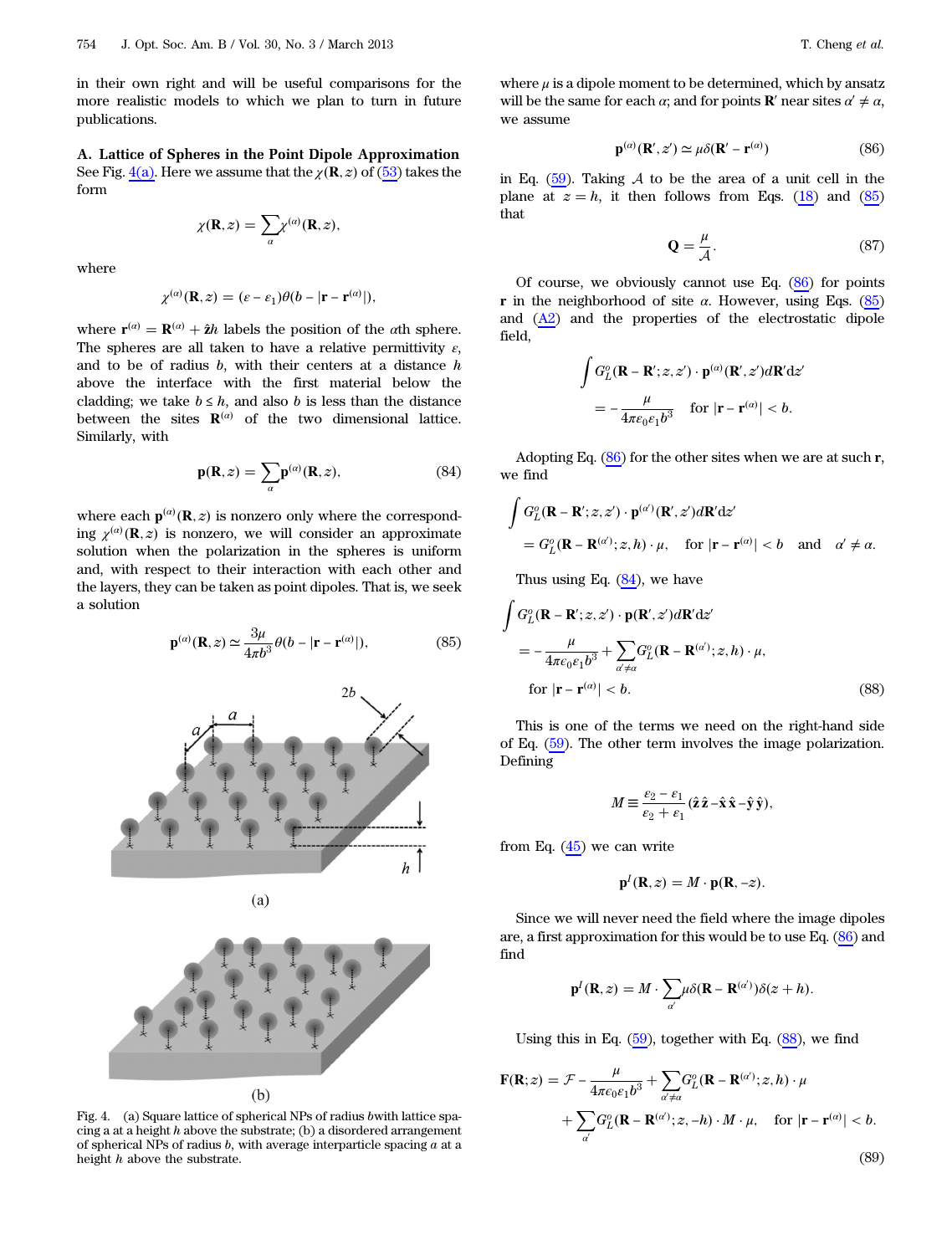in their own right and will be useful comparisons for the more realistic models to which we plan to turn in future publications.

### A. Lattice of Spheres in the Point Dipole Approximation

See Fig. 4(a). Here we assume that the $\chi(\mathbf{R}, z)$ of (53) takes the form

$$\chi(\mathbf{R}, z) = \sum_{\alpha} \chi^{(\alpha)}(\mathbf{R}, z),$$

where

$$\chi^{(\alpha)}(\mathbf{R}, z) = (\varepsilon - \varepsilon_1)\theta(b - |\mathbf{r} - \mathbf{r}^{(\alpha)}|),$$

where $\mathbf{r}^{(\alpha)} = \mathbf{R}^{(\alpha)} + \hat{\mathbf{z}}h$ labels the position of the $\alpha$th sphere. The spheres are all taken to have a relative permittivity $\varepsilon$, and to be of radius $b$, with their centers at a distance $h$ above the interface with the first material below the cladding; we take $b \leq h$, and also $b$ is less than the distance between the sites $\mathbf{R}^{(\alpha)}$ of the two dimensional lattice. Similarly, with

$$\mathbf{p}(\mathbf{R}, z) = \sum_{\alpha} \mathbf{p}^{(\alpha)}(\mathbf{R}, z), \tag{84}$$

where each $\mathbf{p}^{(\alpha)}(\mathbf{R}, z)$ is nonzero only where the corresponding $\chi^{(\alpha)}(\mathbf{R}, z)$ is nonzero, we will consider an approximate solution when the polarization in the spheres is uniform and, with respect to their interaction with each other and the layers, they can be taken as point dipoles. That is, we seek a solution

$$\mathbf{p}^{(\alpha)}(\mathbf{R}, z) \simeq \frac{3\mu}{4\pi b^3}\theta(b - |\mathbf{r} - \mathbf{r}^{(\alpha)}|), \tag{85}$$

Fig. 4. (a) Square lattice of spherical NPs of radius $b$with lattice spacing a at a height $h$ above the substrate; (b) a disordered arrangement of spherical NPs of radius $b$, with average interparticle spacing $a$ at a height $h$ above the substrate.

where $\mu$ is a dipole moment to be determined, which by ansatz will be the same for each $\alpha$; and for points $\mathbf{R}'$ near sites $\alpha' \neq \alpha$, we assume

$$\mathbf{p}^{(\alpha)}(\mathbf{R}', z') \simeq \mu\delta(\mathbf{R}' - \mathbf{r}^{(\alpha)}) \tag{86}$$

in Eq. (59). Taking $\mathcal{A}$ to be the area of a unit cell in the plane at $z = h$, it then follows from Eqs. (18) and (85) that

$$\mathbf{Q} = \frac{\mu}{\mathcal{A}}. \tag{87}$$

Of course, we obviously cannot use Eq. (86) for points $\mathbf{r}$ in the neighborhood of site $\alpha$. However, using Eqs. (85) and (A2) and the properties of the electrostatic dipole field,

$$\int G_L^o(\mathbf{R} - \mathbf{R}'; z, z') \cdot \mathbf{p}^{(\alpha)}(\mathbf{R}', z') d\mathbf{R}' dz'$$
$$= -\frac{\mu}{4\pi\varepsilon_0\varepsilon_1 b^3} \quad \text{for } |\mathbf{r} - \mathbf{r}^{(\alpha)}| < b.$$

Adopting Eq. (86) for the other sites when we are at such $\mathbf{r}$, we find

$$\int G_L^o(\mathbf{R} - \mathbf{R}'; z, z') \cdot \mathbf{p}^{(\alpha')}(\mathbf{R}', z') d\mathbf{R}' dz'$$
$$= G_L^o(\mathbf{R} - \mathbf{R}^{(\alpha')}; z, h) \cdot \mu, \quad \text{for } |\mathbf{r} - \mathbf{r}^{(\alpha)}| < b \quad \text{and} \quad \alpha' \neq \alpha.$$

Thus using Eq. (84), we have

$$\int G_L^o(\mathbf{R} - \mathbf{R}'; z, z') \cdot \mathbf{p}(\mathbf{R}', z') d\mathbf{R}' dz'$$
$$= -\frac{\mu}{4\pi\varepsilon_0\varepsilon_1 b^3} + \sum_{\alpha' \neq \alpha} G_L^o(\mathbf{R} - \mathbf{R}^{(\alpha')}; z, h) \cdot \mu,$$
$$\text{for } |\mathbf{r} - \mathbf{r}^{(\alpha)}| < b. \tag{88}$$

This is one of the terms we need on the right-hand side of Eq. (59). The other term involves the image polarization. Defining

$$M \equiv \frac{\varepsilon_2 - \varepsilon_1}{\varepsilon_2 + \varepsilon_1}(\hat{\mathbf{z}}\hat{\mathbf{z}} - \hat{\mathbf{x}}\hat{\mathbf{x}} - \hat{\mathbf{y}}\hat{\mathbf{y}}),$$

from Eq. (45) we can write

$$\mathbf{p}^I(\mathbf{R}, z) = M \cdot \mathbf{p}(\mathbf{R}, -z).$$

Since we will never need the field where the image dipoles are, a first approximation for this would be to use Eq. (86) and find

$$\mathbf{p}^I(\mathbf{R}, z) = M \cdot \sum_{\alpha'} \mu\delta(\mathbf{R} - \mathbf{R}^{(\alpha')})\delta(z + h).$$

Using this in Eq. (59), together with Eq. (88), we find

$$\mathbf{F}(\mathbf{R}; z) = \mathcal{F} - \frac{\mu}{4\pi\varepsilon_0\varepsilon_1 b^3} + \sum_{\alpha' \neq \alpha} G_L^o(\mathbf{R} - \mathbf{R}^{(\alpha')}; z, h) \cdot \mu$$
$$+ \sum_{\alpha'} G_L^o(\mathbf{R} - \mathbf{R}^{(\alpha')}; z, -h) \cdot M \cdot \mu, \quad \text{for } |\mathbf{r} - \mathbf{r}^{(\alpha)}| < b. \tag{89}$$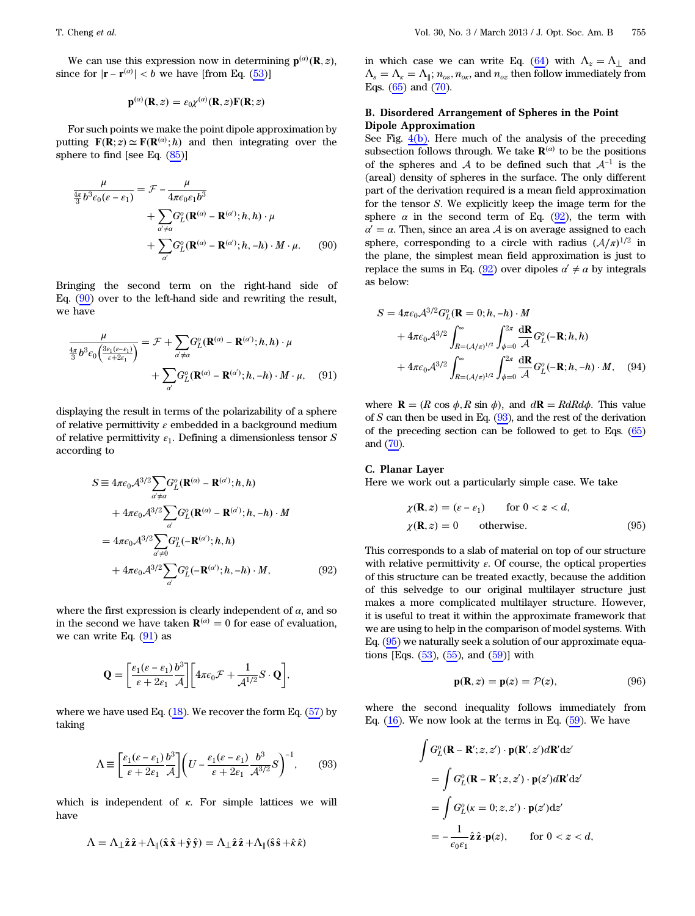We can use this expression now in determining $\mathbf{p}^{(\alpha)}(\mathbf{R}, z)$, since for $|\mathbf{r} - \mathbf{r}^{(\alpha)}| < b$ we have [from Eq. (53)]

$$\mathbf{p}^{(\alpha)}(\mathbf{R}, z) = \varepsilon_0 \chi^{(\alpha)}(\mathbf{R}, z)\mathbf{F}(\mathbf{R}; z)$$

For such points we make the point dipole approximation by putting $\mathbf{F}(\mathbf{R}; z) \simeq \mathbf{F}(\mathbf{R}^{(\alpha)}; h)$ and then integrating over the sphere to find [see Eq. (85)]

$$\frac{\mu}{\frac{4\pi}{3}b^3\epsilon_0(\varepsilon - \varepsilon_1)} = \mathcal{F} - \frac{\mu}{4\pi\epsilon_0\varepsilon_1 b^3} + \sum_{\alpha' \neq \alpha} G_L^o(\mathbf{R}^{(\alpha)} - \mathbf{R}^{(\alpha')}; h, h) \cdot \mu + \sum_{\alpha'} G_L^o(\mathbf{R}^{(\alpha)} - \mathbf{R}^{(\alpha')}; h, -h) \cdot M \cdot \mu. \quad (90)$$

Bringing the second term on the right-hand side of Eq. (90) over to the left-hand side and rewriting the result, we have

$$\frac{\mu}{\frac{4\pi}{3}b^3\epsilon_0\left(\frac{3\varepsilon_1(\varepsilon-\varepsilon_1)}{\varepsilon+2\varepsilon_1}\right)} = \mathcal{F} + \sum_{\alpha' \neq \alpha} G_L^o(\mathbf{R}^{(\alpha)} - \mathbf{R}^{(\alpha')}; h, h) \cdot \mu + \sum_{\alpha'} G_L^o(\mathbf{R}^{(\alpha)} - \mathbf{R}^{(\alpha')}; h, -h) \cdot M \cdot \mu, \quad (91)$$

displaying the result in terms of the polarizability of a sphere of relative permittivity $\varepsilon$ embedded in a background medium of relative permittivity $\varepsilon_1$. Defining a dimensionless tensor $S$ according to

$$\begin{aligned} S &\equiv 4\pi\epsilon_0\mathcal{A}^{3/2}\sum_{\alpha' \neq \alpha} G_L^o(\mathbf{R}^{(\alpha)} - \mathbf{R}^{(\alpha')}; h, h) + 4\pi\epsilon_0\mathcal{A}^{3/2}\sum_{\alpha'} G_L^o(\mathbf{R}^{(\alpha)} - \mathbf{R}^{(\alpha')}; h, -h) \cdot M \\ &= 4\pi\epsilon_0\mathcal{A}^{3/2}\sum_{\alpha' \neq 0} G_L^o(-\mathbf{R}^{(\alpha')}; h, h) + 4\pi\epsilon_0\mathcal{A}^{3/2}\sum_{\alpha'} G_L^o(-\mathbf{R}^{(\alpha')}; h, -h) \cdot M, \end{aligned} \quad (92)$$

where the first expression is clearly independent of $\alpha$, and so in the second we have taken $\mathbf{R}^{(\alpha)} = 0$ for ease of evaluation, we can write Eq. (91) as

$$\mathbf{Q} = \left[\frac{\varepsilon_1(\varepsilon - \varepsilon_1)}{\varepsilon + 2\varepsilon_1}\frac{b^3}{\mathcal{A}}\right]\left[4\pi\epsilon_0\mathcal{F} + \frac{1}{\mathcal{A}^{1/2}}S \cdot \mathbf{Q}\right],$$

where we have used Eq. (18). We recover the form Eq. (57) by taking

$$\Lambda \equiv \left[\frac{\varepsilon_1(\varepsilon - \varepsilon_1)}{\varepsilon + 2\varepsilon_1}\frac{b^3}{\mathcal{A}}\right]\left(U - \frac{\varepsilon_1(\varepsilon - \varepsilon_1)}{\varepsilon + 2\varepsilon_1}\frac{b^3}{\mathcal{A}^{3/2}}S\right)^{-1}, \quad (93)$$

which is independent of $\kappa$. For simple lattices we will have

$$\Lambda = \Lambda_\perp \hat{\mathbf{z}}\hat{\mathbf{z}} + \Lambda_\parallel(\hat{\mathbf{x}}\hat{\mathbf{x}} + \hat{\mathbf{y}}\hat{\mathbf{y}}) = \Lambda_\perp \hat{\mathbf{z}}\hat{\mathbf{z}} + \Lambda_\parallel(\hat{\mathbf{s}}\hat{\mathbf{s}} + \hat{\kappa}\hat{\kappa})$$

in which case we can write Eq. (64) with $\Lambda_z = \Lambda_\perp$ and $\Lambda_s = \Lambda_\kappa = \Lambda_\parallel$; $n_{os}, n_{o\kappa}$, and $n_{oz}$ then follow immediately from Eqs. (65) and (70).

### B. Disordered Arrangement of Spheres in the Point Dipole Approximation

See Fig. 4(b). Here much of the analysis of the preceding subsection follows through. We take $\mathbf{R}^{(\alpha)}$ to be the positions of the spheres and $\mathcal{A}$ to be defined such that $\mathcal{A}^{-1}$ is the (areal) density of spheres in the surface. The only different part of the derivation required is a mean field approximation for the tensor $S$. We explicitly keep the image term for the sphere $\alpha$ in the second term of Eq. (92), the term with $\alpha' = \alpha$. Then, since an area $\mathcal{A}$ is on average assigned to each sphere, corresponding to a circle with radius $(\mathcal{A}/\pi)^{1/2}$ in the plane, the simplest mean field approximation is just to replace the sums in Eq. (92) over dipoles $\alpha' \neq \alpha$ by integrals as below:

$$\begin{aligned} S = {} & 4\pi\epsilon_0\mathcal{A}^{3/2}G_L^o(\mathbf{R} = 0; h, -h) \cdot M \\ & + 4\pi\epsilon_0\mathcal{A}^{3/2}\int_{R=(\mathcal{A}/\pi)^{1/2}}^{\infty}\int_{\phi=0}^{2\pi}\frac{\mathrm{d}\mathbf{R}}{\mathcal{A}}G_L^o(-\mathbf{R}; h, h) \\ & + 4\pi\epsilon_0\mathcal{A}^{3/2}\int_{R=(\mathcal{A}/\pi)^{1/2}}^{\infty}\int_{\phi=0}^{2\pi}\frac{\mathrm{d}\mathbf{R}}{\mathcal{A}}G_L^o(-\mathbf{R}; h, -h) \cdot M, \end{aligned} \quad (94)$$

where $\mathbf{R} = (R\cos\phi, R\sin\phi)$, and $d\mathbf{R} = RdRd\phi$. This value of $S$ can then be used in Eq. (93), and the rest of the derivation of the preceding section can be followed to get to Eqs. (65) and (70).

### C. Planar Layer

Here we work out a particularly simple case. We take

$$\begin{aligned} \chi(\mathbf{R}, z) &= (\varepsilon - \varepsilon_1) \qquad \text{for } 0 < z < d, \\ \chi(\mathbf{R}, z) &= 0 \qquad \text{otherwise}. \end{aligned} \quad (95)$$

This corresponds to a slab of material on top of our structure with relative permittivity $\varepsilon$. Of course, the optical properties of this structure can be treated exactly, because the addition of this selvedge to our original multilayer structure just makes a more complicated multilayer structure. However, it is useful to treat it within the approximate framework that we are using to help in the comparison of model systems. With Eq. (95) we naturally seek a solution of our approximate equations [Eqs. (53), (55), and (59)] with

$$\mathbf{p}(\mathbf{R}, z) = \mathbf{p}(z) = \mathcal{P}(z), \quad (96)$$

where the second inequality follows immediately from Eq. (16). We now look at the terms in Eq. (59). We have

$$\begin{aligned} \int G_L^o(\mathbf{R} - \mathbf{R}'; z, z') \cdot \mathbf{p}(\mathbf{R}', z')d\mathbf{R}'\mathrm{d}z' &= \int G_L^o(\mathbf{R} - \mathbf{R}'; z, z') \cdot \mathbf{p}(z')d\mathbf{R}'\mathrm{d}z' \\ &= \int G_L^o(\kappa = 0; z, z') \cdot \mathbf{p}(z')\mathrm{d}z' \\ &= -\frac{1}{\epsilon_0\varepsilon_1}\hat{\mathbf{z}}\hat{\mathbf{z}} \cdot \mathbf{p}(z), \qquad \text{for } 0 < z < d, \end{aligned}$$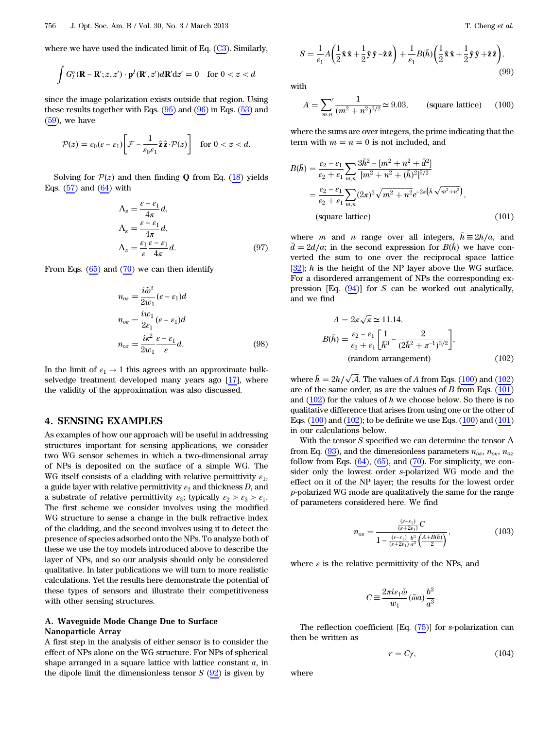where we have used the indicated limit of Eq. (C3). Similarly,

$$\int G_L^o(\mathbf{R}-\mathbf{R}';z,z')\cdot\mathbf{p}^I(\mathbf{R}',z')d\mathbf{R}'dz' = 0 \quad \text{for } 0<z<d$$

since the image polarization exists outside that region. Using these results together with Eqs. (95) and (96) in Eqs. (53) and (59), we have

$$\mathcal{P}(z) = \epsilon_0(\varepsilon-\varepsilon_1)\left[\mathcal{F}-\frac{1}{\epsilon_0\varepsilon_1}\hat{\mathbf{z}}\hat{\mathbf{z}}\cdot\mathcal{P}(z)\right] \quad \text{for } 0<z<d.$$

Solving for $\mathcal{P}(z)$ and then finding $\mathbf{Q}$ from Eq. (18) yields Eqs. (57) and (64) with

$$\begin{aligned}
\Lambda_s &= \frac{\varepsilon-\varepsilon_1}{4\pi}d,\\
\Lambda_\kappa &= \frac{\varepsilon-\varepsilon_1}{4\pi}d,\\
\Lambda_z &= \frac{\varepsilon_1}{\varepsilon}\frac{\varepsilon-\varepsilon_1}{4\pi}d.
\end{aligned} \tag{97}$$

From Eqs. (65) and (70) we can then identify

$$\begin{aligned}
n_{os} &= \frac{i\tilde{\omega}^2}{2w_1}(\varepsilon-\varepsilon_1)d\\
n_{o\kappa} &= \frac{iw_1}{2\varepsilon_1}(\varepsilon-\varepsilon_1)d\\
n_{oz} &= \frac{i\kappa^2}{2w_1}\frac{\varepsilon-\varepsilon_1}{\varepsilon}d.
\end{aligned} \tag{98}$$

In the limit of $\varepsilon_1\to 1$ this agrees with an approximate bulk-selvedge treatment developed many years ago [17], where the validity of the approximation was also discussed.

## 4. SENSING EXAMPLES

As examples of how our approach will be useful in addressing structures important for sensing applications, we consider two WG sensor schemes in which a two-dimensional array of NPs is deposited on the surface of a simple WG. The WG itself consists of a cladding with relative permittivity $\varepsilon_1$, a guide layer with relative permittivity $\varepsilon_2$ and thickness $D$, and a substrate of relative permittivity $\varepsilon_3$; typically $\varepsilon_2>\varepsilon_3>\varepsilon_1$. The first scheme we consider involves using the modified WG structure to sense a change in the bulk refractive index of the cladding, and the second involves using it to detect the presence of species adsorbed onto the NPs. To analyze both of these we use the toy models introduced above to describe the layer of NPs, and so our analysis should only be considered qualitative. In later publications we will turn to more realistic calculations. Yet the results here demonstrate the potential of these types of sensors and illustrate their competitiveness with other sensing structures.

### A. Waveguide Mode Change Due to Surface Nanoparticle Array

A first step in the analysis of either sensor is to consider the effect of NPs alone on the WG structure. For NPs of spherical shape arranged in a square lattice with lattice constant $a$, in the dipole limit the dimensionless tensor $S$ (92) is given by

$$S = \frac{1}{\varepsilon_1}A\left(\frac{1}{2}\hat{\mathbf{x}}\hat{\mathbf{x}}+\frac{1}{2}\hat{\mathbf{y}}\hat{\mathbf{y}}-\hat{\mathbf{z}}\hat{\mathbf{z}}\right)+\frac{1}{\varepsilon_1}B(\bar{h})\left(\frac{1}{2}\hat{\mathbf{x}}\hat{\mathbf{x}}+\frac{1}{2}\hat{\mathbf{y}}\hat{\mathbf{y}}+\hat{\mathbf{z}}\hat{\mathbf{z}}\right), \tag{99}$$

with

$$A = {\sum_{m,n}}'\frac{1}{(m^2+n^2)^{3/2}}\simeq 9.03, \qquad \text{(square lattice)} \tag{100}$$

where the sums are over integers, the prime indicating that the term with $m=n=0$ is not included, and

$$\begin{aligned}
B(\bar{h}) &= \frac{\varepsilon_2-\varepsilon_1}{\varepsilon_2+\varepsilon_1}\sum_{m,n}\frac{3\bar{h}^2-[m^2+n^2+\bar{d}^2]}{[m^2+n^2+(\bar{h})^2]^{5/2}}\\
&= \frac{\varepsilon_2-\varepsilon_1}{\varepsilon_2+\varepsilon_1}\sum_{m,n}(2\pi)^2\sqrt{m^2+n^2}e^{-2\pi\left(\bar{h}\sqrt{m^2+n^2}\right)},\\
&\text{(square lattice)}
\end{aligned} \tag{101}$$

where $m$ and $n$ range over all integers, $\bar{h}\equiv 2h/a$, and $\bar{d}=2d/a$; in the second expression for $B(\bar{h})$ we have converted the sum to one over the reciprocal space lattice [32]; $h$ is the height of the NP layer above the WG surface. For a disordered arrangement of NPs the corresponding expression [Eq. (94)] for $S$ can be worked out analytically, and we find

$$\begin{aligned}
A &= 2\pi\sqrt{\pi}\simeq 11.14,\\
B(\bar{h}) &= \frac{\varepsilon_2-\varepsilon_1}{\varepsilon_2+\varepsilon_1}\left[\frac{1}{\bar{h}^3}-\frac{2}{(2\bar{h}^2+\pi^{-1})^{3/2}}\right],\\
&\text{(random arrangement)}
\end{aligned} \tag{102}$$

where $\bar{h}=2h/\sqrt{\mathcal{A}}$. The values of $A$ from Eqs. (100) and (102) are of the same order, as are the values of $B$ from Eqs. (101) and (102) for the values of $h$ we choose below. So there is no qualitative difference that arises from using one or the other of Eqs. (100) and (102); to be definite we use Eqs. (100) and (101) in our calculations below.

With the tensor $S$ specified we can determine the tensor $\Lambda$ from Eq. (93), and the dimensionless parameters $n_{os}$, $n_{o\kappa}$, $n_{oz}$ follow from Eqs. (64), (65), and (70). For simplicity, we consider only the lowest order $s$-polarized WG mode and the effect on it of the NP layer; the results for the lowest order $p$-polarized WG mode are qualitatively the same for the range of parameters considered here. We find

$$n_{os} = \frac{\frac{(\varepsilon-\varepsilon_1)}{(\varepsilon+2\varepsilon_1)}C}{1-\frac{(\varepsilon-\varepsilon_1)}{(\varepsilon+2\varepsilon_1)}\frac{b^3}{a^3}\left(\frac{A+B(\bar{h})}{2}\right)}, \tag{103}$$

where $\varepsilon$ is the relative permittivity of the NPs, and

$$C\equiv\frac{2\pi i\varepsilon_1\tilde{\omega}}{w_1}(\tilde{\omega}a)\frac{b^3}{a^3}.$$

The reflection coefficient [Eq. (75)] for $s$-polarization can then be written as

$$r = C\gamma, \tag{104}$$

where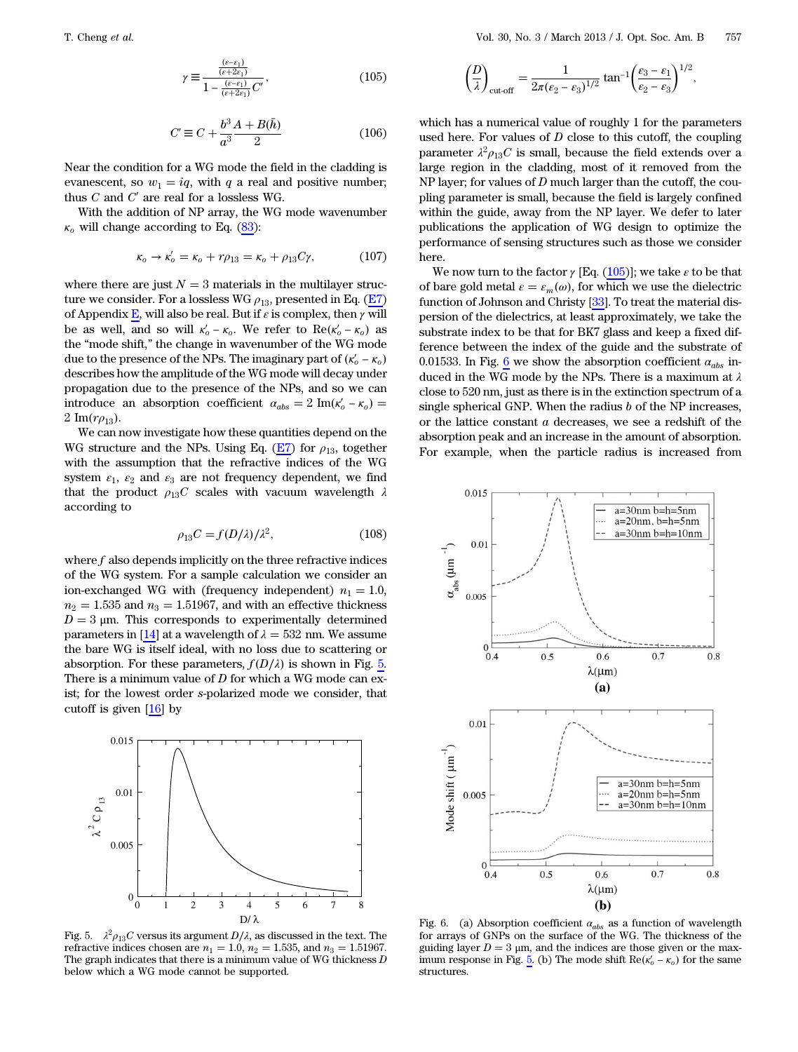$$\gamma \equiv \frac{\frac{(\varepsilon-\varepsilon_1)}{(\varepsilon+2\varepsilon_1)}}{1-\frac{(\varepsilon-\varepsilon_1)}{(\varepsilon+2\varepsilon_1)}C'}, \tag{105}$$

$$C' \equiv C + \frac{b^3}{a^3}\frac{A+B(\bar{h})}{2} \tag{106}$$

Near the condition for a WG mode the field in the cladding is evanescent, so $w_1 = iq$, with $q$ a real and positive number; thus $C$ and $C'$ are real for a lossless WG.

With the addition of NP array, the WG mode wavenumber $\kappa_o$ will change according to Eq. (83):

$$\kappa_o \to \kappa_o' = \kappa_o + r\rho_{13} = \kappa_o + \rho_{13}C\gamma, \tag{107}$$

where there are just $N = 3$ materials in the multilayer structure we consider. For a lossless WG $\rho_{13}$, presented in Eq. (E7) of Appendix E, will also be real. But if $\varepsilon$ is complex, then $\gamma$ will be as well, and so will $\kappa_o' - \kappa_o$. We refer to $\text{Re}(\kappa_o' - \kappa_o)$ as the "mode shift," the change in wavenumber of the WG mode due to the presence of the NPs. The imaginary part of $(\kappa_o' - \kappa_o)$ describes how the amplitude of the WG mode will decay under propagation due to the presence of the NPs, and so we can introduce an absorption coefficient $\alpha_{abs} = 2\,\text{Im}(\kappa_o' - \kappa_o) = 2\,\text{Im}(r\rho_{13})$.

We can now investigate how these quantities depend on the WG structure and the NPs. Using Eq. (E7) for $\rho_{13}$, together with the assumption that the refractive indices of the WG system $\varepsilon_1$, $\varepsilon_2$ and $\varepsilon_3$ are not frequency dependent, we find that the product $\rho_{13}C$ scales with vacuum wavelength $\lambda$ according to

$$\rho_{13}C = f(D/\lambda)/\lambda^2, \tag{108}$$

where $f$ also depends implicitly on the three refractive indices of the WG system. For a sample calculation we consider an ion-exchanged WG with (frequency independent) $n_1 = 1.0$, $n_2 = 1.535$ and $n_3 = 1.51967$, and with an effective thickness $D = 3$ μm. This corresponds to experimentally determined parameters in [14] at a wavelength of $\lambda = 532$ nm. We assume the bare WG is itself ideal, with no loss due to scattering or absorption. For these parameters, $f(D/\lambda)$ is shown in Fig. 5. There is a minimum value of $D$ for which a WG mode can exist; for the lowest order $s$-polarized mode we consider, that cutoff is given [16] by

Fig. 5. $\lambda^2\rho_{13}C$ versus its argument $D/\lambda$, as discussed in the text. The refractive indices chosen are $n_1 = 1.0$, $n_2 = 1.535$, and $n_3 = 1.51967$. The graph indicates that there is a minimum value of WG thickness $D$ below which a WG mode cannot be supported.

$$\left(\frac{D}{\lambda}\right)_{\text{cut-off}} = \frac{1}{2\pi(\varepsilon_2-\varepsilon_3)^{1/2}}\tan^{-1}\left(\frac{\varepsilon_3-\varepsilon_1}{\varepsilon_2-\varepsilon_3}\right)^{1/2},$$

which has a numerical value of roughly 1 for the parameters used here. For values of $D$ close to this cutoff, the coupling parameter $\lambda^2\rho_{13}C$ is small, because the field extends over a large region in the cladding, most of it removed from the NP layer; for values of $D$ much larger than the cutoff, the coupling parameter is small, because the field is largely confined within the guide, away from the NP layer. We defer to later publications the application of WG design to optimize the performance of sensing structures such as those we consider here.

We now turn to the factor $\gamma$ [Eq. (105)]; we take $\varepsilon$ to be that of bare gold metal $\varepsilon = \varepsilon_m(\omega)$, for which we use the dielectric function of Johnson and Christy [33]. To treat the material dispersion of the dielectrics, at least approximately, we take the substrate index to be that for BK7 glass and keep a fixed difference between the index of the guide and the substrate of 0.01533. In Fig. 6 we show the absorption coefficient $\alpha_{abs}$ induced in the WG mode by the NPs. There is a maximum at $\lambda$ close to 520 nm, just as there is in the extinction spectrum of a single spherical GNP. When the radius $b$ of the NP increases, or the lattice constant $a$ decreases, we see a redshift of the absorption peak and an increase in the amount of absorption. For example, when the particle radius is increased from

Fig. 6. (a) Absorption coefficient $\alpha_{abs}$ as a function of wavelength for arrays of GNPs on the surface of the WG. The thickness of the guiding layer $D = 3$ μm, and the indices are those given or the maximum response in Fig. 5. (b) The mode shift $\text{Re}(\kappa_o' - \kappa_o)$ for the same structures.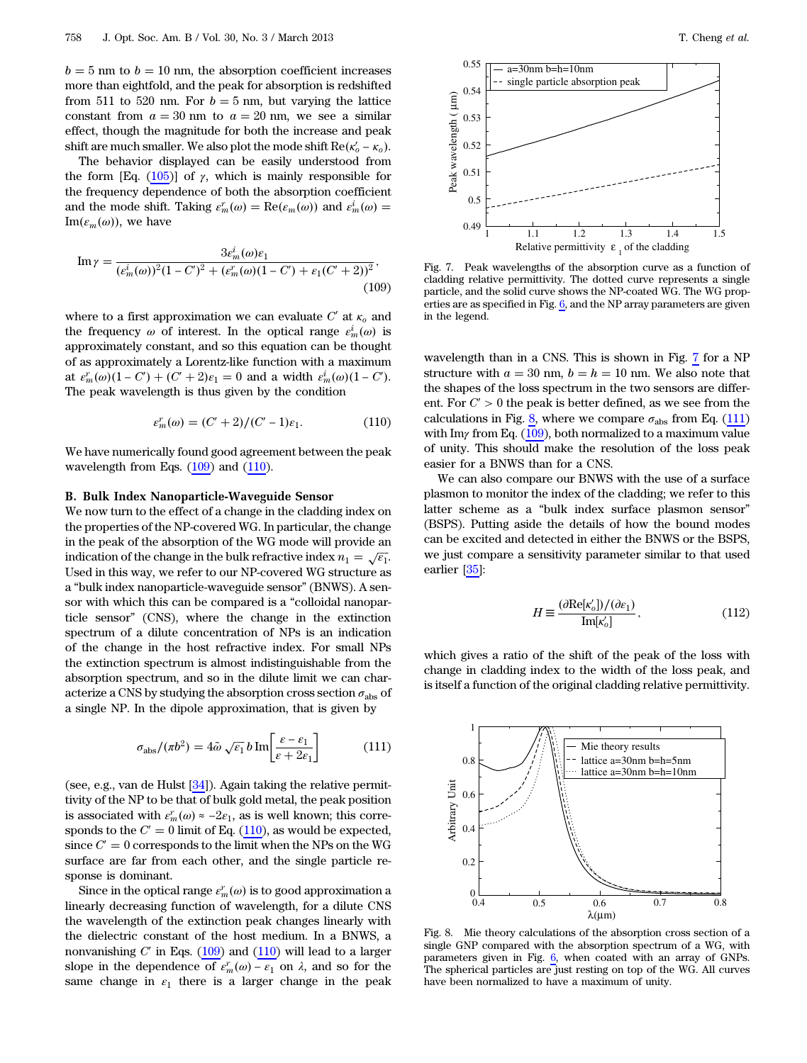$b = 5$ nm to $b = 10$ nm, the absorption coefficient increases more than eightfold, and the peak for absorption is redshifted from 511 to 520 nm. For $b = 5$ nm, but varying the lattice constant from $a = 30$ nm to $a = 20$ nm, we see a similar effect, though the magnitude for both the increase and peak shift are much smaller. We also plot the mode shift $\mathrm{Re}(\kappa_o' - \kappa_o)$.

The behavior displayed can be easily understood from the form [Eq. (105)] of $\gamma$, which is mainly responsible for the frequency dependence of both the absorption coefficient and the mode shift. Taking $\varepsilon_m^r(\omega) = \mathrm{Re}(\varepsilon_m(\omega))$ and $\varepsilon_m^i(\omega) = \mathrm{Im}(\varepsilon_m(\omega))$, we have

$$\mathrm{Im}\,\gamma = \frac{3\varepsilon_m^i(\omega)\varepsilon_1}{(\varepsilon_m^i(\omega))^2(1 - C')^2 + (\varepsilon_m^r(\omega)(1 - C') + \varepsilon_1(C' + 2))^2}, \tag{109}$$

where to a first approximation we can evaluate $C'$ at $\kappa_o$ and the frequency $\omega$ of interest. In the optical range $\varepsilon_m^i(\omega)$ is approximately constant, and so this equation can be thought of as approximately a Lorentz-like function with a maximum at $\varepsilon_m^r(\omega)(1 - C') + (C' + 2)\varepsilon_1 = 0$ and a width $\varepsilon_m^i(\omega)(1 - C')$. The peak wavelength is thus given by the condition

$$\varepsilon_m^r(\omega) = (C' + 2)/(C' - 1)\varepsilon_1. \tag{110}$$

We have numerically found good agreement between the peak wavelength from Eqs. (109) and (110).

### B. Bulk Index Nanoparticle-Waveguide Sensor

We now turn to the effect of a change in the cladding index on the properties of the NP-covered WG. In particular, the change in the peak of the absorption of the WG mode will provide an indication of the change in the bulk refractive index $n_1 = \sqrt{\varepsilon_1}$. Used in this way, we refer to our NP-covered WG structure as a "bulk index nanoparticle-waveguide sensor" (BNWS). A sensor with which this can be compared is a "colloidal nanoparticle sensor" (CNS), where the change in the extinction spectrum of a dilute concentration of NPs is an indication of the change in the host refractive index. For small NPs the extinction spectrum is almost indistinguishable from the absorption spectrum, and so in the dilute limit we can characterize a CNS by studying the absorption cross section $\sigma_{\mathrm{abs}}$ of a single NP. In the dipole approximation, that is given by

$$\sigma_{\mathrm{abs}}/(\pi b^2) = 4\tilde{\omega}\sqrt{\varepsilon_1}\,b\,\mathrm{Im}\left[\frac{\varepsilon - \varepsilon_1}{\varepsilon + 2\varepsilon_1}\right] \tag{111}$$

(see, e.g., van de Hulst [34]). Again taking the relative permittivity of the NP to be that of bulk gold metal, the peak position is associated with $\varepsilon_m^r(\omega) \approx -2\varepsilon_1$, as is well known; this corresponds to the $C' = 0$ limit of Eq. (110), as would be expected, since $C' = 0$ corresponds to the limit when the NPs on the WG surface are far from each other, and the single particle response is dominant.

Since in the optical range $\varepsilon_m^r(\omega)$ is to good approximation a linearly decreasing function of wavelength, for a dilute CNS the wavelength of the extinction peak changes linearly with the dielectric constant of the host medium. In a BNWS, a nonvanishing $C'$ in Eqs. (109) and (110) will lead to a larger slope in the dependence of $\varepsilon_m^r(\omega) - \varepsilon_1$ on $\lambda$, and so for the same change in $\varepsilon_1$ there is a larger change in the peak wavelength than in a CNS. This is shown in Fig. 7 for a NP structure with $a = 30$ nm, $b = h = 10$ nm. We also note that the shapes of the loss spectrum in the two sensors are different. For $C' > 0$ the peak is better defined, as we see from the calculations in Fig. 8, where we compare $\sigma_{\mathrm{abs}}$ from Eq. (111) with $\mathrm{Im}\gamma$ from Eq. (109), both normalized to a maximum value of unity. This should make the resolution of the loss peak easier for a BNWS than for a CNS.

Fig. 7. Peak wavelengths of the absorption curve as a function of cladding relative permittivity. The dotted curve represents a single particle, and the solid curve shows the NP-coated WG. The WG properties are as specified in Fig. 6, and the NP array parameters are given in the legend.

We can also compare our BNWS with the use of a surface plasmon to monitor the index of the cladding; we refer to this latter scheme as a "bulk index surface plasmon sensor" (BSPS). Putting aside the details of how the bound modes can be excited and detected in either the BNWS or the BSPS, we just compare a sensitivity parameter similar to that used earlier [35]:

$$H \equiv \frac{(\partial \mathrm{Re}[\kappa_o'])/(\partial \varepsilon_1)}{\mathrm{Im}[\kappa_o']}, \tag{112}$$

which gives a ratio of the shift of the peak of the loss with change in cladding index to the width of the loss peak, and is itself a function of the original cladding relative permittivity.

Fig. 8. Mie theory calculations of the absorption cross section of a single GNP compared with the absorption spectrum of a WG, with parameters given in Fig. 6, when coated with an array of GNPs. The spherical particles are just resting on top of the WG. All curves have been normalized to have a maximum of unity.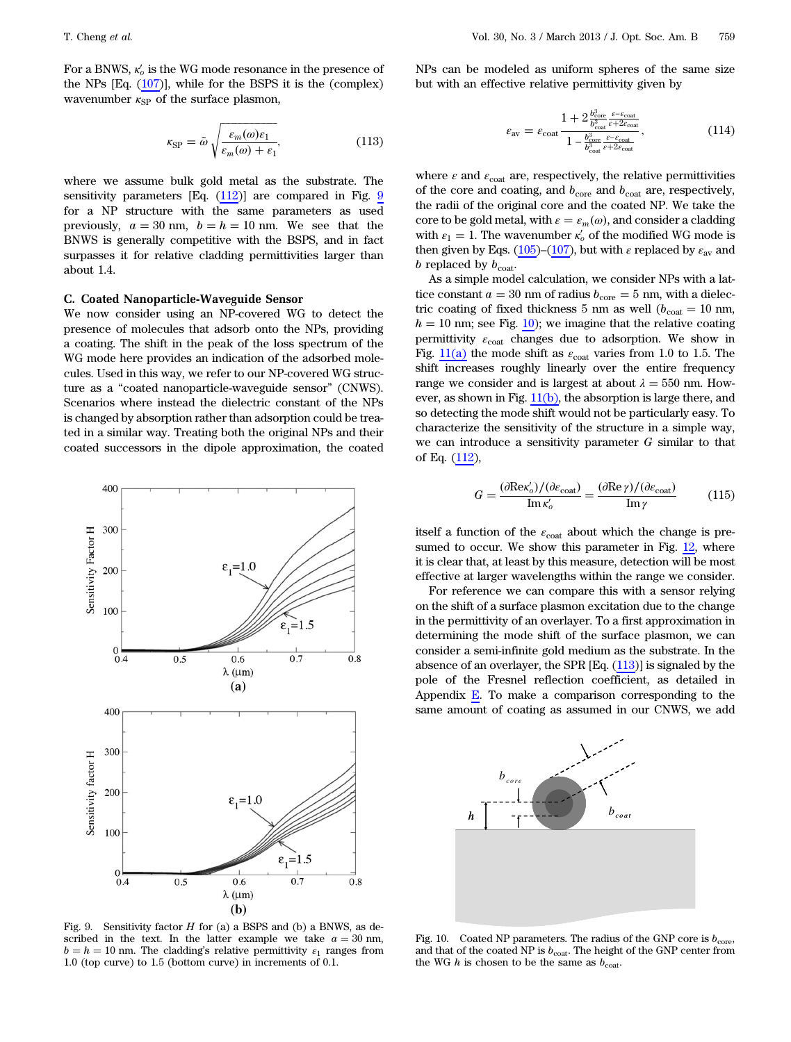For a BNWS, $\kappa_o'$ is the WG mode resonance in the presence of the NPs [Eq. (107)], while for the BSPS it is the (complex) wavenumber $\kappa_{\mathrm{SP}}$ of the surface plasmon,

$$\kappa_{\mathrm{SP}} = \tilde{\omega}\sqrt{\frac{\varepsilon_m(\omega)\varepsilon_1}{\varepsilon_m(\omega)+\varepsilon_1}}, \tag{113}$$

where we assume bulk gold metal as the substrate. The sensitivity parameters [Eq. (112)] are compared in Fig. 9 for a NP structure with the same parameters as used previously, $a = 30$ nm, $b = h = 10$ nm. We see that the BNWS is generally competitive with the BSPS, and in fact surpasses it for relative cladding permittivities larger than about 1.4.

### C. Coated Nanoparticle-Waveguide Sensor

We now consider using an NP-covered WG to detect the presence of molecules that adsorb onto the NPs, providing a coating. The shift in the peak of the loss spectrum of the WG mode here provides an indication of the adsorbed molecules. Used in this way, we refer to our NP-covered WG structure as a "coated nanoparticle-waveguide sensor" (CNWS). Scenarios where instead the dielectric constant of the NPs is changed by absorption rather than adsorption could be treated in a similar way. Treating both the original NPs and their coated successors in the dipole approximation, the coated NPs can be modeled as uniform spheres of the same size but with an effective relative permittivity given by

$$\varepsilon_{\mathrm{av}} = \varepsilon_{\mathrm{coat}}\frac{1 + 2\frac{b_{\mathrm{core}}^3}{b_{\mathrm{coat}}^3}\frac{\varepsilon-\varepsilon_{\mathrm{coat}}}{\varepsilon+2\varepsilon_{\mathrm{coat}}}}{1 - \frac{b_{\mathrm{core}}^3}{b_{\mathrm{coat}}^3}\frac{\varepsilon-\varepsilon_{\mathrm{coat}}}{\varepsilon+2\varepsilon_{\mathrm{coat}}}}, \tag{114}$$

where $\varepsilon$ and $\varepsilon_{\mathrm{coat}}$ are, respectively, the relative permittivities of the core and coating, and $b_{\mathrm{core}}$ and $b_{\mathrm{coat}}$ are, respectively, the radii of the original core and the coated NP. We take the core to be gold metal, with $\varepsilon = \varepsilon_m(\omega)$, and consider a cladding with $\varepsilon_1 = 1$. The wavenumber $\kappa_o'$ of the modified WG mode is then given by Eqs. (105)–(107), but with $\varepsilon$ replaced by $\varepsilon_{\mathrm{av}}$ and $b$ replaced by $b_{\mathrm{coat}}$.

As a simple model calculation, we consider NPs with a lattice constant $a = 30$ nm of radius $b_{\mathrm{core}} = 5$ nm, with a dielectric coating of fixed thickness 5 nm as well ($b_{\mathrm{coat}} = 10$ nm, $h = 10$ nm; see Fig. 10); we imagine that the relative coating permittivity $\varepsilon_{\mathrm{coat}}$ changes due to adsorption. We show in Fig. 11(a) the mode shift as $\varepsilon_{\mathrm{coat}}$ varies from 1.0 to 1.5. The shift increases roughly linearly over the entire frequency range we consider and is largest at about $\lambda = 550$ nm. However, as shown in Fig. 11(b), the absorption is large there, and so detecting the mode shift would not be particularly easy. To characterize the sensitivity of the structure in a simple way, we can introduce a sensitivity parameter $G$ similar to that of Eq. (112),

$$G = \frac{(\partial \mathrm{Re}\kappa_o')/(\partial\varepsilon_{\mathrm{coat}})}{\mathrm{Im}\,\kappa_o'} = \frac{(\partial \mathrm{Re}\,\gamma)/(\partial\varepsilon_{\mathrm{coat}})}{\mathrm{Im}\,\gamma} \tag{115}$$

itself a function of the $\varepsilon_{\mathrm{coat}}$ about which the change is presumed to occur. We show this parameter in Fig. 12, where it is clear that, at least by this measure, detection will be most effective at larger wavelengths within the range we consider.

For reference we can compare this with a sensor relying on the shift of a surface plasmon excitation due to the change in the permittivity of an overlayer. To a first approximation in determining the mode shift of the surface plasmon, we can consider a semi-infinite gold medium as the substrate. In the absence of an overlayer, the SPR [Eq. (113)] is signaled by the pole of the Fresnel reflection coefficient, as detailed in Appendix E. To make a comparison corresponding to the same amount of coating as assumed in our CNWS, we add

Fig. 9. Sensitivity factor $H$ for (a) a BSPS and (b) a BNWS, as described in the text. In the latter example we take $a = 30$ nm, $b = h = 10$ nm. The cladding's relative permittivity $\varepsilon_1$ ranges from 1.0 (top curve) to 1.5 (bottom curve) in increments of 0.1.

Fig. 10. Coated NP parameters. The radius of the GNP core is $b_{\mathrm{core}}$, and that of the coated NP is $b_{\mathrm{coat}}$. The height of the GNP center from the WG $h$ is chosen to be the same as $b_{\mathrm{coat}}$.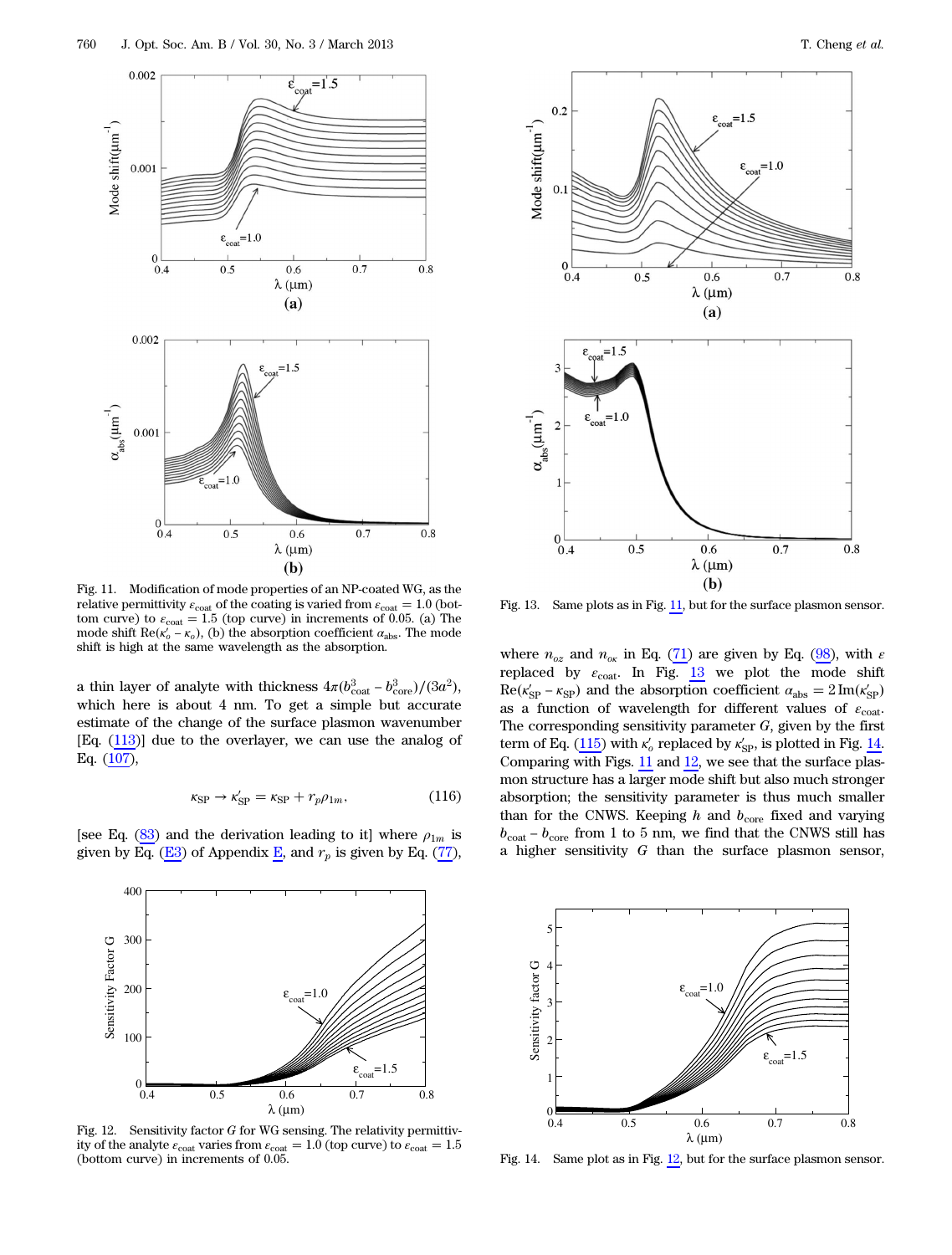Fig. 11. Modification of mode properties of an NP-coated WG, as the relative permittivity $\varepsilon_{\mathrm{coat}}$ of the coating is varied from $\varepsilon_{\mathrm{coat}} = 1.0$ (bottom curve) to $\varepsilon_{\mathrm{coat}} = 1.5$ (top curve) in increments of 0.05. (a) The mode shift $\mathrm{Re}(\kappa_o' - \kappa_o)$, (b) the absorption coefficient $\alpha_{\mathrm{abs}}$. The mode shift is high at the same wavelength as the absorption.

a thin layer of analyte with thickness $4\pi(b_{\mathrm{coat}}^3 - b_{\mathrm{core}}^3)/(3a^2)$, which here is about 4 nm. To get a simple but accurate estimate of the change of the surface plasmon wavenumber [Eq. (113)] due to the overlayer, we can use the analog of Eq. (107),

$$\kappa_{\mathrm{SP}} \to \kappa_{\mathrm{SP}}' = \kappa_{\mathrm{SP}} + r_p \rho_{1m}, \tag{116}$$

[see Eq. (83) and the derivation leading to it] where $\rho_{1m}$ is given by Eq. (E3) of Appendix E, and $r_p$ is given by Eq. (77),

Fig. 12. Sensitivity factor $G$ for WG sensing. The relativity permittivity of the analyte $\varepsilon_{\mathrm{coat}}$ varies from $\varepsilon_{\mathrm{coat}} = 1.0$ (top curve) to $\varepsilon_{\mathrm{coat}} = 1.5$ (bottom curve) in increments of 0.05.

Fig. 13. Same plots as in Fig. 11, but for the surface plasmon sensor.

where $n_{oz}$ and $n_{o\kappa}$ in Eq. (71) are given by Eq. (98), with $\varepsilon$ replaced by $\varepsilon_{\mathrm{coat}}$. In Fig. 13 we plot the mode shift $\mathrm{Re}(\kappa_{\mathrm{SP}}' - \kappa_{\mathrm{SP}})$ and the absorption coefficient $\alpha_{\mathrm{abs}} = 2\,\mathrm{Im}(\kappa_{\mathrm{SP}}')$ as a function of wavelength for different values of $\varepsilon_{\mathrm{coat}}$. The corresponding sensitivity parameter $G$, given by the first term of Eq. (115) with $\kappa_o'$ replaced by $\kappa_{\mathrm{SP}}'$, is plotted in Fig. 14. Comparing with Figs. 11 and 12, we see that the surface plasmon structure has a larger mode shift but also much stronger absorption; the sensitivity parameter is thus much smaller than for the CNWS. Keeping $h$ and $b_{\mathrm{core}}$ fixed and varying $b_{\mathrm{coat}} - b_{\mathrm{core}}$ from 1 to 5 nm, we find that the CNWS still has a higher sensitivity $G$ than the surface plasmon sensor,

Fig. 14. Same plot as in Fig. 12, but for the surface plasmon sensor.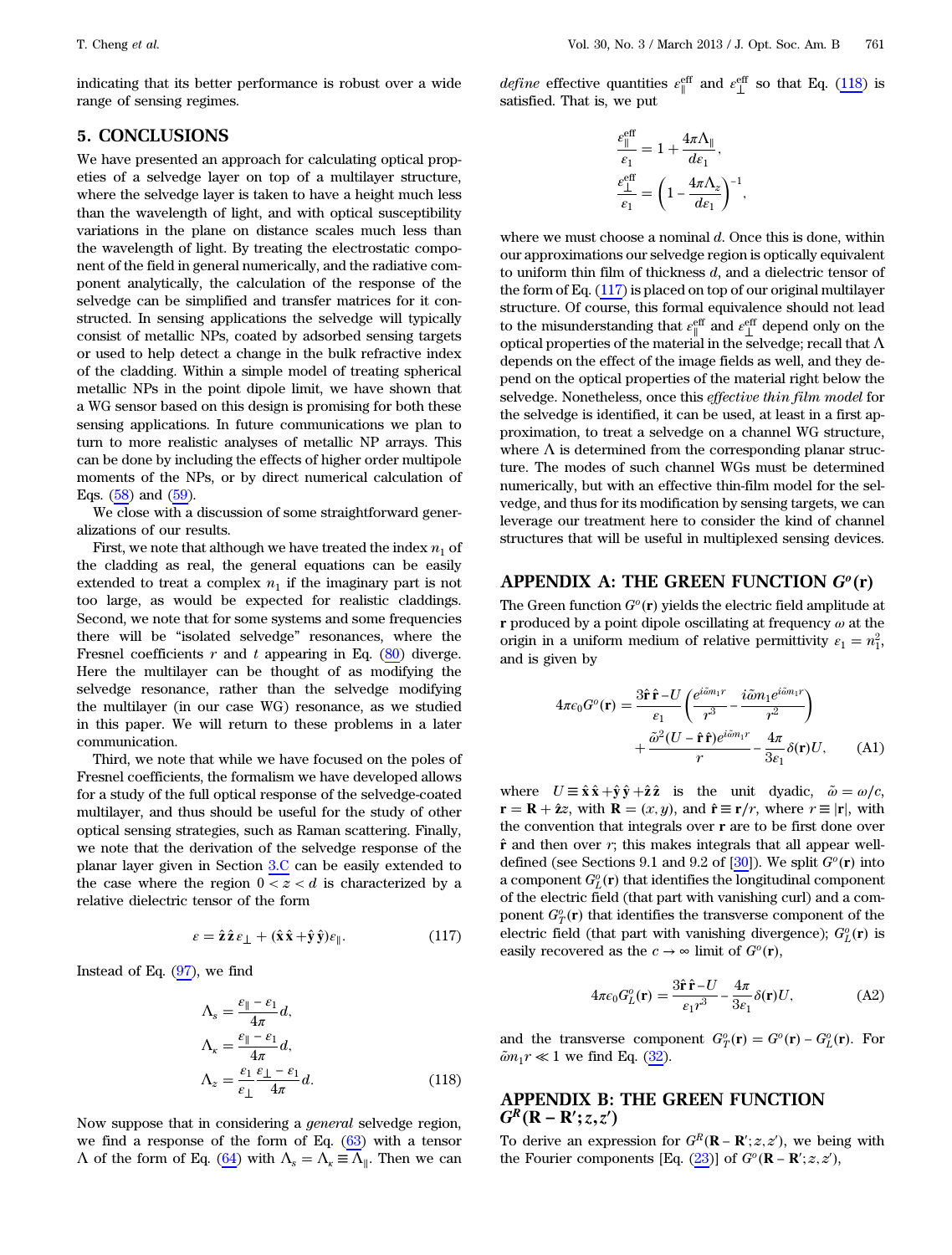indicating that its better performance is robust over a wide range of sensing regimes.

## 5. CONCLUSIONS

We have presented an approach for calculating optical propeties of a selvedge layer on top of a multilayer structure, where the selvedge layer is taken to have a height much less than the wavelength of light, and with optical susceptibility variations in the plane on distance scales much less than the wavelength of light. By treating the electrostatic component of the field in general numerically, and the radiative component analytically, the calculation of the response of the selvedge can be simplified and transfer matrices for it constructed. In sensing applications the selvedge will typically consist of metallic NPs, coated by adsorbed sensing targets or used to help detect a change in the bulk refractive index of the cladding. Within a simple model of treating spherical metallic NPs in the point dipole limit, we have shown that a WG sensor based on this design is promising for both these sensing applications. In future communications we plan to turn to more realistic analyses of metallic NP arrays. This can be done by including the effects of higher order multipole moments of the NPs, or by direct numerical calculation of Eqs. (58) and (59).

We close with a discussion of some straightforward generalizations of our results.

First, we note that although we have treated the index $n_1$ of the cladding as real, the general equations can be easily extended to treat a complex $n_1$ if the imaginary part is not too large, as would be expected for realistic claddings. Second, we note that for some systems and some frequencies there will be "isolated selvedge" resonances, where the Fresnel coefficients $r$ and $t$ appearing in Eq. (80) diverge. Here the multilayer can be thought of as modifying the selvedge resonance, rather than the selvedge modifying the multilayer (in our case WG) resonance, as we studied in this paper. We will return to these problems in a later communication.

Third, we note that while we have focused on the poles of Fresnel coefficients, the formalism we have developed allows for a study of the full optical response of the selvedge-coated multilayer, and thus should be useful for the study of other optical sensing strategies, such as Raman scattering. Finally, we note that the derivation of the selvedge response of the planar layer given in Section 3.C can be easily extended to the case where the region $0 < z < d$ is characterized by a relative dielectric tensor of the form

$$\varepsilon = \hat{\mathbf{z}}\hat{\mathbf{z}}\,\varepsilon_\perp + (\hat{\mathbf{x}}\hat{\mathbf{x}} + \hat{\mathbf{y}}\hat{\mathbf{y}})\varepsilon_\parallel. \tag{117}$$

Instead of Eq. (97), we find

$$\begin{aligned}
\Lambda_s &= \frac{\varepsilon_\parallel - \varepsilon_1}{4\pi} d, \\
\Lambda_\kappa &= \frac{\varepsilon_\parallel - \varepsilon_1}{4\pi} d, \\
\Lambda_z &= \frac{\varepsilon_1}{\varepsilon_\perp} \frac{\varepsilon_\perp - \varepsilon_1}{4\pi} d.
\end{aligned} \tag{118}$$

Now suppose that in considering a *general* selvedge region, we find a response of the form of Eq. (63) with a tensor $\Lambda$ of the form of Eq. (64) with $\Lambda_s = \Lambda_\kappa \equiv \Lambda_\parallel$. Then we can *define* effective quantities $\varepsilon_\parallel^{\text{eff}}$ and $\varepsilon_\perp^{\text{eff}}$ so that Eq. (118) is satisfied. That is, we put

$$\begin{aligned}
\frac{\varepsilon_\parallel^{\text{eff}}}{\varepsilon_1} &= 1 + \frac{4\pi\Lambda_\parallel}{d\varepsilon_1}, \\
\frac{\varepsilon_\perp^{\text{eff}}}{\varepsilon_1} &= \left(1 - \frac{4\pi\Lambda_z}{d\varepsilon_1}\right)^{-1},
\end{aligned}$$

where we must choose a nominal $d$. Once this is done, within our approximations our selvedge region is optically equivalent to uniform thin film of thickness $d$, and a dielectric tensor of the form of Eq. (117) is placed on top of our original multilayer structure. Of course, this formal equivalence should not lead to the misunderstanding that $\varepsilon_\parallel^{\text{eff}}$ and $\varepsilon_\perp^{\text{eff}}$ depend only on the optical properties of the material in the selvedge; recall that $\Lambda$ depends on the effect of the image fields as well, and they depend on the optical properties of the material right below the selvedge. Nonetheless, once this *effective thin film model* for the selvedge is identified, it can be used, at least in a first approximation, to treat a selvedge on a channel WG structure, where $\Lambda$ is determined from the corresponding planar structure. The modes of such channel WGs must be determined numerically, but with an effective thin-film model for the selvedge, and thus for its modification by sensing targets, we can leverage our treatment here to consider the kind of channel structures that will be useful in multiplexed sensing devices.

## APPENDIX A: THE GREEN FUNCTION $G^o(\mathbf{r})$

The Green function $G^o(\mathbf{r})$ yields the electric field amplitude at $\mathbf{r}$ produced by a point dipole oscillating at frequency $\omega$ at the origin in a uniform medium of relative permittivity $\varepsilon_1 = n_1^2$, and is given by

$$\begin{aligned}
4\pi\epsilon_0 G^o(\mathbf{r}) = {}& \frac{3\hat{\mathbf{r}}\,\hat{\mathbf{r}} - U}{\varepsilon_1}\left(\frac{e^{i\tilde{\omega}n_1 r}}{r^3} - \frac{i\tilde{\omega}n_1 e^{i\tilde{\omega}n_1 r}}{r^2}\right) \\
& + \frac{\tilde{\omega}^2(U - \hat{\mathbf{r}}\,\hat{\mathbf{r}})e^{i\tilde{\omega}n_1 r}}{r} - \frac{4\pi}{3\varepsilon_1}\delta(\mathbf{r})U,
\end{aligned} \tag{A1}$$

where $U \equiv \hat{\mathbf{x}}\,\hat{\mathbf{x}} + \hat{\mathbf{y}}\,\hat{\mathbf{y}} + \hat{\mathbf{z}}\,\hat{\mathbf{z}}$ is the unit dyadic, $\tilde{\omega} = \omega/c$, $\mathbf{r} = \mathbf{R} + \hat{\mathbf{z}}z$, with $\mathbf{R} = (x, y)$, and $\hat{\mathbf{r}} \equiv \mathbf{r}/r$, where $r \equiv |\mathbf{r}|$, with the convention that integrals over $\mathbf{r}$ are to be first done over $\hat{\mathbf{r}}$ and then over $r$; this makes integrals that all appear well-defined (see Sections 9.1 and 9.2 of [30]). We split $G^o(\mathbf{r})$ into a component $G_L^o(\mathbf{r})$ that identifies the longitudinal component of the electric field (that part with vanishing curl) and a component $G_T^o(\mathbf{r})$ that identifies the transverse component of the electric field (that part with vanishing divergence); $G_L^o(\mathbf{r})$ is easily recovered as the $c \to \infty$ limit of $G^o(\mathbf{r})$,

$$4\pi\epsilon_0 G_L^o(\mathbf{r}) = \frac{3\hat{\mathbf{r}}\,\hat{\mathbf{r}} - U}{\varepsilon_1 r^3} - \frac{4\pi}{3\varepsilon_1}\delta(\mathbf{r})U, \tag{A2}$$

and the transverse component $G_T^o(\mathbf{r}) = G^o(\mathbf{r}) - G_L^o(\mathbf{r})$. For $\tilde{\omega}n_1 r \ll 1$ we find Eq. (32).

## APPENDIX B: THE GREEN FUNCTION $G^R(\mathbf{R} - \mathbf{R}'; z, z')$

To derive an expression for $G^R(\mathbf{R} - \mathbf{R}'; z, z')$, we being with the Fourier components [Eq. (23)] of $G^o(\mathbf{R} - \mathbf{R}'; z, z')$,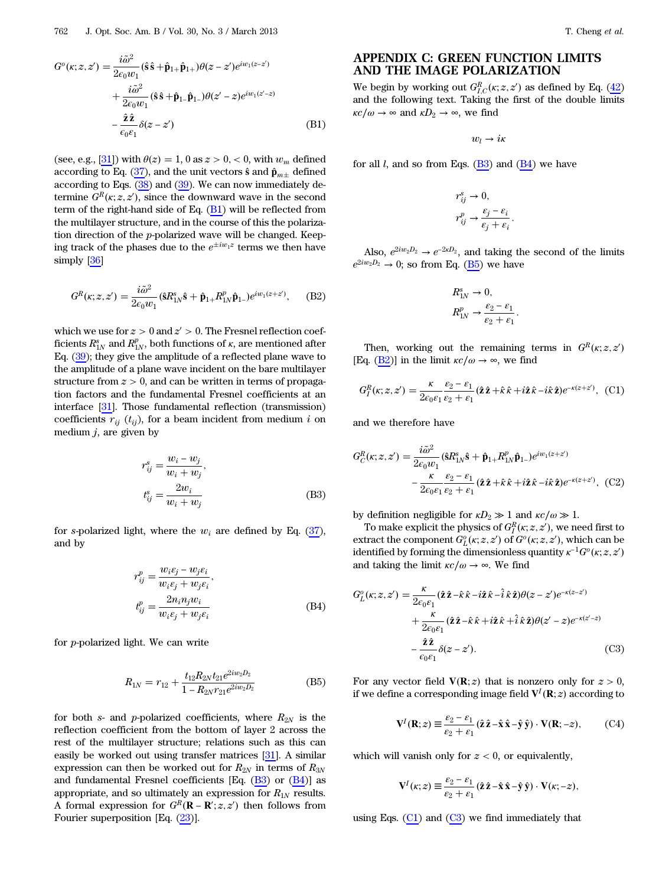$$G^o(\kappa;z,z') = \frac{i\tilde{\omega}^2}{2\epsilon_0 w_1}(\hat{\mathbf{s}}\hat{\mathbf{s}} + \hat{\mathbf{p}}_{1+}\hat{\mathbf{p}}_{1+})\theta(z-z')e^{iw_1(z-z')} + \frac{i\tilde{\omega}^2}{2\epsilon_0 w_1}(\hat{\mathbf{s}}\hat{\mathbf{s}} + \hat{\mathbf{p}}_{1-}\hat{\mathbf{p}}_{1-})\theta(z'-z)e^{iw_1(z'-z)} - \frac{\hat{\mathbf{z}}\hat{\mathbf{z}}}{\epsilon_0\varepsilon_1}\delta(z-z') \quad \text{(B1)}$$

(see, e.g., [31]) with $\theta(z) = 1, 0$ as $z > 0, < 0$, with $w_m$ defined according to Eq. (37), and the unit vectors $\hat{\mathbf{s}}$ and $\hat{\mathbf{p}}_{m\pm}$ defined according to Eqs. (38) and (39). We can now immediately determine $G^R(\kappa;z,z')$, since the downward wave in the second term of the right-hand side of Eq. (B1) will be reflected from the multilayer structure, and in the course of this the polarization direction of the $p$-polarized wave will be changed. Keeping track of the phases due to the $e^{\pm iw_1 z}$ terms we then have simply [36]

$$G^R(\kappa;z,z') = \frac{i\tilde{\omega}^2}{2\epsilon_0 w_1}(\hat{\mathbf{s}}R^s_{1N}\hat{\mathbf{s}} + \hat{\mathbf{p}}_{1+}R^p_{1N}\hat{\mathbf{p}}_{1-})e^{iw_1(z+z')}, \quad \text{(B2)}$$

which we use for $z > 0$ and $z' > 0$. The Fresnel reflection coefficients $R^s_{1N}$ and $R^p_{1N}$, both functions of $\kappa$, are mentioned after Eq. (39); they give the amplitude of a reflected plane wave to the amplitude of a plane wave incident on the bare multilayer structure from $z > 0$, and can be written in terms of propagation factors and the fundamental Fresnel coefficients at an interface [31]. Those fundamental reflection (transmission) coefficients $r_{ij}$ ($t_{ij}$), for a beam incident from medium $i$ on medium $j$, are given by

$$r^s_{ij} = \frac{w_i - w_j}{w_i + w_j}, \qquad t^s_{ij} = \frac{2w_i}{w_i + w_j} \quad \text{(B3)}$$

for $s$-polarized light, where the $w_i$ are defined by Eq. (37), and by

$$r^p_{ij} = \frac{w_i\varepsilon_j - w_j\varepsilon_i}{w_i\varepsilon_j + w_j\varepsilon_i}, \qquad t^p_{ij} = \frac{2n_i n_j w_i}{w_i\varepsilon_j + w_j\varepsilon_i} \quad \text{(B4)}$$

for $p$-polarized light. We can write

$$R_{1N} = r_{12} + \frac{t_{12}R_{2N}t_{21}e^{2iw_2D_2}}{1 - R_{2N}r_{21}e^{2iw_2D_2}} \quad \text{(B5)}$$

for both $s$- and $p$-polarized coefficients, where $R_{2N}$ is the reflection coefficient from the bottom of layer 2 across the rest of the multilayer structure; relations such as this can easily be worked out using transfer matrices [31]. A similar expression can then be worked out for $R_{2N}$ in terms of $R_{3N}$ and fundamental Fresnel coefficients [Eq. (B3) or (B4)] as appropriate, and so ultimately an expression for $R_{1N}$ results. A formal expression for $G^R(\mathbf{R} - \mathbf{R}';z,z')$ then follows from Fourier superposition [Eq. (23)].

## APPENDIX C: GREEN FUNCTION LIMITS AND THE IMAGE POLARIZATION

We begin by working out $G^R_{I,C}(\kappa;z,z')$ as defined by Eq. (42) and the following text. Taking the first of the double limits $\kappa c/\omega \to \infty$ and $\kappa D_2 \to \infty$, we find

$$w_l \to i\kappa$$

for all $l$, and so from Eqs. (B3) and (B4) we have

$$r^s_{ij} \to 0, \qquad r^p_{ij} \to \frac{\varepsilon_j - \varepsilon_i}{\varepsilon_j + \varepsilon_i}.$$

Also, $e^{2iw_2D_2} \to e^{-2\kappa D_2}$, and taking the second of the limits $e^{2iw_2D_2} \to 0$; so from Eq. (B5) we have

$$R^s_{1N} \to 0, \qquad R^p_{1N} \to \frac{\varepsilon_2 - \varepsilon_1}{\varepsilon_2 + \varepsilon_1}.$$

Then, working out the remaining terms in $G^R(\kappa;z,z')$ [Eq. (B2)] in the limit $\kappa c/\omega \to \infty$, we find

$$G^R_I(\kappa;z,z') = \frac{\kappa}{2\epsilon_0\varepsilon_1}\frac{\varepsilon_2 - \varepsilon_1}{\varepsilon_2 + \varepsilon_1}(\hat{\mathbf{z}}\hat{\mathbf{z}} + \hat{\kappa}\hat{\kappa} + i\hat{\mathbf{z}}\hat{\kappa} - i\hat{\kappa}\hat{\mathbf{z}})e^{-\kappa(z+z')}, \quad \text{(C1)}$$

and we therefore have

$$G^R_C(\kappa;z,z') = \frac{i\tilde{\omega}^2}{2\epsilon_0 w_1}(\hat{\mathbf{s}}R^s_{1N}\hat{\mathbf{s}} + \hat{\mathbf{p}}_{1+}R^p_{1N}\hat{\mathbf{p}}_{1-})e^{iw_1(z+z')} - \frac{\kappa}{2\epsilon_0\varepsilon_1}\frac{\varepsilon_2 - \varepsilon_1}{\varepsilon_2 + \varepsilon_1}(\hat{\mathbf{z}}\hat{\mathbf{z}} + \hat{\kappa}\hat{\kappa} + i\hat{\mathbf{z}}\hat{\kappa} - i\hat{\kappa}\hat{\mathbf{z}})e^{-\kappa(z+z')}, \quad \text{(C2)}$$

by definition negligible for $\kappa D_2 \gg 1$ and $\kappa c/\omega \gg 1$.

To make explicit the physics of $G^R_I(\kappa;z,z')$, we need first to extract the component $G^o_L(\kappa;z,z')$ of $G^o(\kappa;z,z')$, which can be identified by forming the dimensionless quantity $\kappa^{-1}G^o(\kappa;z,z')$ and taking the limit $\kappa c/\omega \to \infty$. We find

$$G^o_L(\kappa;z,z') = \frac{\kappa}{2\epsilon_0\varepsilon_1}(\hat{\mathbf{z}}\hat{\mathbf{z}} - \hat{\kappa}\hat{\kappa} - i\hat{\mathbf{z}}\hat{\kappa} - \hat{i}\,\hat{\kappa}\hat{\mathbf{z}})\theta(z-z')e^{-\kappa(z-z')} + \frac{\kappa}{2\epsilon_0\varepsilon_1}(\hat{\mathbf{z}}\hat{\mathbf{z}} - \hat{\kappa}\hat{\kappa} + i\hat{\mathbf{z}}\hat{\kappa} + \hat{i}\,\hat{\kappa}\hat{\mathbf{z}})\theta(z'-z)e^{-\kappa(z'-z)} - \frac{\hat{\mathbf{z}}\hat{\mathbf{z}}}{\epsilon_0\varepsilon_1}\delta(z-z'). \quad \text{(C3)}$$

For any vector field $\mathbf{V}(\mathbf{R};z)$ that is nonzero only for $z > 0$, if we define a corresponding image field $\mathbf{V}^I(\mathbf{R};z)$ according to

$$\mathbf{V}^I(\mathbf{R};z) \equiv \frac{\varepsilon_2 - \varepsilon_1}{\varepsilon_2 + \varepsilon_1}(\hat{\mathbf{z}}\hat{\mathbf{z}} - \hat{\mathbf{x}}\hat{\mathbf{x}} - \hat{\mathbf{y}}\hat{\mathbf{y}}) \cdot \mathbf{V}(\mathbf{R};-z), \quad \text{(C4)}$$

which will vanish only for $z < 0$, or equivalently,

$$\mathbf{V}^I(\kappa;z) \equiv \frac{\varepsilon_2 - \varepsilon_1}{\varepsilon_2 + \varepsilon_1}(\hat{\mathbf{z}}\hat{\mathbf{z}} - \hat{\mathbf{x}}\hat{\mathbf{x}} - \hat{\mathbf{y}}\hat{\mathbf{y}}) \cdot \mathbf{V}(\kappa;-z),$$

using Eqs. (C1) and (C3) we find immediately that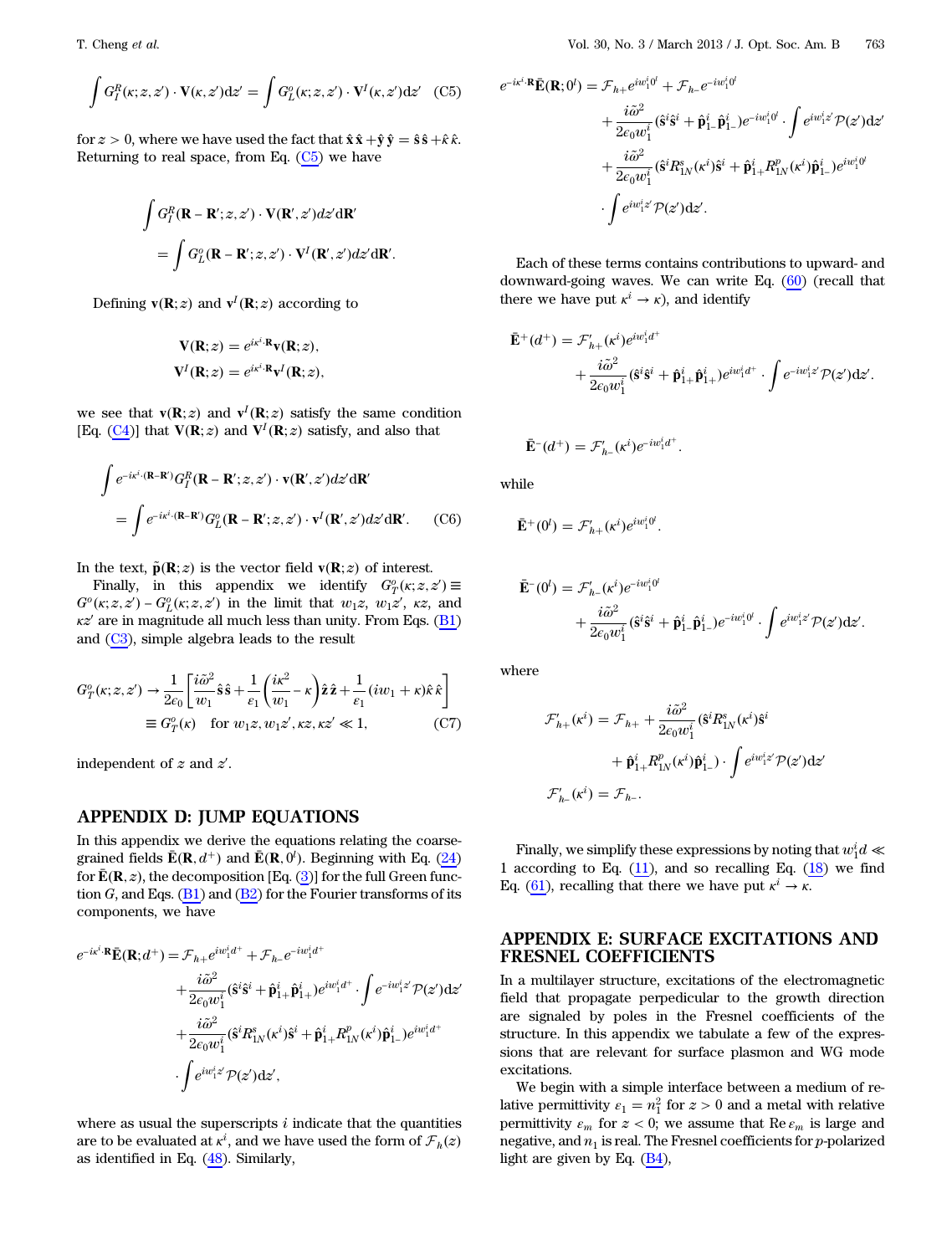$$\int G_I^R(\kappa; z, z') \cdot \mathbf{V}(\kappa, z')\mathrm{d}z' = \int G_L^o(\kappa; z, z') \cdot \mathbf{V}^I(\kappa, z')\mathrm{d}z' \quad \text{(C5)}$$

for $z > 0$, where we have used the fact that $\hat{\mathbf{x}}\hat{\mathbf{x}} + \hat{\mathbf{y}}\hat{\mathbf{y}} = \hat{\mathbf{s}}\hat{\mathbf{s}} + \hat{\kappa}\hat{\kappa}$. Returning to real space, from Eq. (C5) we have

$$\int G_I^R(\mathbf{R} - \mathbf{R}'; z, z') \cdot \mathbf{V}(\mathbf{R}', z')dz'\mathrm{d}\mathbf{R}'$$
$$= \int G_L^o(\mathbf{R} - \mathbf{R}'; z, z') \cdot \mathbf{V}^I(\mathbf{R}', z')dz'\mathrm{d}\mathbf{R}'.$$

Defining $\mathbf{v}(\mathbf{R}; z)$ and $\mathbf{v}^I(\mathbf{R}; z)$ according to

$$\mathbf{V}(\mathbf{R}; z) = e^{i\kappa^i \cdot \mathbf{R}}\mathbf{v}(\mathbf{R}; z),$$
$$\mathbf{V}^I(\mathbf{R}; z) = e^{i\kappa^i \cdot \mathbf{R}}\mathbf{v}^I(\mathbf{R}; z),$$

we see that $\mathbf{v}(\mathbf{R}; z)$ and $\mathbf{v}^I(\mathbf{R}; z)$ satisfy the same condition [Eq. (C4)] that $\mathbf{V}(\mathbf{R}; z)$ and $\mathbf{V}^I(\mathbf{R}; z)$ satisfy, and also that

$$\int e^{-i\kappa^i \cdot (\mathbf{R} - \mathbf{R}')} G_I^R(\mathbf{R} - \mathbf{R}'; z, z') \cdot \mathbf{v}(\mathbf{R}', z')dz'\mathrm{d}\mathbf{R}'$$
$$= \int e^{-i\kappa^i \cdot (\mathbf{R} - \mathbf{R}')} G_L^o(\mathbf{R} - \mathbf{R}'; z, z') \cdot \mathbf{v}^I(\mathbf{R}', z')dz'\mathrm{d}\mathbf{R}'. \quad \text{(C6)}$$

In the text, $\tilde{\mathbf{p}}(\mathbf{R}; z)$ is the vector field $\mathbf{v}(\mathbf{R}; z)$ of interest.

Finally, in this appendix we identify $G_T^o(\kappa; z, z') \equiv G^o(\kappa; z, z') - G_L^o(\kappa; z, z')$ in the limit that $w_1 z$, $w_1 z'$, $\kappa z$, and $\kappa z'$ are in magnitude all much less than unity. From Eqs. (B1) and (C3), simple algebra leads to the result

$$G_T^o(\kappa; z, z') \to \frac{1}{2\epsilon_0}\left[\frac{i\tilde{\omega}^2}{w_1}\hat{\mathbf{s}}\hat{\mathbf{s}} + \frac{1}{\varepsilon_1}\left(\frac{i\kappa^2}{w_1} - \kappa\right)\hat{\mathbf{z}}\hat{\mathbf{z}} + \frac{1}{\varepsilon_1}(iw_1 + \kappa)\hat{\kappa}\hat{\kappa}\right]$$
$$\equiv G_T^o(\kappa) \quad \text{for } w_1 z, w_1 z', \kappa z, \kappa z' \ll 1, \quad \text{(C7)}$$

independent of $z$ and $z'$.

## APPENDIX D: JUMP EQUATIONS

In this appendix we derive the equations relating the coarse-grained fields $\bar{\mathbf{E}}(\mathbf{R}, d^+)$ and $\bar{\mathbf{E}}(\mathbf{R}, 0^l)$. Beginning with Eq. (24) for $\bar{\mathbf{E}}(\mathbf{R}, z)$, the decomposition [Eq. (3)] for the full Green function $G$, and Eqs. (B1) and (B2) for the Fourier transforms of its components, we have

$$e^{-i\kappa^i \cdot \mathbf{R}}\bar{\mathbf{E}}(\mathbf{R}; d^+) = \mathcal{F}_{h+}e^{iw_1^i d^+} + \mathcal{F}_{h-}e^{-iw_1^i d^+}$$
$$+ \frac{i\tilde{\omega}^2}{2\epsilon_0 w_1^i}(\hat{\mathbf{s}}^i\hat{\mathbf{s}}^i + \hat{\mathbf{p}}_{1+}^i\hat{\mathbf{p}}_{1+}^i)e^{iw_1^i d^+} \cdot \int e^{-iw_1^i z'}\mathcal{P}(z')\mathrm{d}z'$$
$$+ \frac{i\tilde{\omega}^2}{2\epsilon_0 w_1^i}(\hat{\mathbf{s}}^i R_{1N}^s(\kappa^i)\hat{\mathbf{s}}^i + \hat{\mathbf{p}}_{1+}^i R_{1N}^p(\kappa^i)\hat{\mathbf{p}}_{1-}^i)e^{iw_1^i d^+}$$
$$\cdot \int e^{iw_1^i z'}\mathcal{P}(z')\mathrm{d}z',$$

where as usual the superscripts $i$ indicate that the quantities are to be evaluated at $\kappa^i$, and we have used the form of $\mathcal{F}_h(z)$ as identified in Eq. (48). Similarly,

$$e^{-i\kappa^i \cdot \mathbf{R}}\bar{\mathbf{E}}(\mathbf{R}; 0^l) = \mathcal{F}_{h+}e^{iw_1^i 0^l} + \mathcal{F}_{h-}e^{-iw_1^i 0^l}$$
$$+ \frac{i\tilde{\omega}^2}{2\epsilon_0 w_1^i}(\hat{\mathbf{s}}^i\hat{\mathbf{s}}^i + \hat{\mathbf{p}}_{1-}^i\hat{\mathbf{p}}_{1-}^i)e^{-iw_1^i 0^l} \cdot \int e^{iw_1^i z'}\mathcal{P}(z')\mathrm{d}z'$$
$$+ \frac{i\tilde{\omega}^2}{2\epsilon_0 w_1^i}(\hat{\mathbf{s}}^i R_{1N}^s(\kappa^i)\hat{\mathbf{s}}^i + \hat{\mathbf{p}}_{1+}^i R_{1N}^p(\kappa^i)\hat{\mathbf{p}}_{1-}^i)e^{iw_1^i 0^l}$$
$$\cdot \int e^{iw_1^i z'}\mathcal{P}(z')\mathrm{d}z'.$$

Each of these terms contains contributions to upward- and downward-going waves. We can write Eq. (60) (recall that there we have put $\kappa^i \to \kappa$), and identify

$$\bar{\mathbf{E}}^+(d^+) = \mathcal{F}'_{h+}(\kappa^i)e^{iw_1^i d^+}$$
$$+ \frac{i\tilde{\omega}^2}{2\epsilon_0 w_1^i}(\hat{\mathbf{s}}^i\hat{\mathbf{s}}^i + \hat{\mathbf{p}}_{1+}^i\hat{\mathbf{p}}_{1+}^i)e^{iw_1^i d^+} \cdot \int e^{-iw_1^i z'}\mathcal{P}(z')\mathrm{d}z'.$$

$$\bar{\mathbf{E}}^-(d^+) = \mathcal{F}'_{h-}(\kappa^i)e^{-iw_1^i d^+}.$$

while

$$\bar{\mathbf{E}}^+(0^l) = \mathcal{F}'_{h+}(\kappa^i)e^{iw_1^i 0^l}.$$

$$\bar{\mathbf{E}}^-(0^l) = \mathcal{F}'_{h-}(\kappa^i)e^{-iw_1^i 0^l}$$
$$+ \frac{i\tilde{\omega}^2}{2\epsilon_0 w_1^i}(\hat{\mathbf{s}}^i\hat{\mathbf{s}}^i + \hat{\mathbf{p}}_{1-}^i\hat{\mathbf{p}}_{1-}^i)e^{-iw_1^i 0^l} \cdot \int e^{iw_1^i z'}\mathcal{P}(z')\mathrm{d}z'.$$

where

$$\mathcal{F}'_{h+}(\kappa^i) = \mathcal{F}_{h+} + \frac{i\tilde{\omega}^2}{2\epsilon_0 w_1^i}(\hat{\mathbf{s}}^i R_{1N}^s(\kappa^i)\hat{\mathbf{s}}^i$$
$$+ \hat{\mathbf{p}}_{1+}^i R_{1N}^p(\kappa^i)\hat{\mathbf{p}}_{1-}^i) \cdot \int e^{iw_1^i z'}\mathcal{P}(z')\mathrm{d}z'$$
$$\mathcal{F}'_{h-}(\kappa^i) = \mathcal{F}_{h-}.$$

Finally, we simplify these expressions by noting that $w_1^i d \ll 1$ according to Eq. (11), and so recalling Eq. (18) we find Eq. (61), recalling that there we have put $\kappa^i \to \kappa$.

## APPENDIX E: SURFACE EXCITATIONS AND FRESNEL COEFFICIENTS

In a multilayer structure, excitations of the electromagnetic field that propagate perpendicular to the growth direction are signaled by poles in the Fresnel coefficients of the structure. In this appendix we tabulate a few of the expressions that are relevant for surface plasmon and WG mode excitations.

We begin with a simple interface between a medium of relative permittivity $\varepsilon_1 = n_1^2$ for $z > 0$ and a metal with relative permittivity $\varepsilon_m$ for $z < 0$; we assume that $\mathrm{Re}\,\varepsilon_m$ is large and negative, and $n_1$ is real. The Fresnel coefficients for $p$-polarized light are given by Eq. (B4),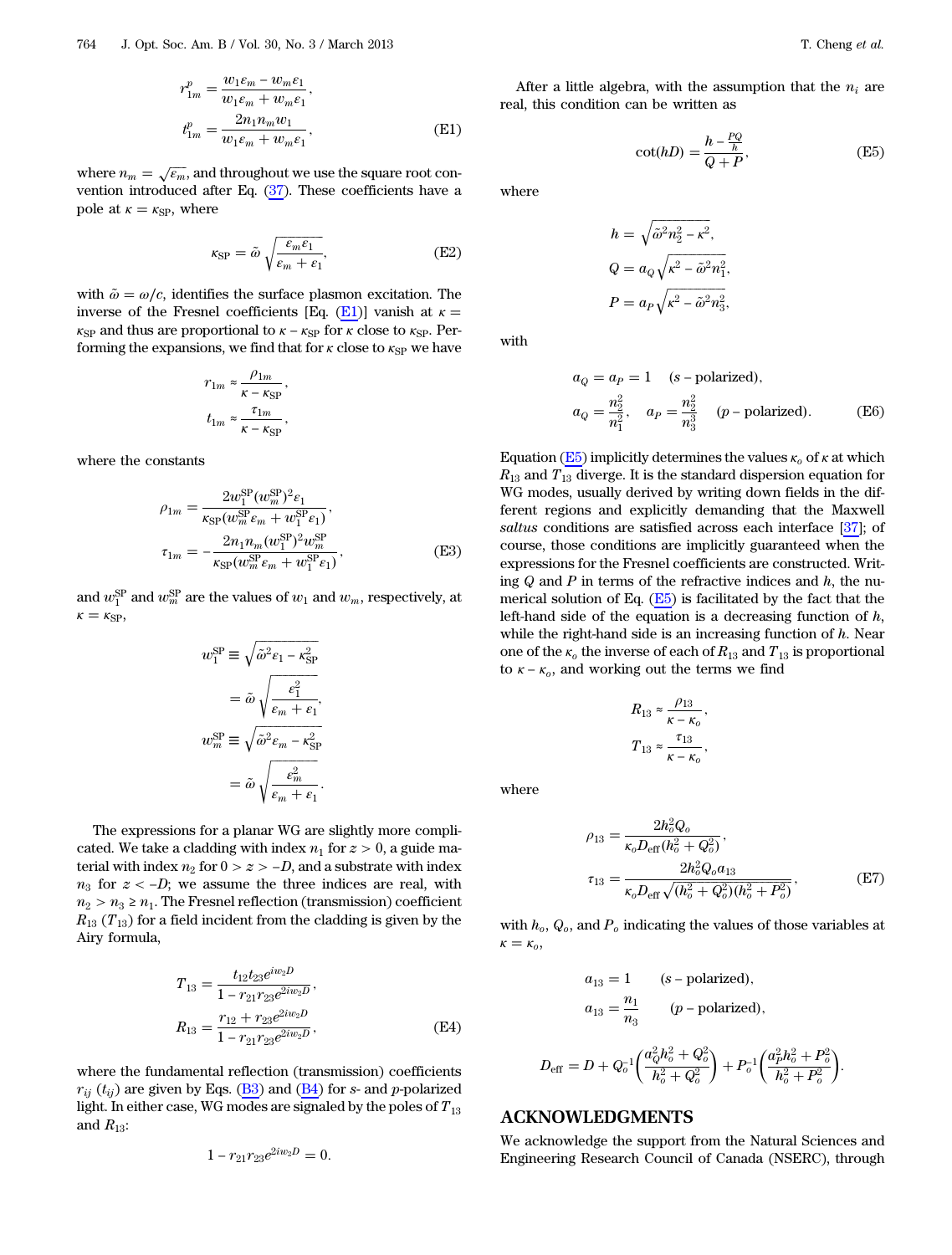$$r_{1m}^p = \frac{w_1\varepsilon_m - w_m\varepsilon_1}{w_1\varepsilon_m + w_m\varepsilon_1},$$
$$t_{1m}^p = \frac{2n_1 n_m w_1}{w_1\varepsilon_m + w_m\varepsilon_1}, \tag{E1}$$

where $n_m = \sqrt{\varepsilon_m}$, and throughout we use the square root convention introduced after Eq. (37). These coefficients have a pole at $\kappa = \kappa_{\text{SP}}$, where

$$\kappa_{\text{SP}} = \tilde{\omega}\sqrt{\frac{\varepsilon_m\varepsilon_1}{\varepsilon_m + \varepsilon_1}}, \tag{E2}$$

with $\tilde{\omega} = \omega/c$, identifies the surface plasmon excitation. The inverse of the Fresnel coefficients [Eq. (E1)] vanish at $\kappa = \kappa_{\text{SP}}$ and thus are proportional to $\kappa - \kappa_{\text{SP}}$ for $\kappa$ close to $\kappa_{\text{SP}}$. Performing the expansions, we find that for $\kappa$ close to $\kappa_{\text{SP}}$ we have

$$r_{1m} \approx \frac{\rho_{1m}}{\kappa - \kappa_{\text{SP}}},$$
$$t_{1m} \approx \frac{\tau_{1m}}{\kappa - \kappa_{\text{SP}}},$$

where the constants

$$\rho_{1m} = \frac{2w_1^{\text{SP}}(w_m^{\text{SP}})^2\varepsilon_1}{\kappa_{\text{SP}}(w_m^{\text{SP}}\varepsilon_m + w_1^{\text{SP}}\varepsilon_1)},$$
$$\tau_{1m} = -\frac{2n_1 n_m (w_1^{\text{SP}})^2 w_m^{\text{SP}}}{\kappa_{\text{SP}}(w_m^{\text{SP}}\varepsilon_m + w_1^{\text{SP}}\varepsilon_1)}, \tag{E3}$$

and $w_1^{\text{SP}}$ and $w_m^{\text{SP}}$ are the values of $w_1$ and $w_m$, respectively, at $\kappa = \kappa_{\text{SP}}$,

$$w_1^{\text{SP}} \equiv \sqrt{\tilde{\omega}^2\varepsilon_1 - \kappa_{\text{SP}}^2} = \tilde{\omega}\sqrt{\frac{\varepsilon_1^2}{\varepsilon_m + \varepsilon_1}},$$
$$w_m^{\text{SP}} \equiv \sqrt{\tilde{\omega}^2\varepsilon_m - \kappa_{\text{SP}}^2} = \tilde{\omega}\sqrt{\frac{\varepsilon_m^2}{\varepsilon_m + \varepsilon_1}}.$$

The expressions for a planar WG are slightly more complicated. We take a cladding with index $n_1$ for $z > 0$, a guide material with index $n_2$ for $0 > z > -D$, and a substrate with index $n_3$ for $z < -D$; we assume the three indices are real, with $n_2 > n_3 \geq n_1$. The Fresnel reflection (transmission) coefficient $R_{13}$ ($T_{13}$) for a field incident from the cladding is given by the Airy formula,

$$T_{13} = \frac{t_{12}t_{23}e^{iw_2 D}}{1 - r_{21}r_{23}e^{2iw_2 D}},$$
$$R_{13} = \frac{r_{12} + r_{23}e^{2iw_2 D}}{1 - r_{21}r_{23}e^{2iw_2 D}}, \tag{E4}$$

where the fundamental reflection (transmission) coefficients $r_{ij}$ ($t_{ij}$) are given by Eqs. (B3) and (B4) for $s$- and $p$-polarized light. In either case, WG modes are signaled by the poles of $T_{13}$ and $R_{13}$:

$$1 - r_{21}r_{23}e^{2iw_2 D} = 0.$$

After a little algebra, with the assumption that the $n_i$ are real, this condition can be written as

$$\cot(hD) = \frac{h - \frac{PQ}{h}}{Q + P}, \tag{E5}$$

where

$$h = \sqrt{\tilde{\omega}^2 n_2^2 - \kappa^2},$$
$$Q = a_Q\sqrt{\kappa^2 - \tilde{\omega}^2 n_1^2},$$
$$P = a_P\sqrt{\kappa^2 - \tilde{\omega}^2 n_3^2},$$

with

$$a_Q = a_P = 1 \quad (s\text{-polarized}),$$
$$a_Q = \frac{n_2^2}{n_1^2}, \quad a_P = \frac{n_2^2}{n_3^2} \quad (p\text{-polarized}). \tag{E6}$$

Equation (E5) implicitly determines the values $\kappa_o$ of $\kappa$ at which $R_{13}$ and $T_{13}$ diverge. It is the standard dispersion equation for WG modes, usually derived by writing down fields in the different regions and explicitly demanding that the Maxwell *saltus* conditions are satisfied across each interface [37]; of course, those conditions are implicitly guaranteed when the expressions for the Fresnel coefficients are constructed. Writing $Q$ and $P$ in terms of the refractive indices and $h$, the numerical solution of Eq. (E5) is facilitated by the fact that the left-hand side of the equation is a decreasing function of $h$, while the right-hand side is an increasing function of $h$. Near one of the $\kappa_o$ the inverse of each of $R_{13}$ and $T_{13}$ is proportional to $\kappa - \kappa_o$, and working out the terms we find

$$R_{13} \approx \frac{\rho_{13}}{\kappa - \kappa_o},$$
$$T_{13} \approx \frac{\tau_{13}}{\kappa - \kappa_o},$$

where

$$\rho_{13} = \frac{2h_o^2 Q_o}{\kappa_o D_{\text{eff}}(h_o^2 + Q_o^2)},$$
$$\tau_{13} = \frac{2h_o^2 Q_o a_{13}}{\kappa_o D_{\text{eff}}\sqrt{(h_o^2 + Q_o^2)(h_o^2 + P_o^2)}}, \tag{E7}$$

with $h_o$, $Q_o$, and $P_o$ indicating the values of those variables at $\kappa = \kappa_o$,

$$a_{13} = 1 \qquad (s\text{-polarized}),$$
$$a_{13} = \frac{n_1}{n_3} \qquad (p\text{-polarized}),$$

$$D_{\text{eff}} = D + Q_o^{-1}\left(\frac{a_Q^2 h_o^2 + Q_o^2}{h_o^2 + Q_o^2}\right) + P_o^{-1}\left(\frac{a_P^2 h_o^2 + P_o^2}{h_o^2 + P_o^2}\right).$$

## ACKNOWLEDGMENTS

We acknowledge the support from the Natural Sciences and Engineering Research Council of Canada (NSERC), through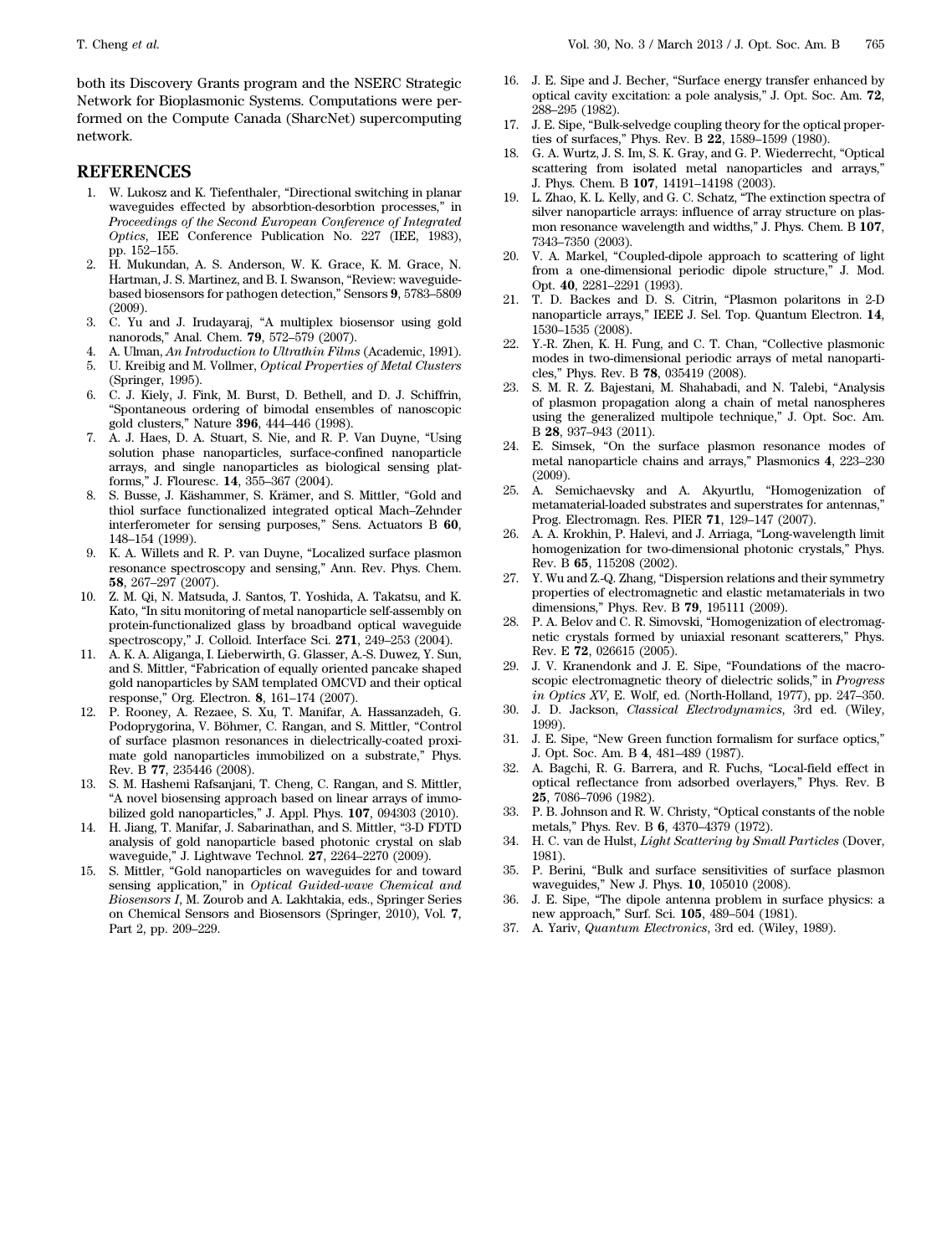both its Discovery Grants program and the NSERC Strategic Network for Bioplasmonic Systems. Computations were performed on the Compute Canada (SharcNet) supercomputing network.

## REFERENCES

1. W. Lukosz and K. Tiefenthaler, "Directional switching in planar waveguides effected by absorbtion-desorbtion processes," in *Proceedings of the Second European Conference of Integrated Optics*, IEE Conference Publication No. 227 (IEE, 1983), pp. 152–155.
2. H. Mukundan, A. S. Anderson, W. K. Grace, K. M. Grace, N. Hartman, J. S. Martinez, and B. I. Swanson, "Review: waveguide-based biosensors for pathogen detection," Sensors **9**, 5783–5809 (2009).
3. C. Yu and J. Irudayaraj, "A multiplex biosensor using gold nanorods," Anal. Chem. **79**, 572–579 (2007).
4. A. Ulman, *An Introduction to Ultrathin Films* (Academic, 1991).
5. U. Kreibig and M. Vollmer, *Optical Properties of Metal Clusters* (Springer, 1995).
6. C. J. Kiely, J. Fink, M. Burst, D. Bethell, and D. J. Schiffrin, "Spontaneous ordering of bimodal ensembles of nanoscopic gold clusters," Nature **396**, 444–446 (1998).
7. A. J. Haes, D. A. Stuart, S. Nie, and R. P. Van Duyne, "Using solution phase nanoparticles, surface-confined nanoparticle arrays, and single nanoparticles as biological sensing platforms," J. Flouresc. **14**, 355–367 (2004).
8. S. Busse, J. Käshammer, S. Krämer, and S. Mittler, "Gold and thiol surface functionalized integrated optical Mach–Zehnder interferometer for sensing purposes," Sens. Actuators B **60**, 148–154 (1999).
9. K. A. Willets and R. P. van Duyne, "Localized surface plasmon resonance spectroscopy and sensing," Ann. Rev. Phys. Chem. **58**, 267–297 (2007).
10. Z. M. Qi, N. Matsuda, J. Santos, T. Yoshida, A. Takatsu, and K. Kato, "In situ monitoring of metal nanoparticle self-assembly on protein-functionalized glass by broadband optical waveguide spectroscopy," J. Colloid. Interface Sci. **271**, 249–253 (2004).
11. A. K. A. Aliganga, I. Lieberwirth, G. Glasser, A.-S. Duwez, Y. Sun, and S. Mittler, "Fabrication of equally oriented pancake shaped gold nanoparticles by SAM templated OMCVD and their optical response," Org. Electron. **8**, 161–174 (2007).
12. P. Rooney, A. Rezaee, S. Xu, T. Manifar, A. Hassanzadeh, G. Podoprygorina, V. Böhmer, C. Rangan, and S. Mittler, "Control of surface plasmon resonances in dielectrically-coated proximate gold nanoparticles immobilized on a substrate," Phys. Rev. B **77**, 235446 (2008).
13. S. M. Hashemi Rafsanjani, T. Cheng, C. Rangan, and S. Mittler, "A novel biosensing approach based on linear arrays of immobilized gold nanoparticles," J. Appl. Phys. **107**, 094303 (2010).
14. H. Jiang, T. Manifar, J. Sabarinathan, and S. Mittler, "3-D FDTD analysis of gold nanoparticle based photonic crystal on slab waveguide," J. Lightwave Technol. **27**, 2264–2270 (2009).
15. S. Mittler, "Gold nanoparticles on waveguides for and toward sensing application," in *Optical Guided-wave Chemical and Biosensors I*, M. Zourob and A. Lakhtakia, eds., Springer Series on Chemical Sensors and Biosensors (Springer, 2010), Vol. **7**, Part 2, pp. 209–229.
16. J. E. Sipe and J. Becher, "Surface energy transfer enhanced by optical cavity excitation: a pole analysis," J. Opt. Soc. Am. **72**, 288–295 (1982).
17. J. E. Sipe, "Bulk-selvedge coupling theory for the optical properties of surfaces," Phys. Rev. B **22**, 1589–1599 (1980).
18. G. A. Wurtz, J. S. Im, S. K. Gray, and G. P. Wiederrecht, "Optical scattering from isolated metal nanoparticles and arrays," J. Phys. Chem. B **107**, 14191–14198 (2003).
19. L. Zhao, K. L. Kelly, and G. C. Schatz, "The extinction spectra of silver nanoparticle arrays: influence of array structure on plasmon resonance wavelength and widths," J. Phys. Chem. B **107**, 7343–7350 (2003).
20. V. A. Markel, "Coupled-dipole approach to scattering of light from a one-dimensional periodic dipole structure," J. Mod. Opt. **40**, 2281–2291 (1993).
21. T. D. Backes and D. S. Citrin, "Plasmon polaritons in 2-D nanoparticle arrays," IEEE J. Sel. Top. Quantum Electron. **14**, 1530–1535 (2008).
22. Y.-R. Zhen, K. H. Fung, and C. T. Chan, "Collective plasmonic modes in two-dimensional periodic arrays of metal nanoparticles," Phys. Rev. B **78**, 035419 (2008).
23. S. M. R. Z. Bajestani, M. Shahabadi, and N. Talebi, "Analysis of plasmon propagation along a chain of metal nanospheres using the generalized multipole technique," J. Opt. Soc. Am. B **28**, 937–943 (2011).
24. E. Simsek, "On the surface plasmon resonance modes of metal nanoparticle chains and arrays," Plasmonics **4**, 223–230 (2009).
25. A. Semichaevsky and A. Akyurtlu, "Homogenization of metamaterial-loaded substrates and superstrates for antennas," Prog. Electromagn. Res. PIER **71**, 129–147 (2007).
26. A. A. Krokhin, P. Halevi, and J. Arriaga, "Long-wavelength limit homogenization for two-dimensional photonic crystals," Phys. Rev. B **65**, 115208 (2002).
27. Y. Wu and Z.-Q. Zhang, "Dispersion relations and their symmetry properties of electromagnetic and elastic metamaterials in two dimensions," Phys. Rev. B **79**, 195111 (2009).
28. P. A. Belov and C. R. Simovski, "Homogenization of electromagnetic crystals formed by uniaxial resonant scatterers," Phys. Rev. E **72**, 026615 (2005).
29. J. V. Kranendonk and J. E. Sipe, "Foundations of the macroscopic electromagnetic theory of dielectric solids," in *Progress in Optics XV*, E. Wolf, ed. (North-Holland, 1977), pp. 247–350.
30. J. D. Jackson, *Classical Electrodynamics*, 3rd ed. (Wiley, 1999).
31. J. E. Sipe, "New Green function formalism for surface optics," J. Opt. Soc. Am. B **4**, 481–489 (1987).
32. A. Bagchi, R. G. Barrera, and R. Fuchs, "Local-field effect in optical reflectance from adsorbed overlayers," Phys. Rev. B **25**, 7086–7096 (1982).
33. P. B. Johnson and R. W. Christy, "Optical constants of the noble metals," Phys. Rev. B **6**, 4370–4379 (1972).
34. H. C. van de Hulst, *Light Scattering by Small Particles* (Dover, 1981).
35. P. Berini, "Bulk and surface sensitivities of surface plasmon waveguides," New J. Phys. **10**, 105010 (2008).
36. J. E. Sipe, "The dipole antenna problem in surface physics: a new approach," Surf. Sci. **105**, 489–504 (1981).
37. A. Yariv, *Quantum Electronics*, 3rd ed. (Wiley, 1989).